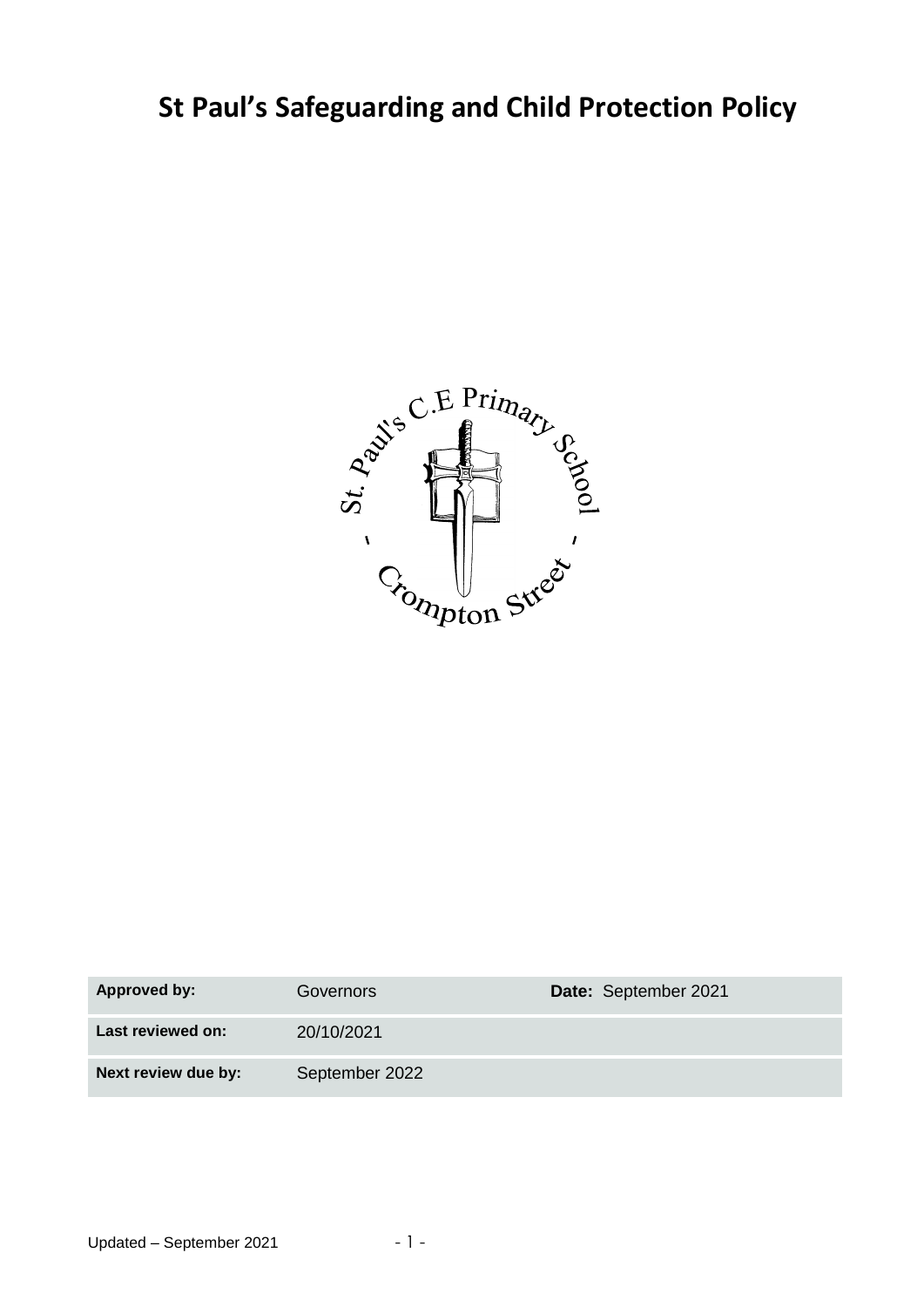# St Paul's Safeguarding and Child Protection Policy

| **Approved by:** | Governors | **Date:** September 2021 |
| --- | --- | --- |
| **Last reviewed on:** | 20/10/2021 | |
| **Next review due by:** | September 2022 | |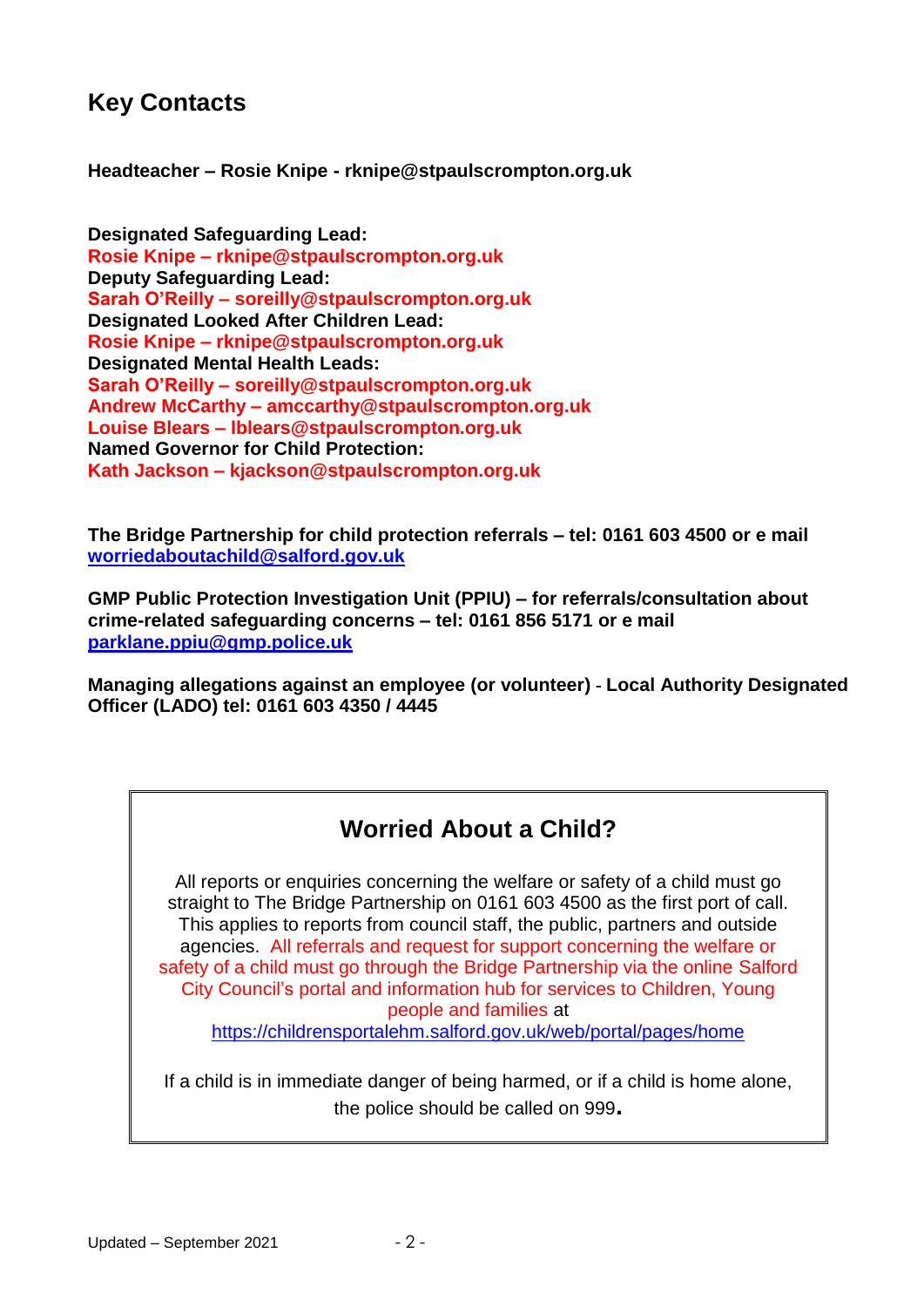## Key Contacts

**Headteacher – Rosie Knipe - rknipe@stpaulscrompton.org.uk**

**Designated Safeguarding Lead:**
**Rosie Knipe – rknipe@stpaulscrompton.org.uk**
**Deputy Safeguarding Lead:**
**Sarah O'Reilly – soreilly@stpaulscrompton.org.uk**
**Designated Looked After Children Lead:**
**Rosie Knipe – rknipe@stpaulscrompton.org.uk**
**Designated Mental Health Leads:**
**Sarah O'Reilly – soreilly@stpaulscrompton.org.uk**
**Andrew McCarthy – amccarthy@stpaulscrompton.org.uk**
**Louise Blears – lblears@stpaulscrompton.org.uk**
**Named Governor for Child Protection:**
**Kath Jackson – kjackson@stpaulscrompton.org.uk**

**The Bridge Partnership for child protection referrals – tel: 0161 603 4500 or e mail worriedaboutachild@salford.gov.uk**

**GMP Public Protection Investigation Unit (PPIU) – for referrals/consultation about crime-related safeguarding concerns – tel: 0161 856 5171 or e mail parklane.ppiu@gmp.police.uk**

**Managing allegations against an employee (or volunteer) - Local Authority Designated Officer (LADO) tel: 0161 603 4350 / 4445**

### Worried About a Child?

All reports or enquiries concerning the welfare or safety of a child must go straight to The Bridge Partnership on 0161 603 4500 as the first port of call. This applies to reports from council staff, the public, partners and outside agencies. All referrals and request for support concerning the welfare or safety of a child must go through the Bridge Partnership via the online Salford City Council's portal and information hub for services to Children, Young people and families at https://childrensportalehm.salford.gov.uk/web/portal/pages/home

If a child is in immediate danger of being harmed, or if a child is home alone, the police should be called on 999.

Updated – September 2021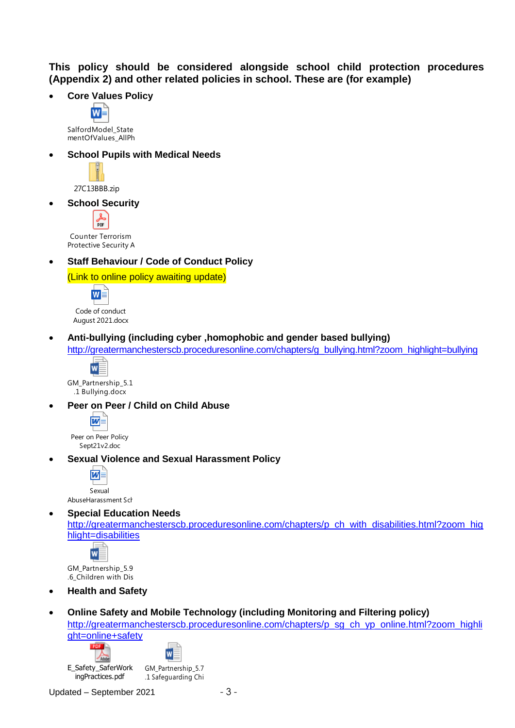**This policy should be considered alongside school child protection procedures (Appendix 2) and other related policies in school. These are (for example)**

- **Core Values Policy**

  SalfordModel_StatementOfValues_AllPh

- **School Pupils with Medical Needs**

  27C13BBB.zip

- **School Security**

  Counter Terrorism Protective Security A

- **Staff Behaviour / Code of Conduct Policy**

  (Link to online policy awaiting update)

  Code of conduct August 2021.docx

- **Anti-bullying (including cyber ,homophobic and gender based bullying)**

  http://greatermanchesterscb.proceduresonline.com/chapters/g_bullying.html?zoom_highlight=bullying

  GM_Partnership_5.1.1 Bullying.docx

- **Peer on Peer / Child on Child Abuse**

  Peer on Peer Policy Sept21v2.doc

- **Sexual Violence and Sexual Harassment Policy**

  Sexual AbuseHarassment Sch

- **Special Education Needs**

  http://greatermanchesterscb.proceduresonline.com/chapters/p_ch_with_disabilities.html?zoom_highlight=disabilities

  GM_Partnership_5.9.6_Children with Dis

- **Health and Safety**

- **Online Safety and Mobile Technology (including Monitoring and Filtering policy)**

  http://greatermanchesterscb.proceduresonline.com/chapters/p_sg_ch_yp_online.html?zoom_highlight=online+safety

  E_Safety_SaferWorkingPractices.pdf

  GM_Partnership_5.7.1 Safeguarding Chi

Updated – September 2021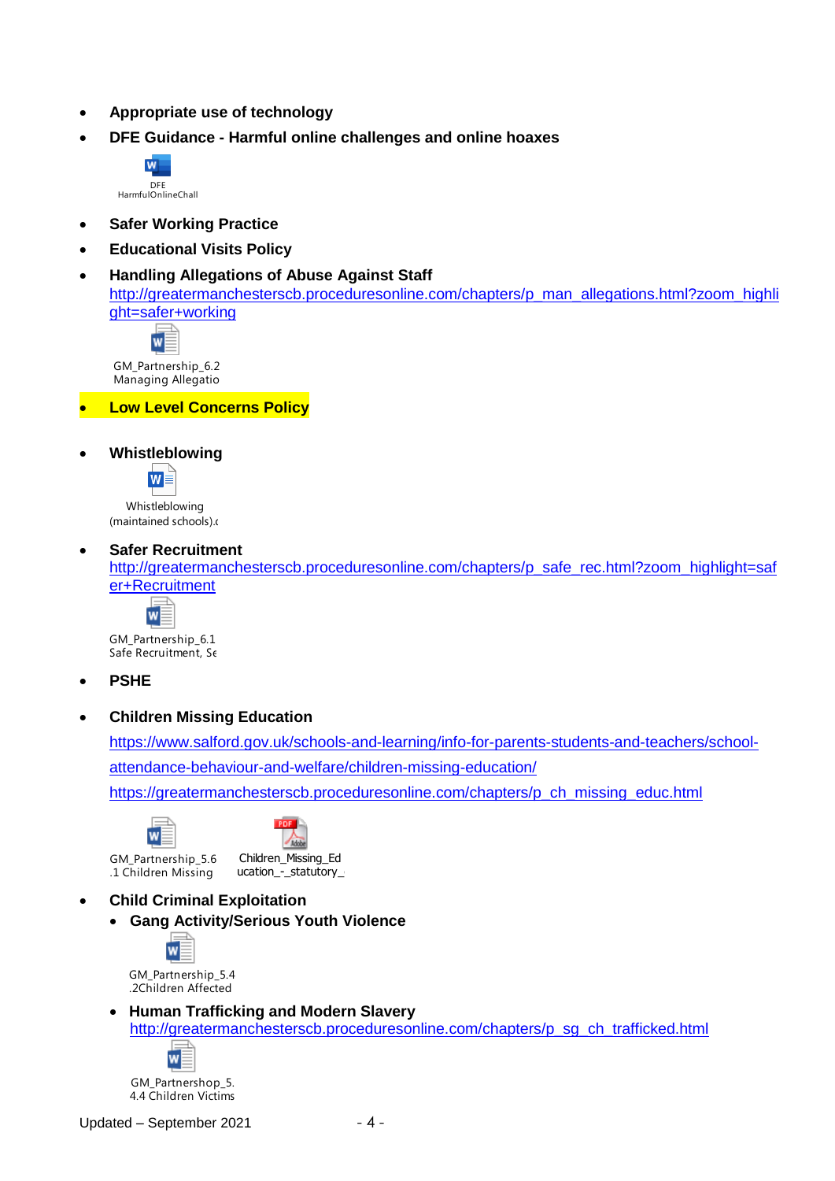- **Appropriate use of technology**
- **DFE Guidance - Harmful online challenges and online hoaxes**

  DFE HarmfulOnlineChall

- **Safer Working Practice**
- **Educational Visits Policy**
- **Handling Allegations of Abuse Against Staff**
  http://greatermanchesterscb.proceduresonline.com/chapters/p_man_allegations.html?zoom_highlight=safer+working

  GM_Partnership_6.2 Managing Allegatio

- **Low Level Concerns Policy**

- **Whistleblowing**

  Whistleblowing (maintained schools).d

- **Safer Recruitment**
  http://greatermanchesterscb.proceduresonline.com/chapters/p_safe_rec.html?zoom_highlight=safer+Recruitment

  GM_Partnership_6.1 Safe Recruitment, Se

- **PSHE**

- **Children Missing Education**

  https://www.salford.gov.uk/schools-and-learning/info-for-parents-students-and-teachers/school-attendance-behaviour-and-welfare/children-missing-education/

  https://greatermanchesterscb.proceduresonline.com/chapters/p_ch_missing_educ.html

  GM_Partnership_5.6.1 Children Missing

  Children_Missing_Education_-_statutory_

- **Child Criminal Exploitation**
  - **Gang Activity/Serious Youth Violence**

    GM_Partnership_5.4.2Children Affected

  - **Human Trafficking and Modern Slavery**
    http://greatermanchesterscb.proceduresonline.com/chapters/p_sg_ch_trafficked.html

    GM_Partnershop_5.4.4 Children Victims

Updated – September 2021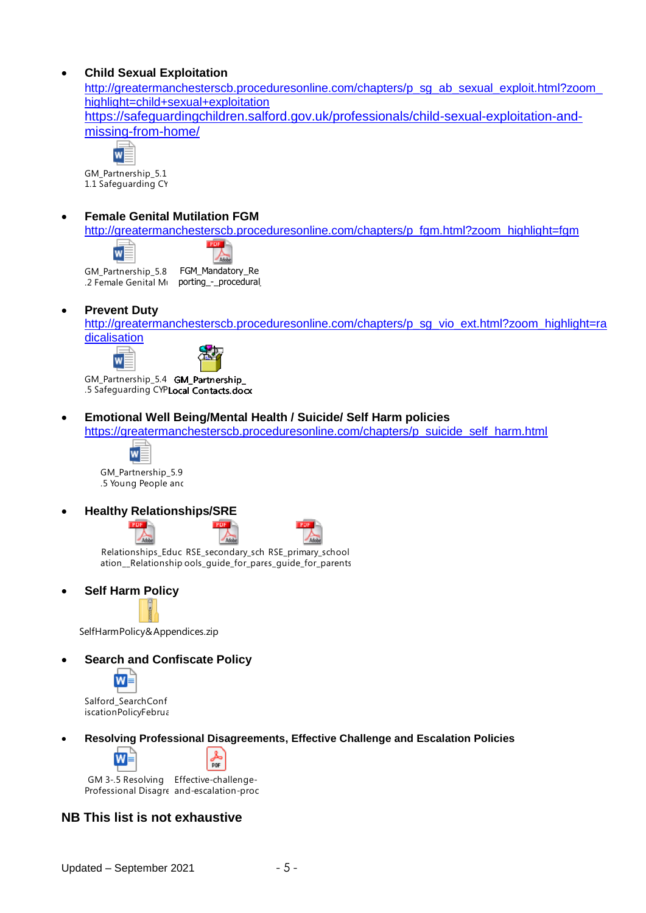- **Child Sexual Exploitation**
  http://greatermanchesterscb.proceduresonline.com/chapters/p_sg_ab_sexual_exploit.html?zoom_highlight=child+sexual+exploitation
  https://safeguardingchildren.salford.gov.uk/professionals/child-sexual-exploitation-and-missing-from-home/
  GM_Partnership_5.1 1.1 Safeguarding CY

- **Female Genital Mutilation FGM**
  http://greatermanchesterscb.proceduresonline.com/chapters/p_fgm.html?zoom_highlight=fgm
  GM_Partnership_5.8 .2 Female Genital Mu    FGM_Mandatory_Reporting_-_procedural

- **Prevent Duty**
  http://greatermanchesterscb.proceduresonline.com/chapters/p_sg_vio_ext.html?zoom_highlight=radicalisation
  GM_Partnership_5.4 .5 Safeguarding CYP    GM_Partnership_Local Contacts.docx

- **Emotional Well Being/Mental Health / Suicide/ Self Harm policies**
  https://greatermanchesterscb.proceduresonline.com/chapters/p_suicide_self_harm.html
  GM_Partnership_5.9 .5 Young People anc

- **Healthy Relationships/SRE**
  Relationships_Education__Relationship    RSE_secondary_schools_guide_for_pare    RSE_primary_school_s_guide_for_parents

- **Self Harm Policy**
  SelfHarmPolicy&Appendices.zip

- **Search and Confiscate Policy**
  Salford_SearchConfiscationPolicyFebrua

- **Resolving Professional Disagreements, Effective Challenge and Escalation Policies**
  GM 3-.5 Resolving Professional Disagre    Effective-challenge-and-escalation-proc

**NB This list is not exhaustive**

Updated – September 2021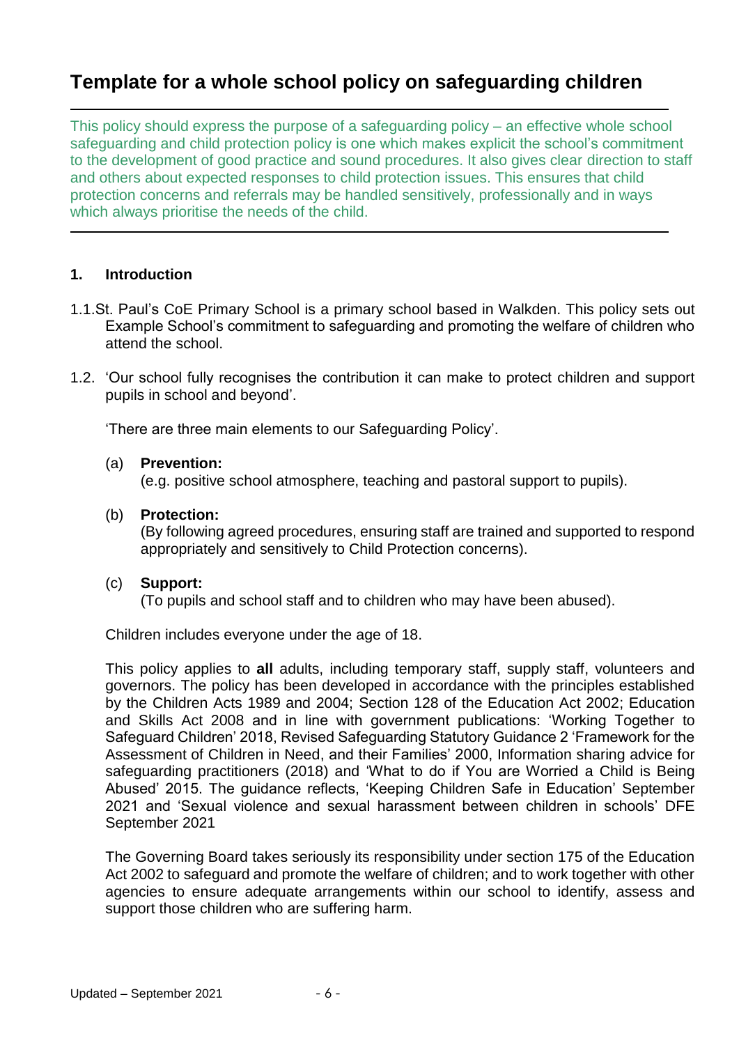# Template for a whole school policy on safeguarding children

This policy should express the purpose of a safeguarding policy – an effective whole school safeguarding and child protection policy is one which makes explicit the school's commitment to the development of good practice and sound procedures. It also gives clear direction to staff and others about expected responses to child protection issues. This ensures that child protection concerns and referrals may be handled sensitively, professionally and in ways which always prioritise the needs of the child.

## 1. Introduction

1.1. St. Paul's CoE Primary School is a primary school based in Walkden. This policy sets out Example School's commitment to safeguarding and promoting the welfare of children who attend the school.

1.2. 'Our school fully recognises the contribution it can make to protect children and support pupils in school and beyond'.

'There are three main elements to our Safeguarding Policy'.

(a) **Prevention:**
(e.g. positive school atmosphere, teaching and pastoral support to pupils).

(b) **Protection:**
(By following agreed procedures, ensuring staff are trained and supported to respond appropriately and sensitively to Child Protection concerns).

(c) **Support:**
(To pupils and school staff and to children who may have been abused).

Children includes everyone under the age of 18.

This policy applies to **all** adults, including temporary staff, supply staff, volunteers and governors. The policy has been developed in accordance with the principles established by the Children Acts 1989 and 2004; Section 128 of the Education Act 2002; Education and Skills Act 2008 and in line with government publications: 'Working Together to Safeguard Children' 2018, Revised Safeguarding Statutory Guidance 2 'Framework for the Assessment of Children in Need, and their Families' 2000, Information sharing advice for safeguarding practitioners (2018) and 'What to do if You are Worried a Child is Being Abused' 2015. The guidance reflects, 'Keeping Children Safe in Education' September 2021 and 'Sexual violence and sexual harassment between children in schools' DFE September 2021

The Governing Board takes seriously its responsibility under section 175 of the Education Act 2002 to safeguard and promote the welfare of children; and to work together with other agencies to ensure adequate arrangements within our school to identify, assess and support those children who are suffering harm.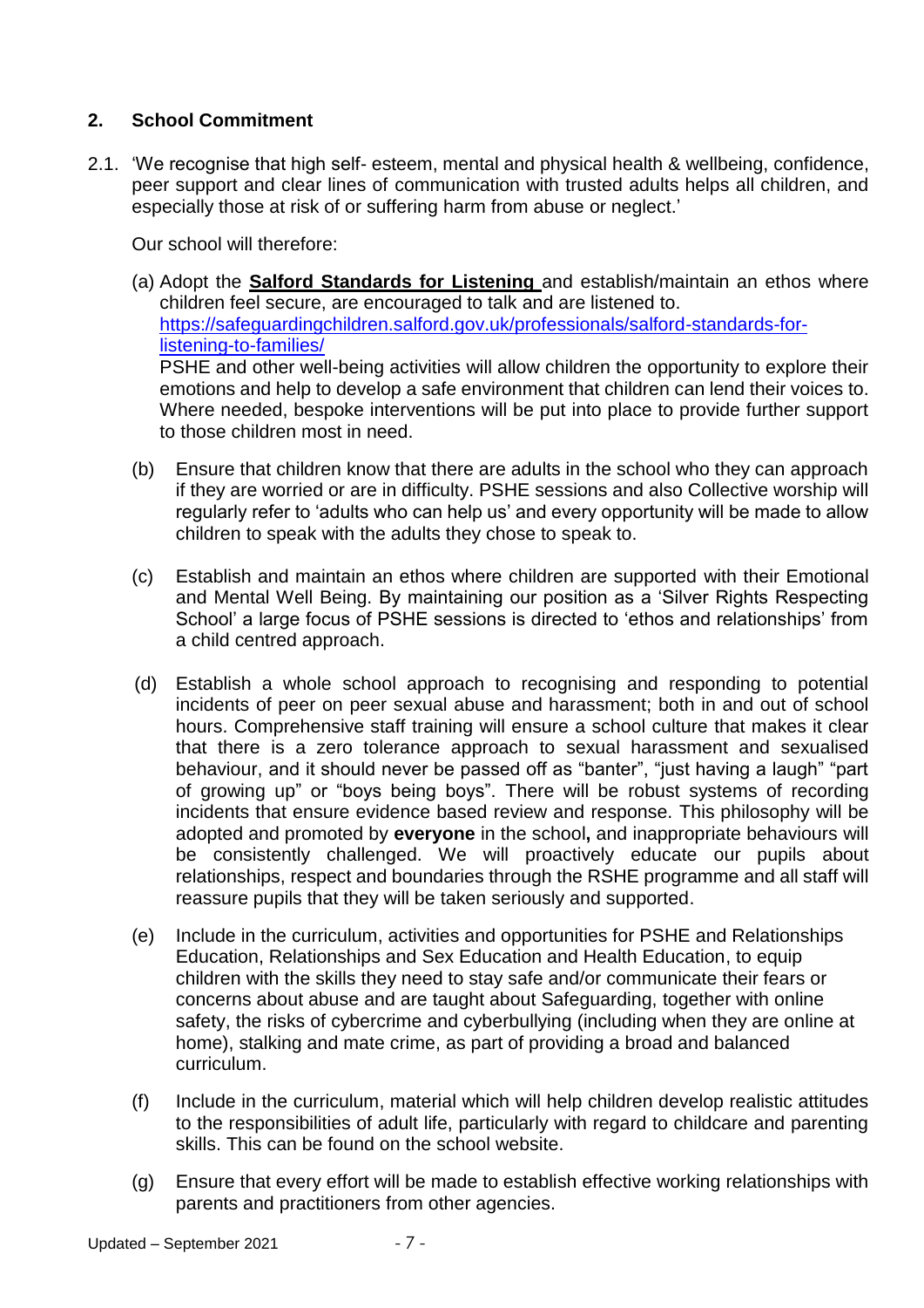## 2. School Commitment

2.1. 'We recognise that high self- esteem, mental and physical health & wellbeing, confidence, peer support and clear lines of communication with trusted adults helps all children, and especially those at risk of or suffering harm from abuse or neglect.'

Our school will therefore:

(a) Adopt the **Salford Standards for Listening** and establish/maintain an ethos where children feel secure, are encouraged to talk and are listened to. https://safeguardingchildren.salford.gov.uk/professionals/salford-standards-for-listening-to-families/
PSHE and other well-being activities will allow children the opportunity to explore their emotions and help to develop a safe environment that children can lend their voices to. Where needed, bespoke interventions will be put into place to provide further support to those children most in need.

(b) Ensure that children know that there are adults in the school who they can approach if they are worried or are in difficulty. PSHE sessions and also Collective worship will regularly refer to 'adults who can help us' and every opportunity will be made to allow children to speak with the adults they chose to speak to.

(c) Establish and maintain an ethos where children are supported with their Emotional and Mental Well Being. By maintaining our position as a 'Silver Rights Respecting School' a large focus of PSHE sessions is directed to 'ethos and relationships' from a child centred approach.

(d) Establish a whole school approach to recognising and responding to potential incidents of peer on peer sexual abuse and harassment; both in and out of school hours. Comprehensive staff training will ensure a school culture that makes it clear that there is a zero tolerance approach to sexual harassment and sexualised behaviour, and it should never be passed off as "banter", "just having a laugh" "part of growing up" or "boys being boys". There will be robust systems of recording incidents that ensure evidence based review and response. This philosophy will be adopted and promoted by **everyone** in the school**,** and inappropriate behaviours will be consistently challenged. We will proactively educate our pupils about relationships, respect and boundaries through the RSHE programme and all staff will reassure pupils that they will be taken seriously and supported.

(e) Include in the curriculum, activities and opportunities for PSHE and Relationships Education, Relationships and Sex Education and Health Education, to equip children with the skills they need to stay safe and/or communicate their fears or concerns about abuse and are taught about Safeguarding, together with online safety, the risks of cybercrime and cyberbullying (including when they are online at home), stalking and mate crime, as part of providing a broad and balanced curriculum.

(f) Include in the curriculum, material which will help children develop realistic attitudes to the responsibilities of adult life, particularly with regard to childcare and parenting skills. This can be found on the school website.

(g) Ensure that every effort will be made to establish effective working relationships with parents and practitioners from other agencies.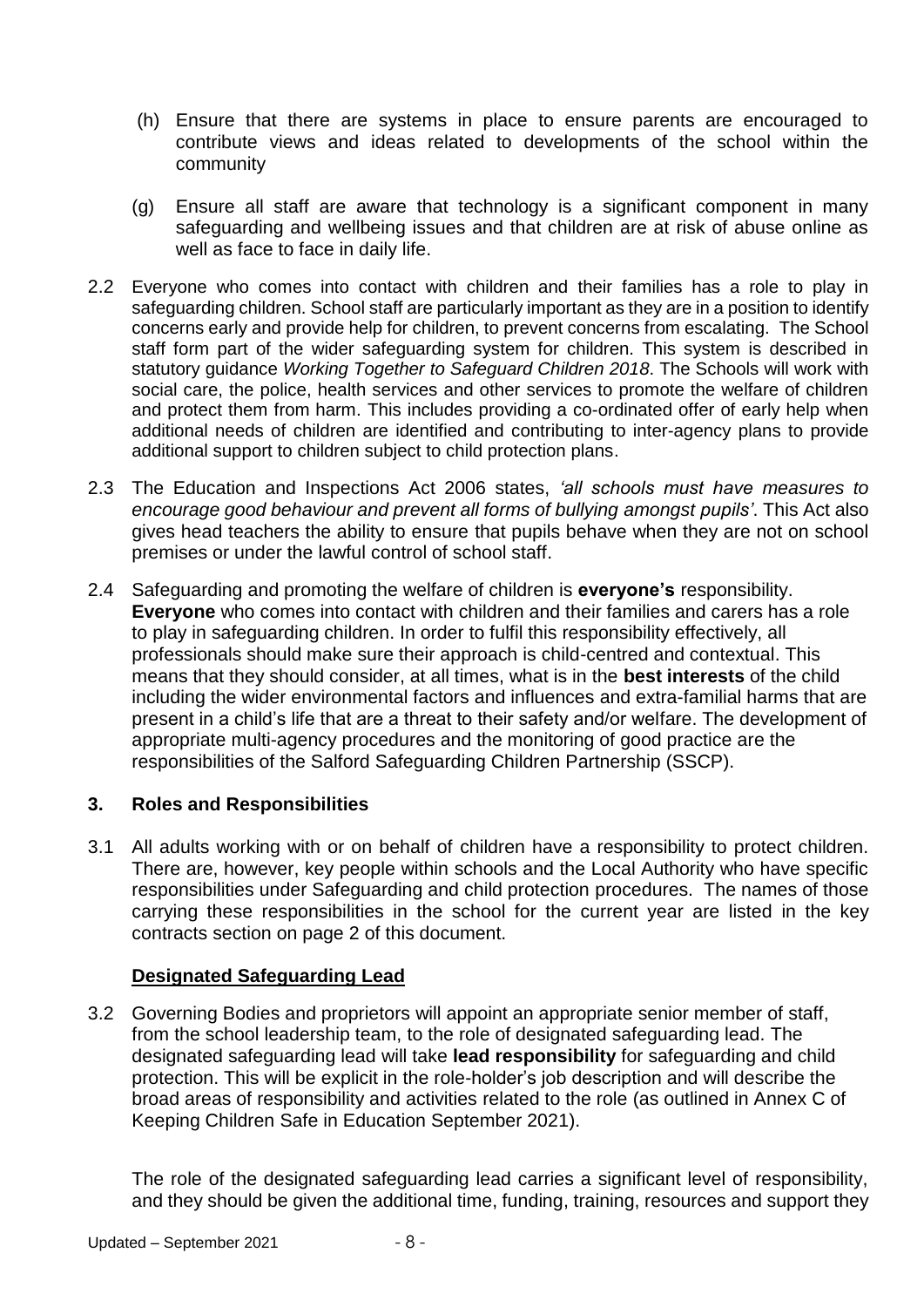(h) Ensure that there are systems in place to ensure parents are encouraged to contribute views and ideas related to developments of the school within the community

(g) Ensure all staff are aware that technology is a significant component in many safeguarding and wellbeing issues and that children are at risk of abuse online as well as face to face in daily life.

2.2 Everyone who comes into contact with children and their families has a role to play in safeguarding children. School staff are particularly important as they are in a position to identify concerns early and provide help for children, to prevent concerns from escalating. The School staff form part of the wider safeguarding system for children. This system is described in statutory guidance *Working Together to Safeguard Children 2018*. The Schools will work with social care, the police, health services and other services to promote the welfare of children and protect them from harm. This includes providing a co-ordinated offer of early help when additional needs of children are identified and contributing to inter-agency plans to provide additional support to children subject to child protection plans.

2.3 The Education and Inspections Act 2006 states, *'all schools must have measures to encourage good behaviour and prevent all forms of bullying amongst pupils'*. This Act also gives head teachers the ability to ensure that pupils behave when they are not on school premises or under the lawful control of school staff.

2.4 Safeguarding and promoting the welfare of children is **everyone's** responsibility. **Everyone** who comes into contact with children and their families and carers has a role to play in safeguarding children. In order to fulfil this responsibility effectively, all professionals should make sure their approach is child-centred and contextual. This means that they should consider, at all times, what is in the **best interests** of the child including the wider environmental factors and influences and extra-familial harms that are present in a child's life that are a threat to their safety and/or welfare. The development of appropriate multi-agency procedures and the monitoring of good practice are the responsibilities of the Salford Safeguarding Children Partnership (SSCP).

## 3. Roles and Responsibilities

3.1 All adults working with or on behalf of children have a responsibility to protect children. There are, however, key people within schools and the Local Authority who have specific responsibilities under Safeguarding and child protection procedures. The names of those carrying these responsibilities in the school for the current year are listed in the key contracts section on page 2 of this document.

### Designated Safeguarding Lead

3.2 Governing Bodies and proprietors will appoint an appropriate senior member of staff, from the school leadership team, to the role of designated safeguarding lead. The designated safeguarding lead will take **lead responsibility** for safeguarding and child protection. This will be explicit in the role-holder's job description and will describe the broad areas of responsibility and activities related to the role (as outlined in Annex C of Keeping Children Safe in Education September 2021).

The role of the designated safeguarding lead carries a significant level of responsibility, and they should be given the additional time, funding, training, resources and support they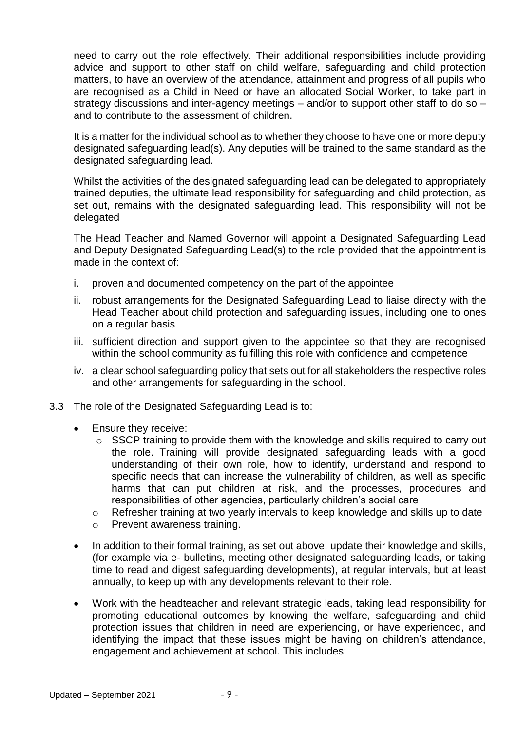need to carry out the role effectively. Their additional responsibilities include providing advice and support to other staff on child welfare, safeguarding and child protection matters, to have an overview of the attendance, attainment and progress of all pupils who are recognised as a Child in Need or have an allocated Social Worker, to take part in strategy discussions and inter-agency meetings – and/or to support other staff to do so – and to contribute to the assessment of children.

It is a matter for the individual school as to whether they choose to have one or more deputy designated safeguarding lead(s). Any deputies will be trained to the same standard as the designated safeguarding lead.

Whilst the activities of the designated safeguarding lead can be delegated to appropriately trained deputies, the ultimate lead responsibility for safeguarding and child protection, as set out, remains with the designated safeguarding lead. This responsibility will not be delegated

The Head Teacher and Named Governor will appoint a Designated Safeguarding Lead and Deputy Designated Safeguarding Lead(s) to the role provided that the appointment is made in the context of:

i. proven and documented competency on the part of the appointee
ii. robust arrangements for the Designated Safeguarding Lead to liaise directly with the Head Teacher about child protection and safeguarding issues, including one to ones on a regular basis
iii. sufficient direction and support given to the appointee so that they are recognised within the school community as fulfilling this role with confidence and competence
iv. a clear school safeguarding policy that sets out for all stakeholders the respective roles and other arrangements for safeguarding in the school.

3.3 The role of the Designated Safeguarding Lead is to:

- Ensure they receive:
  - SSCP training to provide them with the knowledge and skills required to carry out the role. Training will provide designated safeguarding leads with a good understanding of their own role, how to identify, understand and respond to specific needs that can increase the vulnerability of children, as well as specific harms that can put children at risk, and the processes, procedures and responsibilities of other agencies, particularly children's social care
  - Refresher training at two yearly intervals to keep knowledge and skills up to date
  - Prevent awareness training.
- In addition to their formal training, as set out above, update their knowledge and skills, (for example via e- bulletins, meeting other designated safeguarding leads, or taking time to read and digest safeguarding developments), at regular intervals, but at least annually, to keep up with any developments relevant to their role.
- Work with the headteacher and relevant strategic leads, taking lead responsibility for promoting educational outcomes by knowing the welfare, safeguarding and child protection issues that children in need are experiencing, or have experienced, and identifying the impact that these issues might be having on children's attendance, engagement and achievement at school. This includes: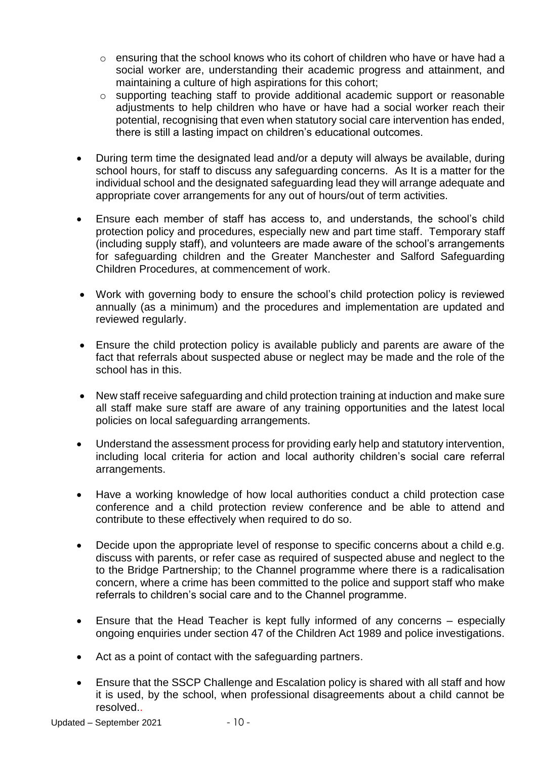- ensuring that the school knows who its cohort of children who have or have had a social worker are, understanding their academic progress and attainment, and maintaining a culture of high aspirations for this cohort;
  - supporting teaching staff to provide additional academic support or reasonable adjustments to help children who have or have had a social worker reach their potential, recognising that even when statutory social care intervention has ended, there is still a lasting impact on children's educational outcomes.

- During term time the designated lead and/or a deputy will always be available, during school hours, for staff to discuss any safeguarding concerns. As It is a matter for the individual school and the designated safeguarding lead they will arrange adequate and appropriate cover arrangements for any out of hours/out of term activities.

- Ensure each member of staff has access to, and understands, the school's child protection policy and procedures, especially new and part time staff. Temporary staff (including supply staff), and volunteers are made aware of the school's arrangements for safeguarding children and the Greater Manchester and Salford Safeguarding Children Procedures, at commencement of work.

- Work with governing body to ensure the school's child protection policy is reviewed annually (as a minimum) and the procedures and implementation are updated and reviewed regularly.

- Ensure the child protection policy is available publicly and parents are aware of the fact that referrals about suspected abuse or neglect may be made and the role of the school has in this.

- New staff receive safeguarding and child protection training at induction and make sure all staff make sure staff are aware of any training opportunities and the latest local policies on local safeguarding arrangements.

- Understand the assessment process for providing early help and statutory intervention, including local criteria for action and local authority children's social care referral arrangements.

- Have a working knowledge of how local authorities conduct a child protection case conference and a child protection review conference and be able to attend and contribute to these effectively when required to do so.

- Decide upon the appropriate level of response to specific concerns about a child e.g. discuss with parents, or refer case as required of suspected abuse and neglect to the to the Bridge Partnership; to the Channel programme where there is a radicalisation concern, where a crime has been committed to the police and support staff who make referrals to children's social care and to the Channel programme.

- Ensure that the Head Teacher is kept fully informed of any concerns – especially ongoing enquiries under section 47 of the Children Act 1989 and police investigations.

- Act as a point of contact with the safeguarding partners.

- Ensure that the SSCP Challenge and Escalation policy is shared with all staff and how it is used, by the school, when professional disagreements about a child cannot be resolved..

Updated – September 2021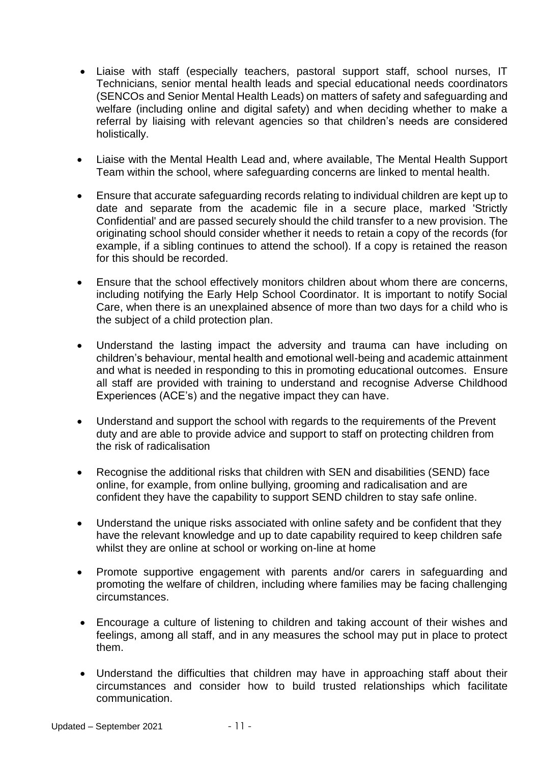- Liaise with staff (especially teachers, pastoral support staff, school nurses, IT Technicians, senior mental health leads and special educational needs coordinators (SENCOs and Senior Mental Health Leads) on matters of safety and safeguarding and welfare (including online and digital safety) and when deciding whether to make a referral by liaising with relevant agencies so that children's needs are considered holistically.

- Liaise with the Mental Health Lead and, where available, The Mental Health Support Team within the school, where safeguarding concerns are linked to mental health.

- Ensure that accurate safeguarding records relating to individual children are kept up to date and separate from the academic file in a secure place, marked 'Strictly Confidential' and are passed securely should the child transfer to a new provision. The originating school should consider whether it needs to retain a copy of the records (for example, if a sibling continues to attend the school). If a copy is retained the reason for this should be recorded.

- Ensure that the school effectively monitors children about whom there are concerns, including notifying the Early Help School Coordinator. It is important to notify Social Care, when there is an unexplained absence of more than two days for a child who is the subject of a child protection plan.

- Understand the lasting impact the adversity and trauma can have including on children's behaviour, mental health and emotional well-being and academic attainment and what is needed in responding to this in promoting educational outcomes. Ensure all staff are provided with training to understand and recognise Adverse Childhood Experiences (ACE's) and the negative impact they can have.

- Understand and support the school with regards to the requirements of the Prevent duty and are able to provide advice and support to staff on protecting children from the risk of radicalisation

- Recognise the additional risks that children with SEN and disabilities (SEND) face online, for example, from online bullying, grooming and radicalisation and are confident they have the capability to support SEND children to stay safe online.

- Understand the unique risks associated with online safety and be confident that they have the relevant knowledge and up to date capability required to keep children safe whilst they are online at school or working on-line at home

- Promote supportive engagement with parents and/or carers in safeguarding and promoting the welfare of children, including where families may be facing challenging circumstances.

- Encourage a culture of listening to children and taking account of their wishes and feelings, among all staff, and in any measures the school may put in place to protect them.

- Understand the difficulties that children may have in approaching staff about their circumstances and consider how to build trusted relationships which facilitate communication.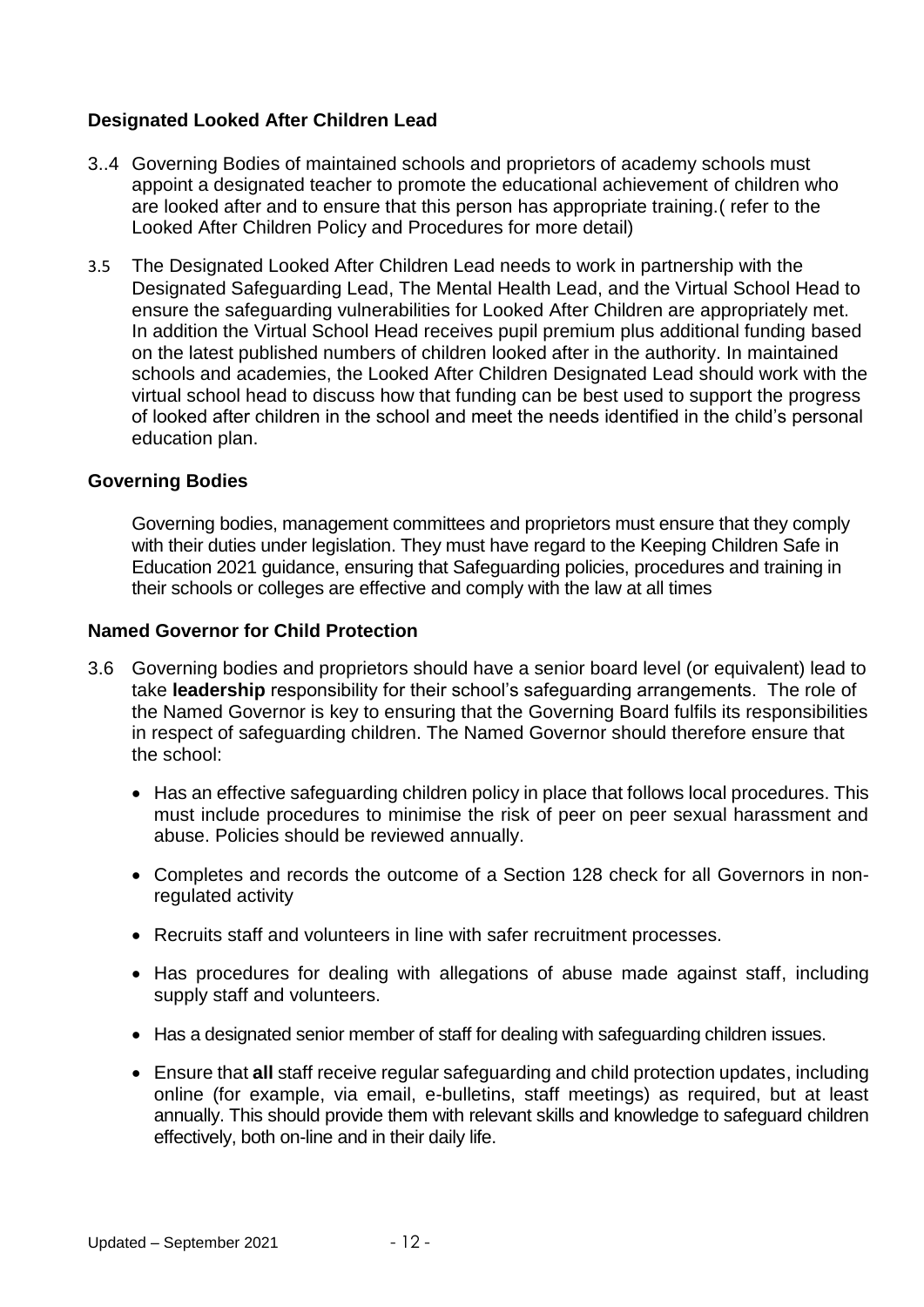### Designated Looked After Children Lead

3..4 Governing Bodies of maintained schools and proprietors of academy schools must appoint a designated teacher to promote the educational achievement of children who are looked after and to ensure that this person has appropriate training.( refer to the Looked After Children Policy and Procedures for more detail)

3.5 The Designated Looked After Children Lead needs to work in partnership with the Designated Safeguarding Lead, The Mental Health Lead, and the Virtual School Head to ensure the safeguarding vulnerabilities for Looked After Children are appropriately met. In addition the Virtual School Head receives pupil premium plus additional funding based on the latest published numbers of children looked after in the authority. In maintained schools and academies, the Looked After Children Designated Lead should work with the virtual school head to discuss how that funding can be best used to support the progress of looked after children in the school and meet the needs identified in the child's personal education plan.

### Governing Bodies

Governing bodies, management committees and proprietors must ensure that they comply with their duties under legislation. They must have regard to the Keeping Children Safe in Education 2021 guidance, ensuring that Safeguarding policies, procedures and training in their schools or colleges are effective and comply with the law at all times

### Named Governor for Child Protection

3.6 Governing bodies and proprietors should have a senior board level (or equivalent) lead to take **leadership** responsibility for their school's safeguarding arrangements. The role of the Named Governor is key to ensuring that the Governing Board fulfils its responsibilities in respect of safeguarding children. The Named Governor should therefore ensure that the school:

- Has an effective safeguarding children policy in place that follows local procedures. This must include procedures to minimise the risk of peer on peer sexual harassment and abuse. Policies should be reviewed annually.
- Completes and records the outcome of a Section 128 check for all Governors in non-regulated activity
- Recruits staff and volunteers in line with safer recruitment processes.
- Has procedures for dealing with allegations of abuse made against staff, including supply staff and volunteers.
- Has a designated senior member of staff for dealing with safeguarding children issues.
- Ensure that **all** staff receive regular safeguarding and child protection updates, including online (for example, via email, e-bulletins, staff meetings) as required, but at least annually. This should provide them with relevant skills and knowledge to safeguard children effectively, both on-line and in their daily life.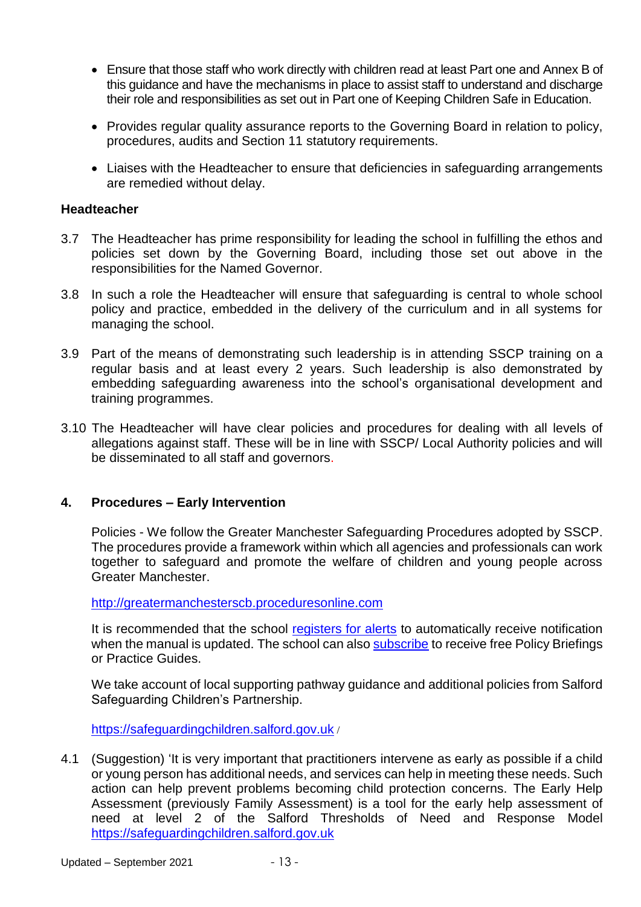- Ensure that those staff who work directly with children read at least Part one and Annex B of this guidance and have the mechanisms in place to assist staff to understand and discharge their role and responsibilities as set out in Part one of Keeping Children Safe in Education.
- Provides regular quality assurance reports to the Governing Board in relation to policy, procedures, audits and Section 11 statutory requirements.
- Liaises with the Headteacher to ensure that deficiencies in safeguarding arrangements are remedied without delay.

**Headteacher**

3.7 The Headteacher has prime responsibility for leading the school in fulfilling the ethos and policies set down by the Governing Board, including those set out above in the responsibilities for the Named Governor.

3.8 In such a role the Headteacher will ensure that safeguarding is central to whole school policy and practice, embedded in the delivery of the curriculum and in all systems for managing the school.

3.9 Part of the means of demonstrating such leadership is in attending SSCP training on a regular basis and at least every 2 years. Such leadership is also demonstrated by embedding safeguarding awareness into the school's organisational development and training programmes.

3.10 The Headteacher will have clear policies and procedures for dealing with all levels of allegations against staff. These will be in line with SSCP/ Local Authority policies and will be disseminated to all staff and governors.

## 4. Procedures – Early Intervention

Policies - We follow the Greater Manchester Safeguarding Procedures adopted by SSCP. The procedures provide a framework within which all agencies and professionals can work together to safeguard and promote the welfare of children and young people across Greater Manchester.

http://greatermanchesterscb.proceduresonline.com

It is recommended that the school registers for alerts to automatically receive notification when the manual is updated. The school can also subscribe to receive free Policy Briefings or Practice Guides.

We take account of local supporting pathway guidance and additional policies from Salford Safeguarding Children's Partnership.

https://safeguardingchildren.salford.gov.uk /

4.1 (Suggestion) 'It is very important that practitioners intervene as early as possible if a child or young person has additional needs, and services can help in meeting these needs. Such action can help prevent problems becoming child protection concerns. The Early Help Assessment (previously Family Assessment) is a tool for the early help assessment of need at level 2 of the Salford Thresholds of Need and Response Model https://safeguardingchildren.salford.gov.uk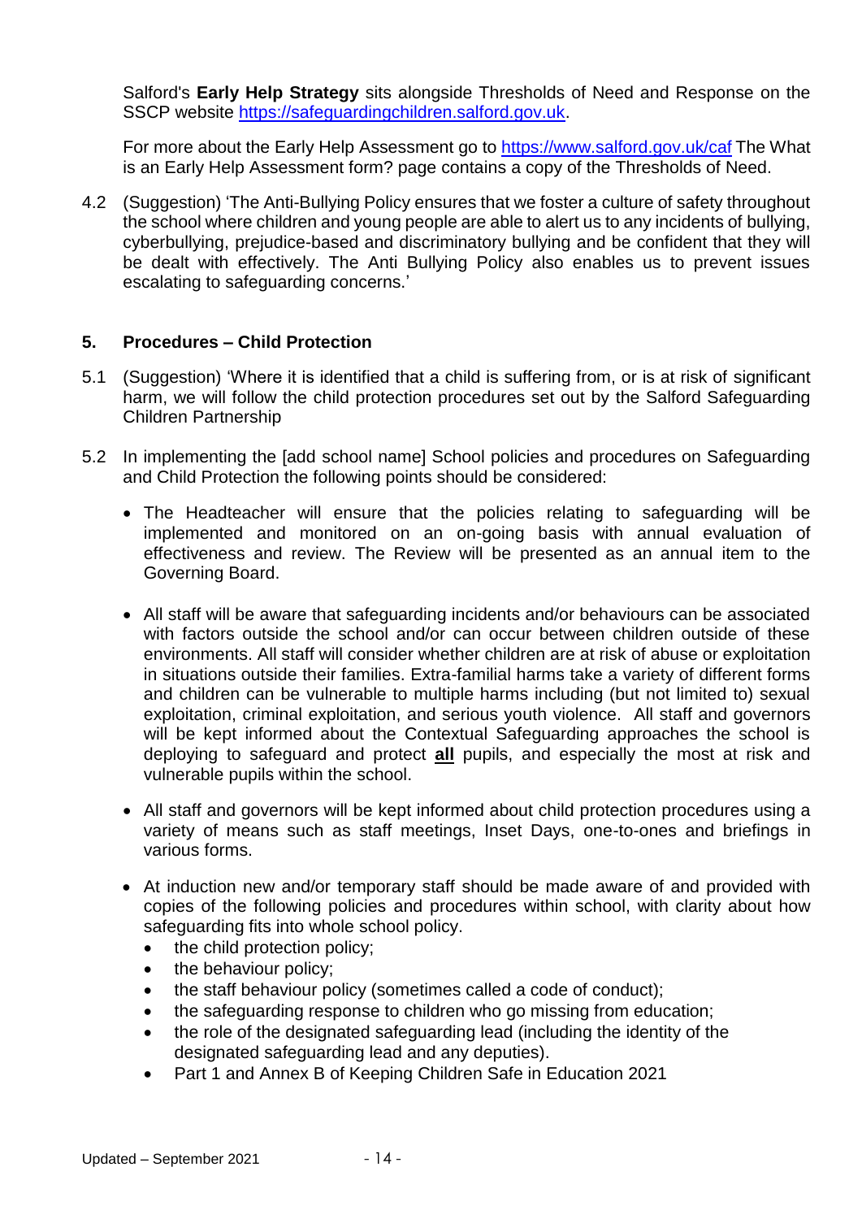Salford's **Early Help Strategy** sits alongside Thresholds of Need and Response on the SSCP website https://safeguardingchildren.salford.gov.uk.

For more about the Early Help Assessment go to https://www.salford.gov.uk/caf The What is an Early Help Assessment form? page contains a copy of the Thresholds of Need.

4.2 (Suggestion) 'The Anti-Bullying Policy ensures that we foster a culture of safety throughout the school where children and young people are able to alert us to any incidents of bullying, cyberbullying, prejudice-based and discriminatory bullying and be confident that they will be dealt with effectively. The Anti Bullying Policy also enables us to prevent issues escalating to safeguarding concerns.'

## 5. Procedures – Child Protection

5.1 (Suggestion) 'Where it is identified that a child is suffering from, or is at risk of significant harm, we will follow the child protection procedures set out by the Salford Safeguarding Children Partnership

5.2 In implementing the [add school name] School policies and procedures on Safeguarding and Child Protection the following points should be considered:

- The Headteacher will ensure that the policies relating to safeguarding will be implemented and monitored on an on-going basis with annual evaluation of effectiveness and review. The Review will be presented as an annual item to the Governing Board.
- All staff will be aware that safeguarding incidents and/or behaviours can be associated with factors outside the school and/or can occur between children outside of these environments. All staff will consider whether children are at risk of abuse or exploitation in situations outside their families. Extra-familial harms take a variety of different forms and children can be vulnerable to multiple harms including (but not limited to) sexual exploitation, criminal exploitation, and serious youth violence. All staff and governors will be kept informed about the Contextual Safeguarding approaches the school is deploying to safeguard and protect **<u>all</u>** pupils, and especially the most at risk and vulnerable pupils within the school.
- All staff and governors will be kept informed about child protection procedures using a variety of means such as staff meetings, Inset Days, one-to-ones and briefings in various forms.
- At induction new and/or temporary staff should be made aware of and provided with copies of the following policies and procedures within school, with clarity about how safeguarding fits into whole school policy.
  - the child protection policy;
  - the behaviour policy;
  - the staff behaviour policy (sometimes called a code of conduct);
  - the safeguarding response to children who go missing from education;
  - the role of the designated safeguarding lead (including the identity of the designated safeguarding lead and any deputies).
  - Part 1 and Annex B of Keeping Children Safe in Education 2021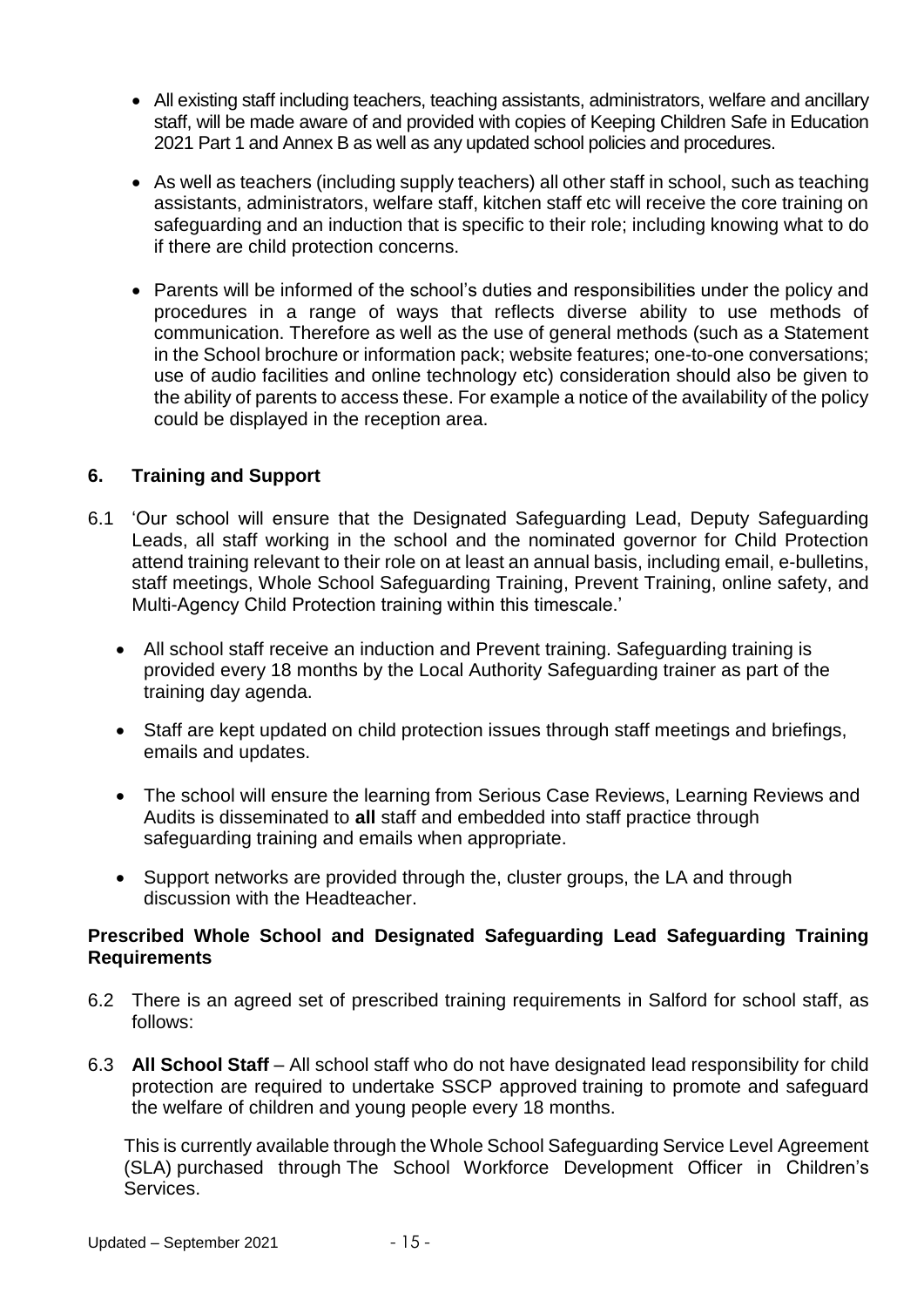- All existing staff including teachers, teaching assistants, administrators, welfare and ancillary staff, will be made aware of and provided with copies of Keeping Children Safe in Education 2021 Part 1 and Annex B as well as any updated school policies and procedures.
- As well as teachers (including supply teachers) all other staff in school, such as teaching assistants, administrators, welfare staff, kitchen staff etc will receive the core training on safeguarding and an induction that is specific to their role; including knowing what to do if there are child protection concerns.
- Parents will be informed of the school's duties and responsibilities under the policy and procedures in a range of ways that reflects diverse ability to use methods of communication. Therefore as well as the use of general methods (such as a Statement in the School brochure or information pack; website features; one-to-one conversations; use of audio facilities and online technology etc) consideration should also be given to the ability of parents to access these. For example a notice of the availability of the policy could be displayed in the reception area.

## 6. Training and Support

6.1 'Our school will ensure that the Designated Safeguarding Lead, Deputy Safeguarding Leads, all staff working in the school and the nominated governor for Child Protection attend training relevant to their role on at least an annual basis, including email, e-bulletins, staff meetings, Whole School Safeguarding Training, Prevent Training, online safety, and Multi-Agency Child Protection training within this timescale.'

- All school staff receive an induction and Prevent training. Safeguarding training is provided every 18 months by the Local Authority Safeguarding trainer as part of the training day agenda.
- Staff are kept updated on child protection issues through staff meetings and briefings, emails and updates.
- The school will ensure the learning from Serious Case Reviews, Learning Reviews and Audits is disseminated to **all** staff and embedded into staff practice through safeguarding training and emails when appropriate.
- Support networks are provided through the, cluster groups, the LA and through discussion with the Headteacher.

### Prescribed Whole School and Designated Safeguarding Lead Safeguarding Training Requirements

6.2 There is an agreed set of prescribed training requirements in Salford for school staff, as follows:

6.3 **All School Staff** – All school staff who do not have designated lead responsibility for child protection are required to undertake SSCP approved training to promote and safeguard the welfare of children and young people every 18 months.

This is currently available through the Whole School Safeguarding Service Level Agreement (SLA) purchased through The School Workforce Development Officer in Children's Services.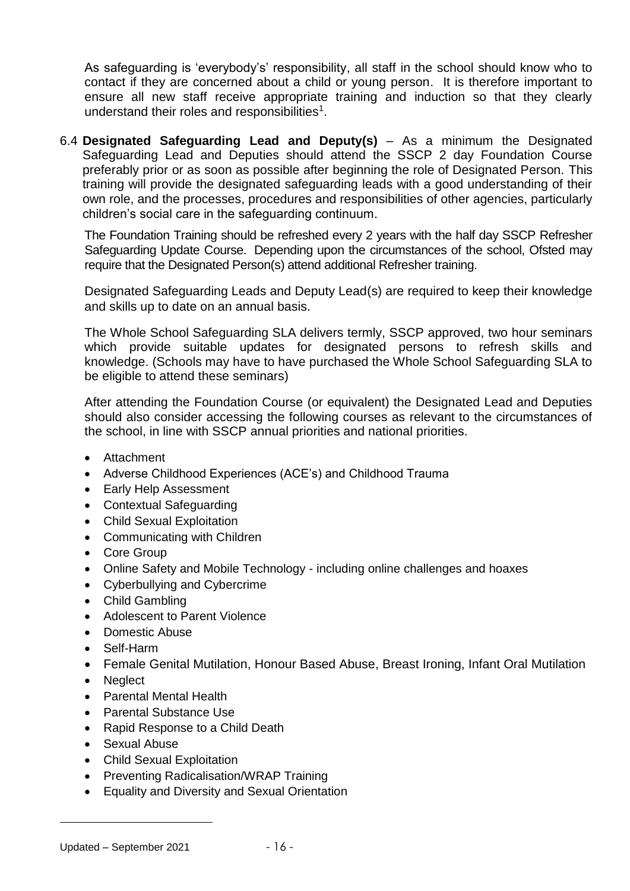As safeguarding is 'everybody's' responsibility, all staff in the school should know who to contact if they are concerned about a child or young person. It is therefore important to ensure all new staff receive appropriate training and induction so that they clearly understand their roles and responsibilities[1].

6.4 **Designated Safeguarding Lead and Deputy(s)** – As a minimum the Designated Safeguarding Lead and Deputies should attend the SSCP 2 day Foundation Course preferably prior or as soon as possible after beginning the role of Designated Person. This training will provide the designated safeguarding leads with a good understanding of their own role, and the processes, procedures and responsibilities of other agencies, particularly children's social care in the safeguarding continuum.

The Foundation Training should be refreshed every 2 years with the half day SSCP Refresher Safeguarding Update Course. Depending upon the circumstances of the school, Ofsted may require that the Designated Person(s) attend additional Refresher training.

Designated Safeguarding Leads and Deputy Lead(s) are required to keep their knowledge and skills up to date on an annual basis.

The Whole School Safeguarding SLA delivers termly, SSCP approved, two hour seminars which provide suitable updates for designated persons to refresh skills and knowledge. (Schools may have to have purchased the Whole School Safeguarding SLA to be eligible to attend these seminars)

After attending the Foundation Course (or equivalent) the Designated Lead and Deputies should also consider accessing the following courses as relevant to the circumstances of the school, in line with SSCP annual priorities and national priorities.

- Attachment
- Adverse Childhood Experiences (ACE's) and Childhood Trauma
- Early Help Assessment
- Contextual Safeguarding
- Child Sexual Exploitation
- Communicating with Children
- Core Group
- Online Safety and Mobile Technology - including online challenges and hoaxes
- Cyberbullying and Cybercrime
- Child Gambling
- Adolescent to Parent Violence
- Domestic Abuse
- Self-Harm
- Female Genital Mutilation, Honour Based Abuse, Breast Ironing, Infant Oral Mutilation
- Neglect
- Parental Mental Health
- Parental Substance Use
- Rapid Response to a Child Death
- Sexual Abuse
- Child Sexual Exploitation
- Preventing Radicalisation/WRAP Training
- Equality and Diversity and Sexual Orientation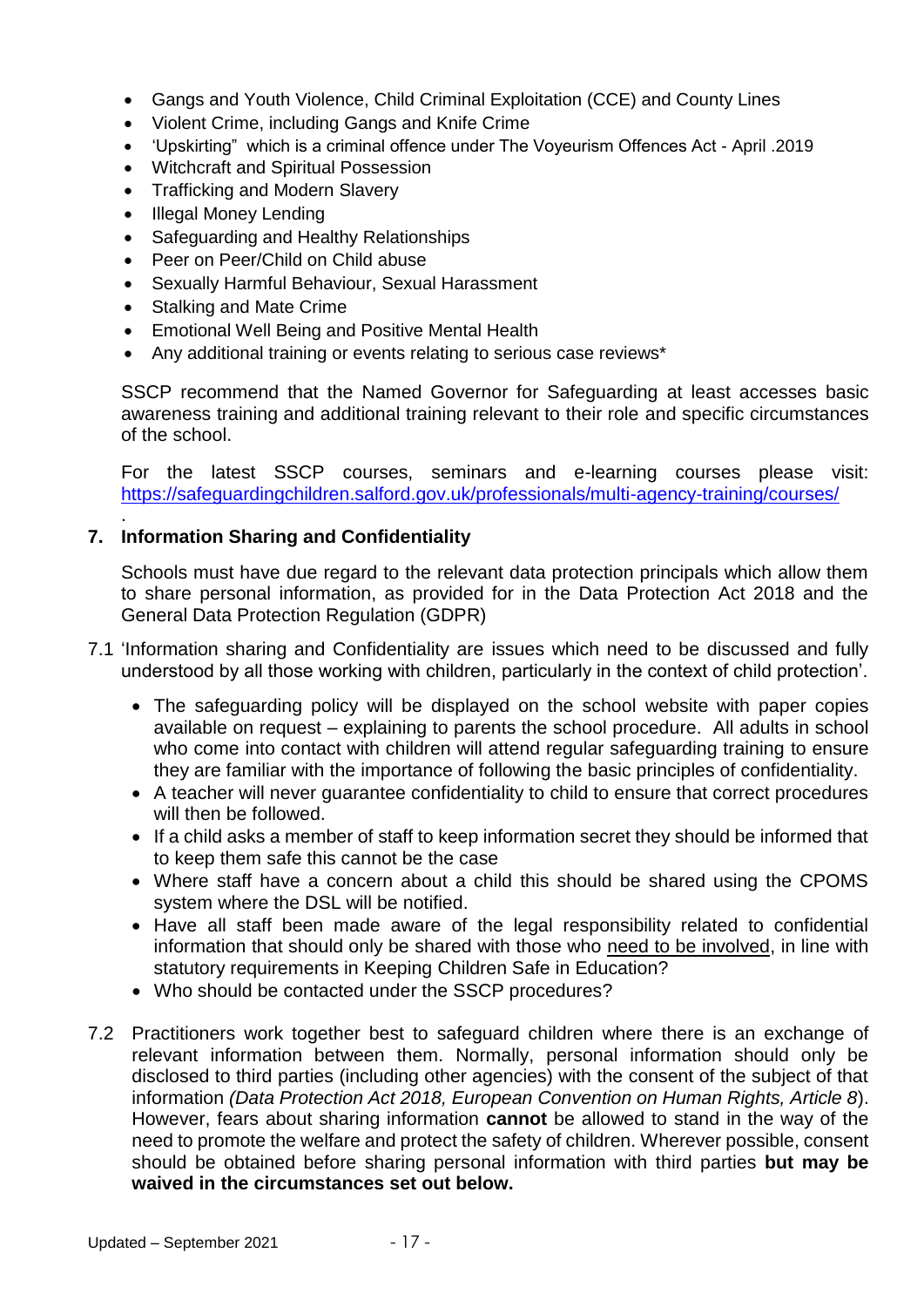- Gangs and Youth Violence, Child Criminal Exploitation (CCE) and County Lines
- Violent Crime, including Gangs and Knife Crime
- 'Upskirting" which is a criminal offence under The Voyeurism Offences Act - April .2019
- Witchcraft and Spiritual Possession
- Trafficking and Modern Slavery
- Illegal Money Lending
- Safeguarding and Healthy Relationships
- Peer on Peer/Child on Child abuse
- Sexually Harmful Behaviour, Sexual Harassment
- Stalking and Mate Crime
- Emotional Well Being and Positive Mental Health
- Any additional training or events relating to serious case reviews*

SSCP recommend that the Named Governor for Safeguarding at least accesses basic awareness training and additional training relevant to their role and specific circumstances of the school.

For the latest SSCP courses, seminars and e-learning courses please visit: https://safeguardingchildren.salford.gov.uk/professionals/multi-agency-training/courses/

.

## 7. Information Sharing and Confidentiality

Schools must have due regard to the relevant data protection principals which allow them to share personal information, as provided for in the Data Protection Act 2018 and the General Data Protection Regulation (GDPR)

7.1 'Information sharing and Confidentiality are issues which need to be discussed and fully understood by all those working with children, particularly in the context of child protection'.

- The safeguarding policy will be displayed on the school website with paper copies available on request – explaining to parents the school procedure. All adults in school who come into contact with children will attend regular safeguarding training to ensure they are familiar with the importance of following the basic principles of confidentiality.
- A teacher will never guarantee confidentiality to child to ensure that correct procedures will then be followed.
- If a child asks a member of staff to keep information secret they should be informed that to keep them safe this cannot be the case
- Where staff have a concern about a child this should be shared using the CPOMS system where the DSL will be notified.
- Have all staff been made aware of the legal responsibility related to confidential information that should only be shared with those who need to be involved, in line with statutory requirements in Keeping Children Safe in Education?
- Who should be contacted under the SSCP procedures?

7.2 Practitioners work together best to safeguard children where there is an exchange of relevant information between them. Normally, personal information should only be disclosed to third parties (including other agencies) with the consent of the subject of that information *(Data Protection Act 2018, European Convention on Human Rights, Article 8*). However, fears about sharing information **cannot** be allowed to stand in the way of the need to promote the welfare and protect the safety of children. Wherever possible, consent should be obtained before sharing personal information with third parties **but may be waived in the circumstances set out below.**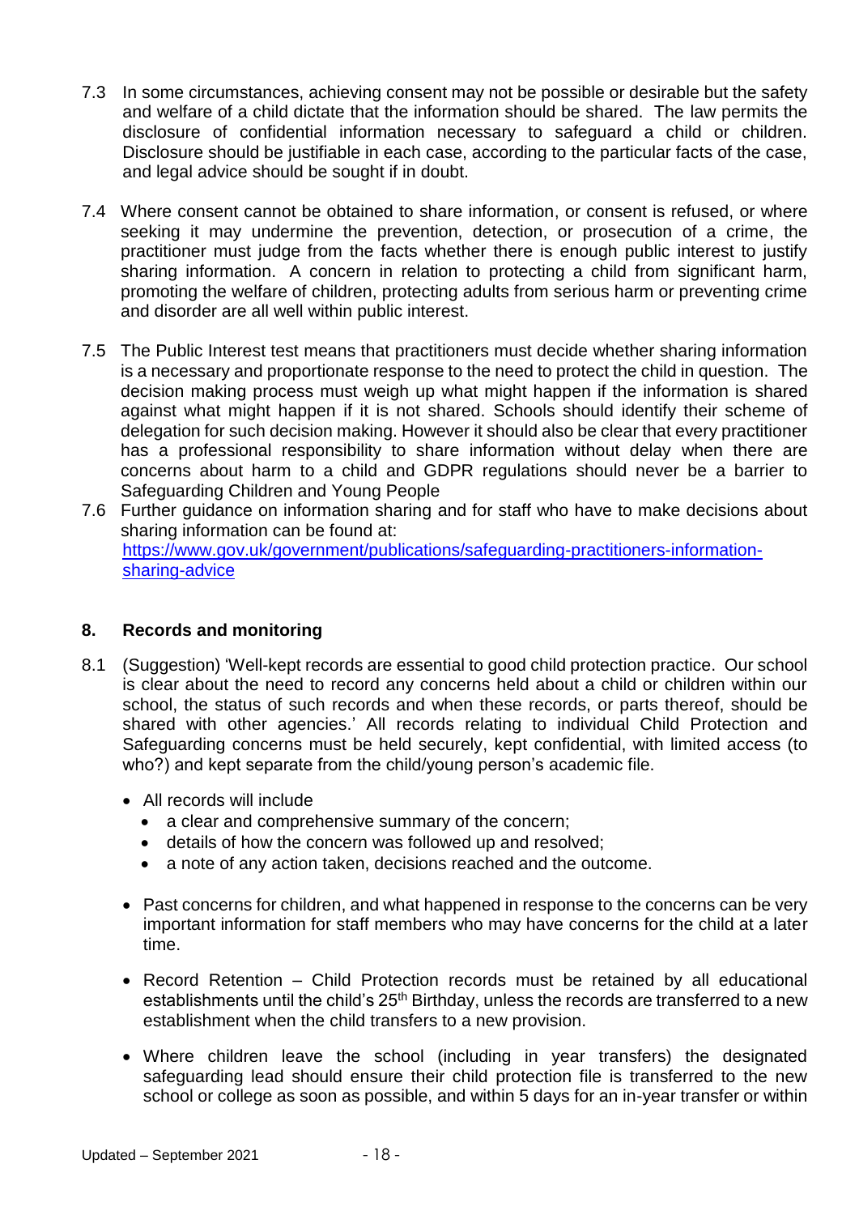7.3 In some circumstances, achieving consent may not be possible or desirable but the safety and welfare of a child dictate that the information should be shared. The law permits the disclosure of confidential information necessary to safeguard a child or children. Disclosure should be justifiable in each case, according to the particular facts of the case, and legal advice should be sought if in doubt.

7.4 Where consent cannot be obtained to share information, or consent is refused, or where seeking it may undermine the prevention, detection, or prosecution of a crime, the practitioner must judge from the facts whether there is enough public interest to justify sharing information. A concern in relation to protecting a child from significant harm, promoting the welfare of children, protecting adults from serious harm or preventing crime and disorder are all well within public interest.

7.5 The Public Interest test means that practitioners must decide whether sharing information is a necessary and proportionate response to the need to protect the child in question. The decision making process must weigh up what might happen if the information is shared against what might happen if it is not shared. Schools should identify their scheme of delegation for such decision making. However it should also be clear that every practitioner has a professional responsibility to share information without delay when there are concerns about harm to a child and GDPR regulations should never be a barrier to Safeguarding Children and Young People

7.6 Further guidance on information sharing and for staff who have to make decisions about sharing information can be found at: [https://www.gov.uk/government/publications/safeguarding-practitioners-information-sharing-advice](https://www.gov.uk/government/publications/safeguarding-practitioners-information-sharing-advice)

## 8. Records and monitoring

8.1 (Suggestion) 'Well-kept records are essential to good child protection practice. Our school is clear about the need to record any concerns held about a child or children within our school, the status of such records and when these records, or parts thereof, should be shared with other agencies.' All records relating to individual Child Protection and Safeguarding concerns must be held securely, kept confidential, with limited access (to who?) and kept separate from the child/young person's academic file.

- All records will include
  - a clear and comprehensive summary of the concern;
  - details of how the concern was followed up and resolved;
  - a note of any action taken, decisions reached and the outcome.
- Past concerns for children, and what happened in response to the concerns can be very important information for staff members who may have concerns for the child at a later time.
- Record Retention – Child Protection records must be retained by all educational establishments until the child's 25th Birthday, unless the records are transferred to a new establishment when the child transfers to a new provision.
- Where children leave the school (including in year transfers) the designated safeguarding lead should ensure their child protection file is transferred to the new school or college as soon as possible, and within 5 days for an in-year transfer or within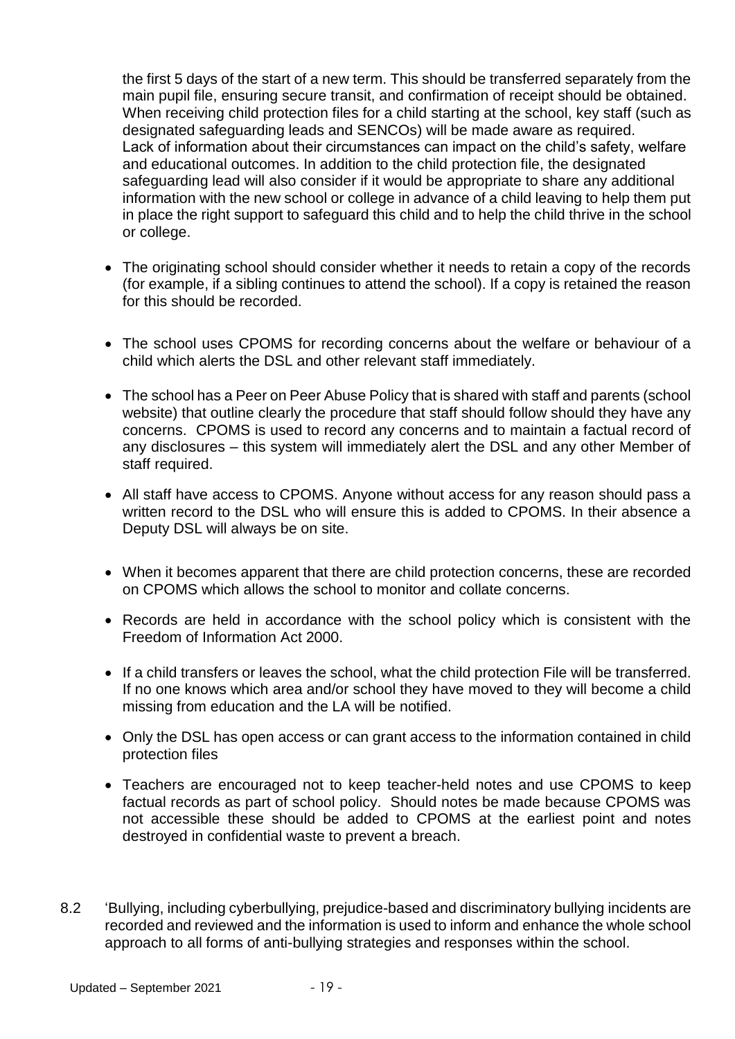the first 5 days of the start of a new term. This should be transferred separately from the main pupil file, ensuring secure transit, and confirmation of receipt should be obtained. When receiving child protection files for a child starting at the school, key staff (such as designated safeguarding leads and SENCOs) will be made aware as required. Lack of information about their circumstances can impact on the child's safety, welfare and educational outcomes. In addition to the child protection file, the designated safeguarding lead will also consider if it would be appropriate to share any additional information with the new school or college in advance of a child leaving to help them put in place the right support to safeguard this child and to help the child thrive in the school or college.

- The originating school should consider whether it needs to retain a copy of the records (for example, if a sibling continues to attend the school). If a copy is retained the reason for this should be recorded.

- The school uses CPOMS for recording concerns about the welfare or behaviour of a child which alerts the DSL and other relevant staff immediately.

- The school has a Peer on Peer Abuse Policy that is shared with staff and parents (school website) that outline clearly the procedure that staff should follow should they have any concerns. CPOMS is used to record any concerns and to maintain a factual record of any disclosures – this system will immediately alert the DSL and any other Member of staff required.

- All staff have access to CPOMS. Anyone without access for any reason should pass a written record to the DSL who will ensure this is added to CPOMS. In their absence a Deputy DSL will always be on site.

- When it becomes apparent that there are child protection concerns, these are recorded on CPOMS which allows the school to monitor and collate concerns.

- Records are held in accordance with the school policy which is consistent with the Freedom of Information Act 2000.

- If a child transfers or leaves the school, what the child protection File will be transferred. If no one knows which area and/or school they have moved to they will become a child missing from education and the LA will be notified.

- Only the DSL has open access or can grant access to the information contained in child protection files

- Teachers are encouraged not to keep teacher-held notes and use CPOMS to keep factual records as part of school policy. Should notes be made because CPOMS was not accessible these should be added to CPOMS at the earliest point and notes destroyed in confidential waste to prevent a breach.

8.2 'Bullying, including cyberbullying, prejudice-based and discriminatory bullying incidents are recorded and reviewed and the information is used to inform and enhance the whole school approach to all forms of anti-bullying strategies and responses within the school.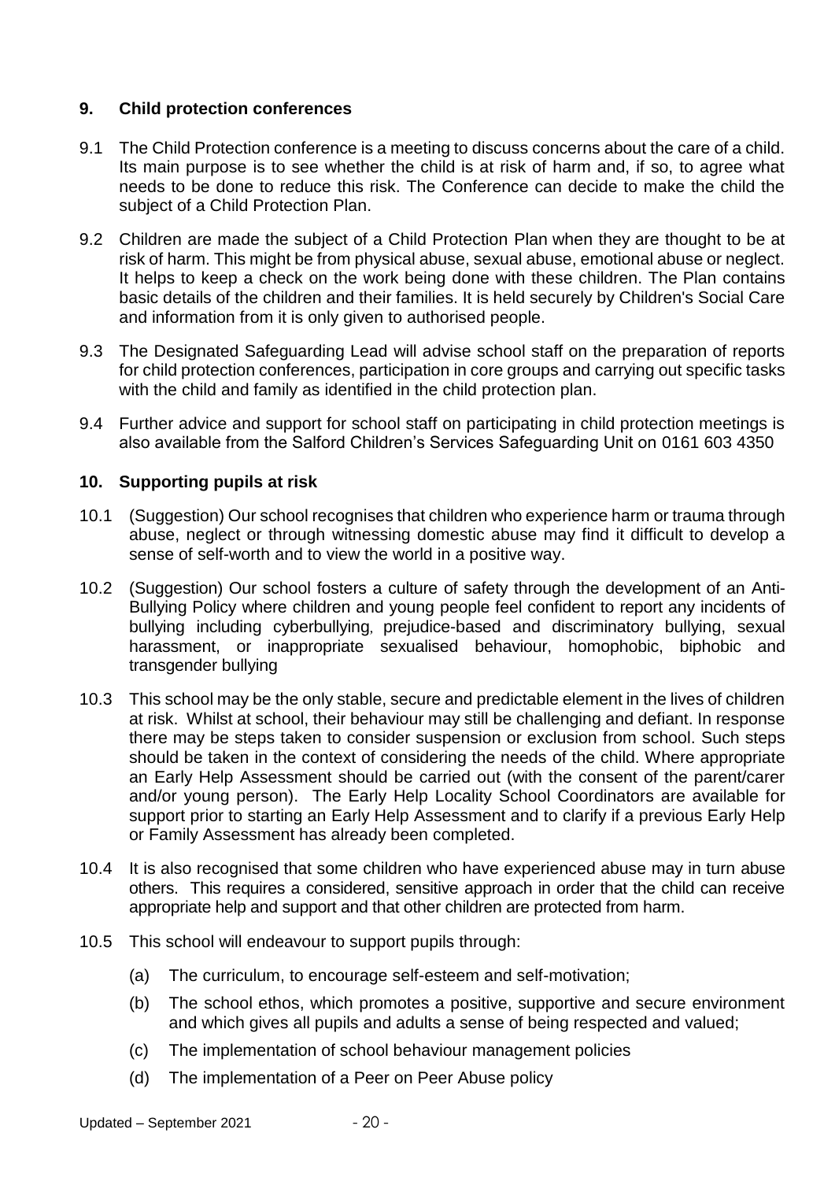## 9. Child protection conferences

9.1 The Child Protection conference is a meeting to discuss concerns about the care of a child. Its main purpose is to see whether the child is at risk of harm and, if so, to agree what needs to be done to reduce this risk. The Conference can decide to make the child the subject of a Child Protection Plan.

9.2 Children are made the subject of a Child Protection Plan when they are thought to be at risk of harm. This might be from physical abuse, sexual abuse, emotional abuse or neglect. It helps to keep a check on the work being done with these children. The Plan contains basic details of the children and their families. It is held securely by Children's Social Care and information from it is only given to authorised people.

9.3 The Designated Safeguarding Lead will advise school staff on the preparation of reports for child protection conferences, participation in core groups and carrying out specific tasks with the child and family as identified in the child protection plan.

9.4 Further advice and support for school staff on participating in child protection meetings is also available from the Salford Children's Services Safeguarding Unit on 0161 603 4350

## 10. Supporting pupils at risk

10.1 (Suggestion) Our school recognises that children who experience harm or trauma through abuse, neglect or through witnessing domestic abuse may find it difficult to develop a sense of self-worth and to view the world in a positive way.

10.2 (Suggestion) Our school fosters a culture of safety through the development of an Anti-Bullying Policy where children and young people feel confident to report any incidents of bullying including cyberbullying, prejudice-based and discriminatory bullying, sexual harassment, or inappropriate sexualised behaviour, homophobic, biphobic and transgender bullying

10.3 This school may be the only stable, secure and predictable element in the lives of children at risk. Whilst at school, their behaviour may still be challenging and defiant. In response there may be steps taken to consider suspension or exclusion from school. Such steps should be taken in the context of considering the needs of the child. Where appropriate an Early Help Assessment should be carried out (with the consent of the parent/carer and/or young person). The Early Help Locality School Coordinators are available for support prior to starting an Early Help Assessment and to clarify if a previous Early Help or Family Assessment has already been completed.

10.4 It is also recognised that some children who have experienced abuse may in turn abuse others. This requires a considered, sensitive approach in order that the child can receive appropriate help and support and that other children are protected from harm.

10.5 This school will endeavour to support pupils through:

(a) The curriculum, to encourage self-esteem and self-motivation;

(b) The school ethos, which promotes a positive, supportive and secure environment and which gives all pupils and adults a sense of being respected and valued;

(c) The implementation of school behaviour management policies

(d) The implementation of a Peer on Peer Abuse policy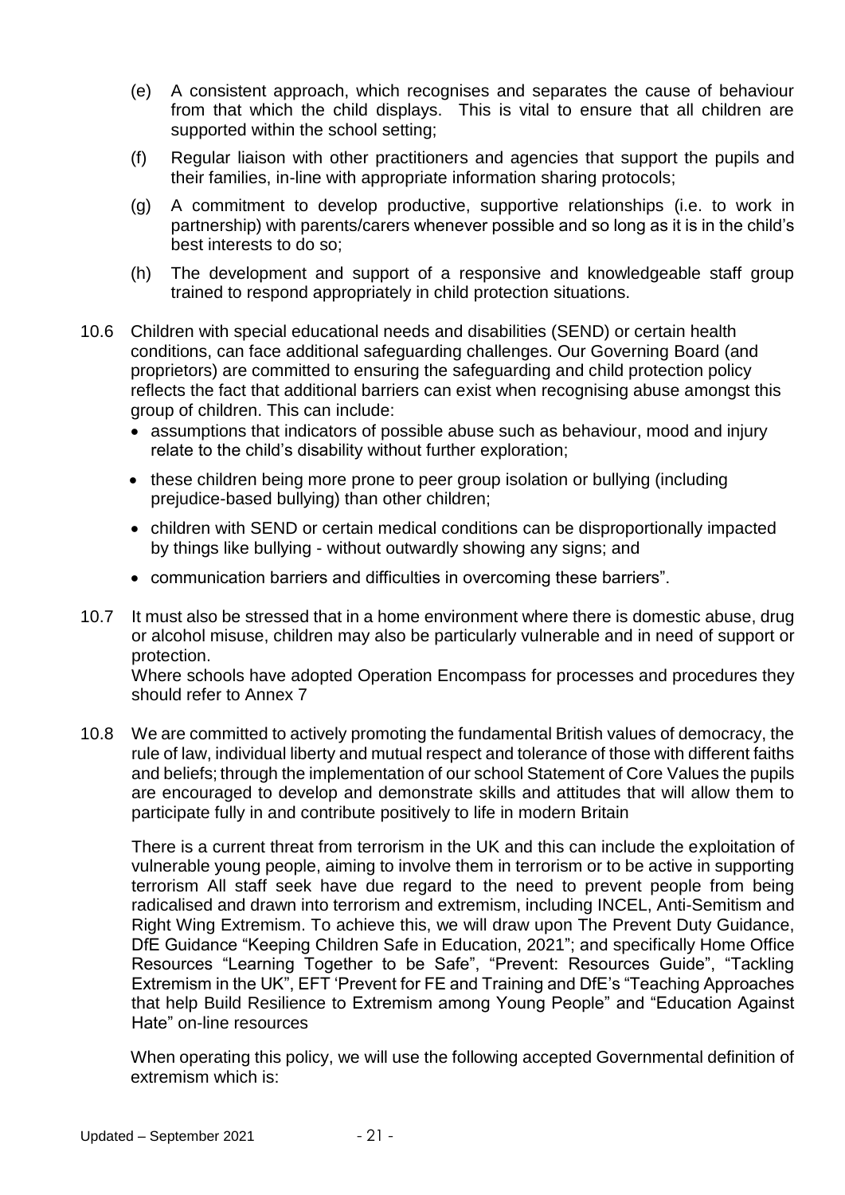(e) A consistent approach, which recognises and separates the cause of behaviour from that which the child displays. This is vital to ensure that all children are supported within the school setting;

(f) Regular liaison with other practitioners and agencies that support the pupils and their families, in-line with appropriate information sharing protocols;

(g) A commitment to develop productive, supportive relationships (i.e. to work in partnership) with parents/carers whenever possible and so long as it is in the child's best interests to do so;

(h) The development and support of a responsive and knowledgeable staff group trained to respond appropriately in child protection situations.

10.6 Children with special educational needs and disabilities (SEND) or certain health conditions, can face additional safeguarding challenges. Our Governing Board (and proprietors) are committed to ensuring the safeguarding and child protection policy reflects the fact that additional barriers can exist when recognising abuse amongst this group of children. This can include:

- assumptions that indicators of possible abuse such as behaviour, mood and injury relate to the child's disability without further exploration;
- these children being more prone to peer group isolation or bullying (including prejudice-based bullying) than other children;
- children with SEND or certain medical conditions can be disproportionally impacted by things like bullying - without outwardly showing any signs; and
- communication barriers and difficulties in overcoming these barriers".

10.7 It must also be stressed that in a home environment where there is domestic abuse, drug or alcohol misuse, children may also be particularly vulnerable and in need of support or protection.
Where schools have adopted Operation Encompass for processes and procedures they should refer to Annex 7

10.8 We are committed to actively promoting the fundamental British values of democracy, the rule of law, individual liberty and mutual respect and tolerance of those with different faiths and beliefs; through the implementation of our school Statement of Core Values the pupils are encouraged to develop and demonstrate skills and attitudes that will allow them to participate fully in and contribute positively to life in modern Britain

There is a current threat from terrorism in the UK and this can include the exploitation of vulnerable young people, aiming to involve them in terrorism or to be active in supporting terrorism All staff seek have due regard to the need to prevent people from being radicalised and drawn into terrorism and extremism, including INCEL, Anti-Semitism and Right Wing Extremism. To achieve this, we will draw upon The Prevent Duty Guidance, DfE Guidance "Keeping Children Safe in Education, 2021"; and specifically Home Office Resources "Learning Together to be Safe", "Prevent: Resources Guide", "Tackling Extremism in the UK", EFT 'Prevent for FE and Training and DfE's "Teaching Approaches that help Build Resilience to Extremism among Young People" and "Education Against Hate" on-line resources

When operating this policy, we will use the following accepted Governmental definition of extremism which is: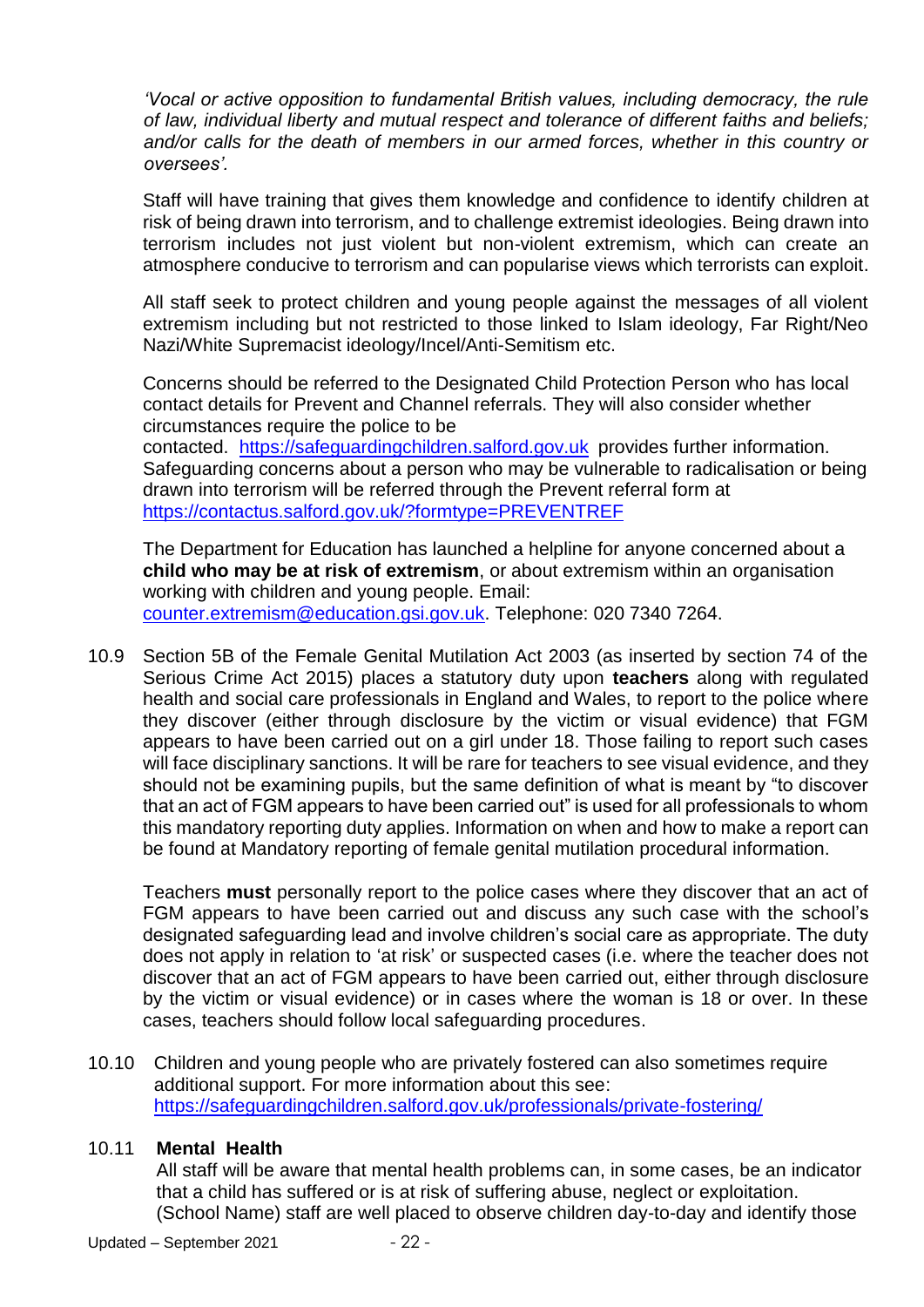*'Vocal or active opposition to fundamental British values, including democracy, the rule of law, individual liberty and mutual respect and tolerance of different faiths and beliefs; and/or calls for the death of members in our armed forces, whether in this country or oversees'.*

Staff will have training that gives them knowledge and confidence to identify children at risk of being drawn into terrorism, and to challenge extremist ideologies. Being drawn into terrorism includes not just violent but non-violent extremism, which can create an atmosphere conducive to terrorism and can popularise views which terrorists can exploit.

All staff seek to protect children and young people against the messages of all violent extremism including but not restricted to those linked to Islam ideology, Far Right/Neo Nazi/White Supremacist ideology/Incel/Anti-Semitism etc.

Concerns should be referred to the Designated Child Protection Person who has local contact details for Prevent and Channel referrals. They will also consider whether circumstances require the police to be contacted. https://safeguardingchildren.salford.gov.uk provides further information. Safeguarding concerns about a person who may be vulnerable to radicalisation or being drawn into terrorism will be referred through the Prevent referral form at https://contactus.salford.gov.uk/?formtype=PREVENTREF

The Department for Education has launched a helpline for anyone concerned about a **child who may be at risk of extremism**, or about extremism within an organisation working with children and young people. Email: counter.extremism@education.gsi.gov.uk. Telephone: 020 7340 7264.

10.9 Section 5B of the Female Genital Mutilation Act 2003 (as inserted by section 74 of the Serious Crime Act 2015) places a statutory duty upon **teachers** along with regulated health and social care professionals in England and Wales, to report to the police where they discover (either through disclosure by the victim or visual evidence) that FGM appears to have been carried out on a girl under 18. Those failing to report such cases will face disciplinary sanctions. It will be rare for teachers to see visual evidence, and they should not be examining pupils, but the same definition of what is meant by "to discover that an act of FGM appears to have been carried out" is used for all professionals to whom this mandatory reporting duty applies. Information on when and how to make a report can be found at Mandatory reporting of female genital mutilation procedural information.

Teachers **must** personally report to the police cases where they discover that an act of FGM appears to have been carried out and discuss any such case with the school's designated safeguarding lead and involve children's social care as appropriate. The duty does not apply in relation to 'at risk' or suspected cases (i.e. where the teacher does not discover that an act of FGM appears to have been carried out, either through disclosure by the victim or visual evidence) or in cases where the woman is 18 or over. In these cases, teachers should follow local safeguarding procedures.

10.10 Children and young people who are privately fostered can also sometimes require additional support. For more information about this see: https://safeguardingchildren.salford.gov.uk/professionals/private-fostering/

10.11 **Mental Health**

All staff will be aware that mental health problems can, in some cases, be an indicator that a child has suffered or is at risk of suffering abuse, neglect or exploitation. (School Name) staff are well placed to observe children day-to-day and identify those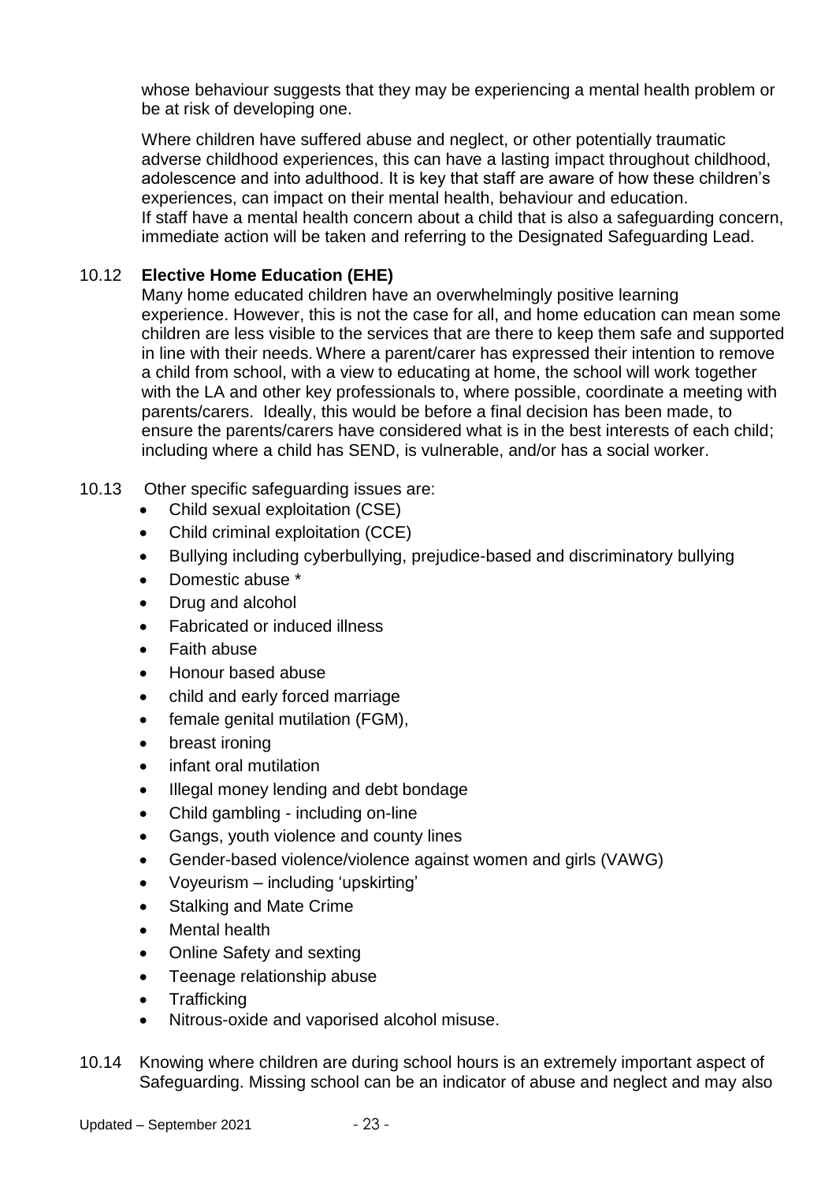whose behaviour suggests that they may be experiencing a mental health problem or be at risk of developing one.

Where children have suffered abuse and neglect, or other potentially traumatic adverse childhood experiences, this can have a lasting impact throughout childhood, adolescence and into adulthood. It is key that staff are aware of how these children's experiences, can impact on their mental health, behaviour and education. If staff have a mental health concern about a child that is also a safeguarding concern, immediate action will be taken and referring to the Designated Safeguarding Lead.

10.12 **Elective Home Education (EHE)**

Many home educated children have an overwhelmingly positive learning experience. However, this is not the case for all, and home education can mean some children are less visible to the services that are there to keep them safe and supported in line with their needs. Where a parent/carer has expressed their intention to remove a child from school, with a view to educating at home, the school will work together with the LA and other key professionals to, where possible, coordinate a meeting with parents/carers. Ideally, this would be before a final decision has been made, to ensure the parents/carers have considered what is in the best interests of each child; including where a child has SEND, is vulnerable, and/or has a social worker.

10.13 Other specific safeguarding issues are:

- Child sexual exploitation (CSE)
- Child criminal exploitation (CCE)
- Bullying including cyberbullying, prejudice-based and discriminatory bullying
- Domestic abuse *
- Drug and alcohol
- Fabricated or induced illness
- Faith abuse
- Honour based abuse
- child and early forced marriage
- female genital mutilation (FGM),
- breast ironing
- infant oral mutilation
- Illegal money lending and debt bondage
- Child gambling - including on-line
- Gangs, youth violence and county lines
- Gender-based violence/violence against women and girls (VAWG)
- Voyeurism – including 'upskirting'
- Stalking and Mate Crime
- Mental health
- Online Safety and sexting
- Teenage relationship abuse
- Trafficking
- Nitrous-oxide and vaporised alcohol misuse.

10.14 Knowing where children are during school hours is an extremely important aspect of Safeguarding. Missing school can be an indicator of abuse and neglect and may also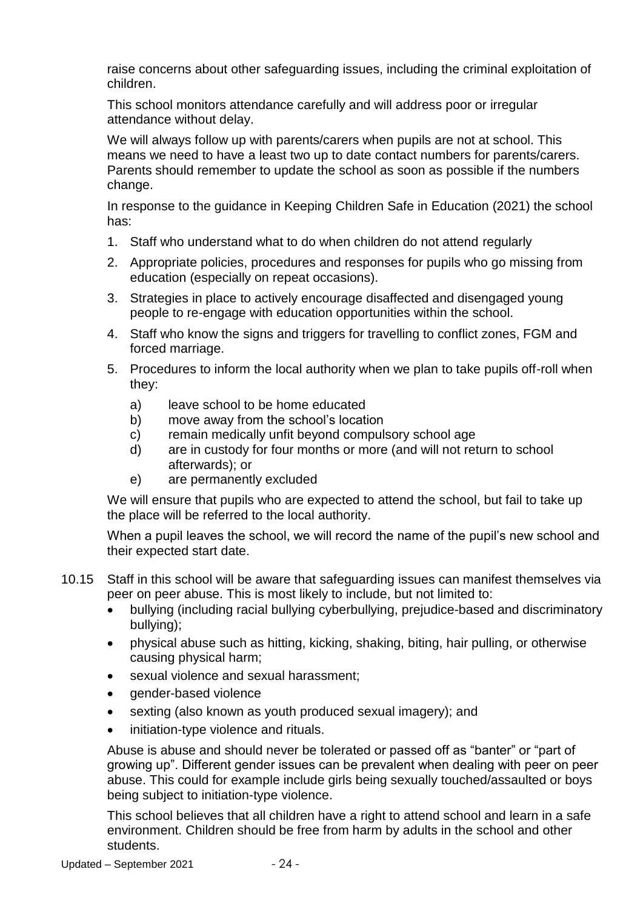raise concerns about other safeguarding issues, including the criminal exploitation of children.

This school monitors attendance carefully and will address poor or irregular attendance without delay.

We will always follow up with parents/carers when pupils are not at school. This means we need to have a least two up to date contact numbers for parents/carers. Parents should remember to update the school as soon as possible if the numbers change.

In response to the guidance in Keeping Children Safe in Education (2021) the school has:

1. Staff who understand what to do when children do not attend regularly
2. Appropriate policies, procedures and responses for pupils who go missing from education (especially on repeat occasions).
3. Strategies in place to actively encourage disaffected and disengaged young people to re-engage with education opportunities within the school.
4. Staff who know the signs and triggers for travelling to conflict zones, FGM and forced marriage.
5. Procedures to inform the local authority when we plan to take pupils off-roll when they:
   a) leave school to be home educated
   b) move away from the school's location
   c) remain medically unfit beyond compulsory school age
   d) are in custody for four months or more (and will not return to school afterwards); or
   e) are permanently excluded

We will ensure that pupils who are expected to attend the school, but fail to take up the place will be referred to the local authority.

When a pupil leaves the school, we will record the name of the pupil's new school and their expected start date.

10.15 Staff in this school will be aware that safeguarding issues can manifest themselves via peer on peer abuse. This is most likely to include, but not limited to:

- bullying (including racial bullying cyberbullying, prejudice-based and discriminatory bullying);
- physical abuse such as hitting, kicking, shaking, biting, hair pulling, or otherwise causing physical harm;
- sexual violence and sexual harassment;
- gender-based violence
- sexting (also known as youth produced sexual imagery); and
- initiation-type violence and rituals.

Abuse is abuse and should never be tolerated or passed off as "banter" or "part of growing up". Different gender issues can be prevalent when dealing with peer on peer abuse. This could for example include girls being sexually touched/assaulted or boys being subject to initiation-type violence.

This school believes that all children have a right to attend school and learn in a safe environment. Children should be free from harm by adults in the school and other students.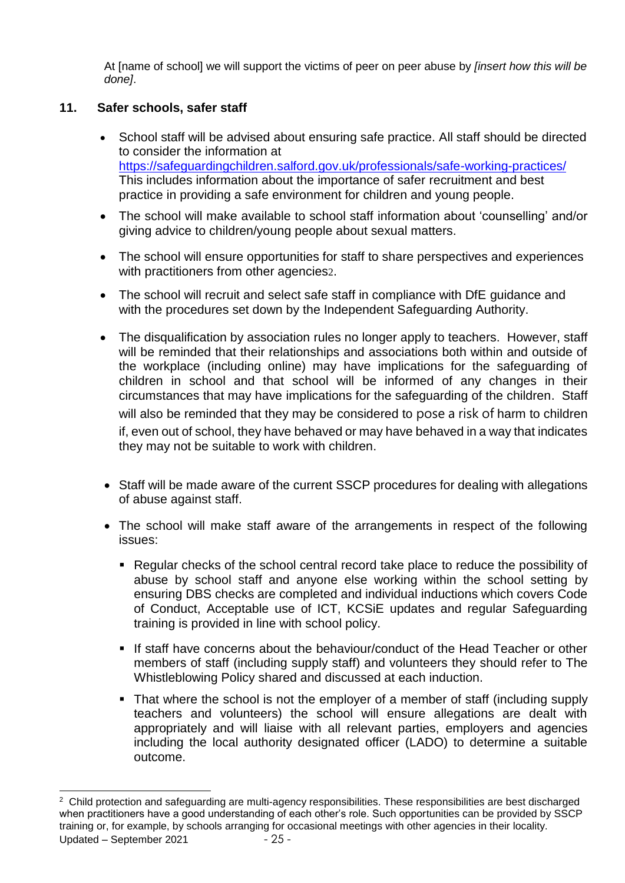At [name of school] we will support the victims of peer on peer abuse by *[insert how this will be done]*.

## 11. Safer schools, safer staff

- School staff will be advised about ensuring safe practice. All staff should be directed to consider the information at https://safeguardingchildren.salford.gov.uk/professionals/safe-working-practices/ This includes information about the importance of safer recruitment and best practice in providing a safe environment for children and young people.
- The school will make available to school staff information about 'counselling' and/or giving advice to children/young people about sexual matters.
- The school will ensure opportunities for staff to share perspectives and experiences with practitioners from other agencies[2].
- The school will recruit and select safe staff in compliance with DfE guidance and with the procedures set down by the Independent Safeguarding Authority.
- The disqualification by association rules no longer apply to teachers. However, staff will be reminded that their relationships and associations both within and outside of the workplace (including online) may have implications for the safeguarding of children in school and that school will be informed of any changes in their circumstances that may have implications for the safeguarding of the children. Staff will also be reminded that they may be considered to pose a risk of harm to children if, even out of school, they have behaved or may have behaved in a way that indicates they may not be suitable to work with children.
- Staff will be made aware of the current SSCP procedures for dealing with allegations of abuse against staff.
- The school will make staff aware of the arrangements in respect of the following issues:
  - Regular checks of the school central record take place to reduce the possibility of abuse by school staff and anyone else working within the school setting by ensuring DBS checks are completed and individual inductions which covers Code of Conduct, Acceptable use of ICT, KCSiE updates and regular Safeguarding training is provided in line with school policy.
  - If staff have concerns about the behaviour/conduct of the Head Teacher or other members of staff (including supply staff) and volunteers they should refer to The Whistleblowing Policy shared and discussed at each induction.
  - That where the school is not the employer of a member of staff (including supply teachers and volunteers) the school will ensure allegations are dealt with appropriately and will liaise with all relevant parties, employers and agencies including the local authority designated officer (LADO) to determine a suitable outcome.

[2] Child protection and safeguarding are multi-agency responsibilities. These responsibilities are best discharged when practitioners have a good understanding of each other's role. Such opportunities can be provided by SSCP training or, for example, by schools arranging for occasional meetings with other agencies in their locality.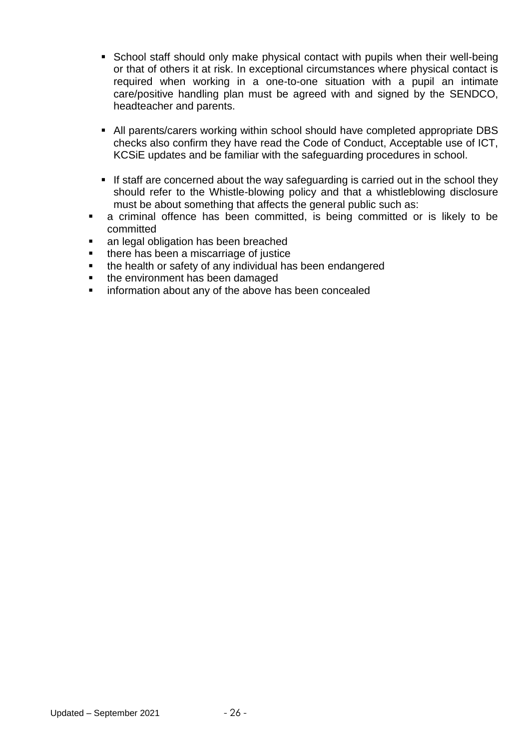- School staff should only make physical contact with pupils when their well-being or that of others it at risk. In exceptional circumstances where physical contact is required when working in a one-to-one situation with a pupil an intimate care/positive handling plan must be agreed with and signed by the SENDCO, headteacher and parents.

- All parents/carers working within school should have completed appropriate DBS checks also confirm they have read the Code of Conduct, Acceptable use of ICT, KCSiE updates and be familiar with the safeguarding procedures in school.

- If staff are concerned about the way safeguarding is carried out in the school they should refer to the Whistle-blowing policy and that a whistleblowing disclosure must be about something that affects the general public such as:

- a criminal offence has been committed, is being committed or is likely to be committed
- an legal obligation has been breached
- there has been a miscarriage of justice
- the health or safety of any individual has been endangered
- the environment has been damaged
- information about any of the above has been concealed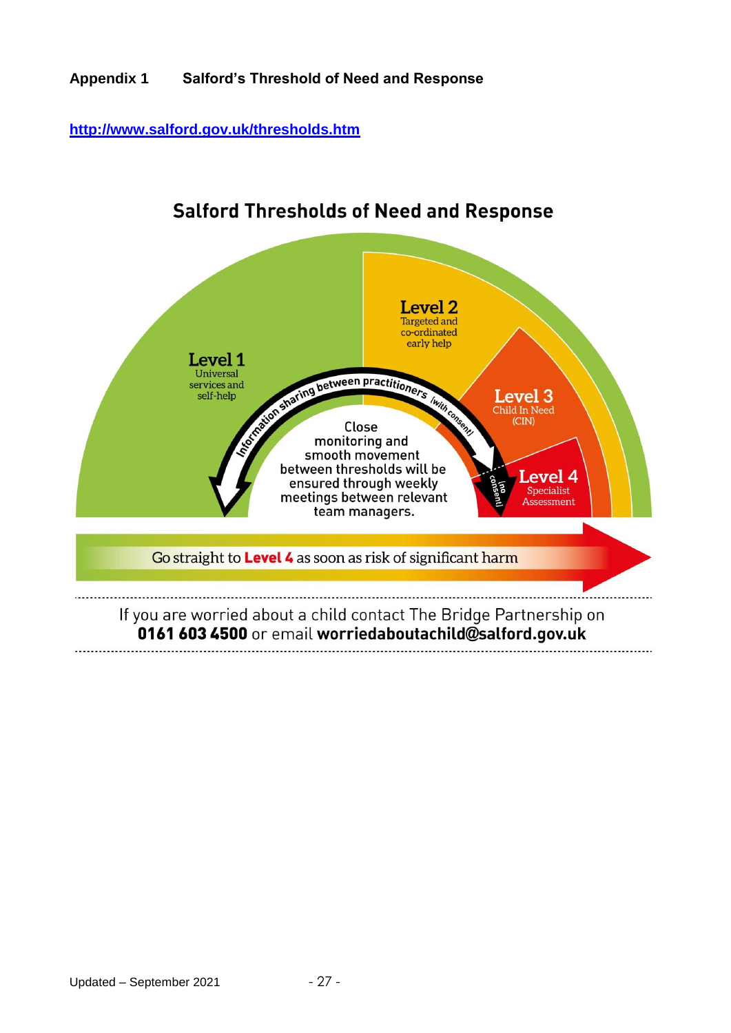**Appendix 1 Salford's Threshold of Need and Response**

http://www.salford.gov.uk/thresholds.htm

## Salford Thresholds of Need and Response

**Level 1**
Universal services and self-help

**Level 2**
Targeted and co-ordinated early help

**Level 3**
Child In Need (CIN)

**Level 4**
Specialist Assessment

Information sharing between practitioners (with consent)

(no consent)

Close monitoring and smooth movement between thresholds will be ensured through weekly meetings between relevant team managers.

Go straight to **Level 4** as soon as risk of significant harm

---

If you are worried about a child contact The Bridge Partnership on **0161 603 4500** or email **worriedaboutachild@salford.gov.uk**

---

Updated – September 2021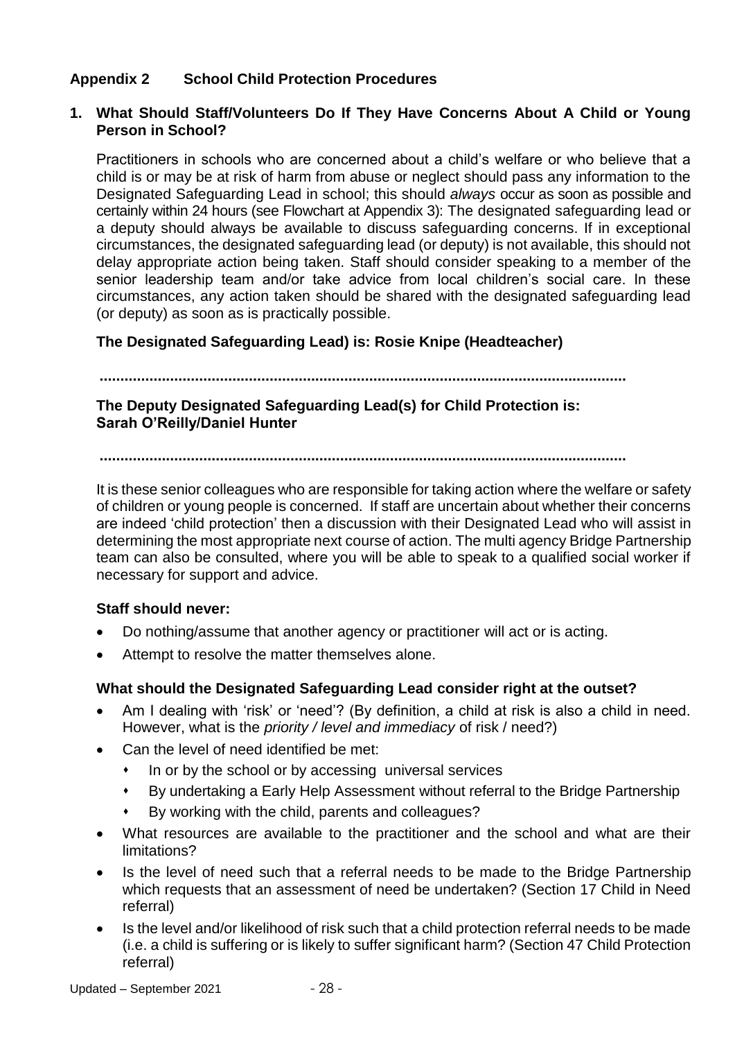## Appendix 2 School Child Protection Procedures

### 1. What Should Staff/Volunteers Do If They Have Concerns About A Child or Young Person in School?

Practitioners in schools who are concerned about a child's welfare or who believe that a child is or may be at risk of harm from abuse or neglect should pass any information to the Designated Safeguarding Lead in school; this should *always* occur as soon as possible and certainly within 24 hours (see Flowchart at Appendix 3): The designated safeguarding lead or a deputy should always be available to discuss safeguarding concerns. If in exceptional circumstances, the designated safeguarding lead (or deputy) is not available, this should not delay appropriate action being taken. Staff should consider speaking to a member of the senior leadership team and/or take advice from local children's social care. In these circumstances, any action taken should be shared with the designated safeguarding lead (or deputy) as soon as is practically possible.

**The Designated Safeguarding Lead) is: Rosie Knipe (Headteacher)**

**.............................................................................................................................**

**The Deputy Designated Safeguarding Lead(s) for Child Protection is: Sarah O'Reilly/Daniel Hunter**

**.............................................................................................................................**

It is these senior colleagues who are responsible for taking action where the welfare or safety of children or young people is concerned. If staff are uncertain about whether their concerns are indeed 'child protection' then a discussion with their Designated Lead who will assist in determining the most appropriate next course of action. The multi agency Bridge Partnership team can also be consulted, where you will be able to speak to a qualified social worker if necessary for support and advice.

**Staff should never:**

- Do nothing/assume that another agency or practitioner will act or is acting.
- Attempt to resolve the matter themselves alone.

**What should the Designated Safeguarding Lead consider right at the outset?**

- Am I dealing with 'risk' or 'need'? (By definition, a child at risk is also a child in need. However, what is the *priority / level and immediacy* of risk / need?)
- Can the level of need identified be met:
  - In or by the school or by accessing universal services
  - By undertaking a Early Help Assessment without referral to the Bridge Partnership
  - By working with the child, parents and colleagues?
- What resources are available to the practitioner and the school and what are their limitations?
- Is the level of need such that a referral needs to be made to the Bridge Partnership which requests that an assessment of need be undertaken? (Section 17 Child in Need referral)
- Is the level and/or likelihood of risk such that a child protection referral needs to be made (i.e. a child is suffering or is likely to suffer significant harm? (Section 47 Child Protection referral)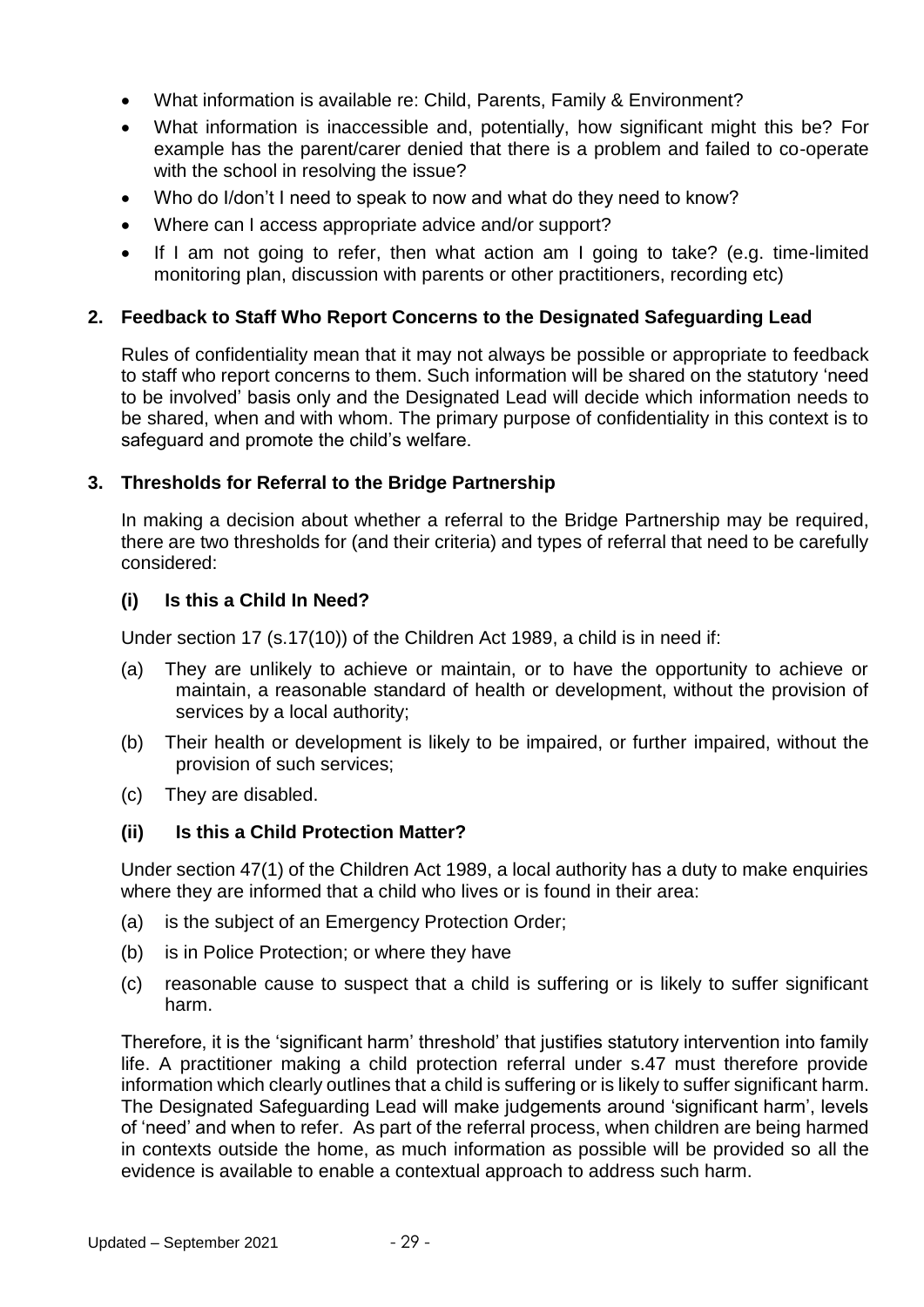- What information is available re: Child, Parents, Family & Environment?
- What information is inaccessible and, potentially, how significant might this be? For example has the parent/carer denied that there is a problem and failed to co-operate with the school in resolving the issue?
- Who do I/don't I need to speak to now and what do they need to know?
- Where can I access appropriate advice and/or support?
- If I am not going to refer, then what action am I going to take? (e.g. time-limited monitoring plan, discussion with parents or other practitioners, recording etc)

## 2. Feedback to Staff Who Report Concerns to the Designated Safeguarding Lead

Rules of confidentiality mean that it may not always be possible or appropriate to feedback to staff who report concerns to them. Such information will be shared on the statutory 'need to be involved' basis only and the Designated Lead will decide which information needs to be shared, when and with whom. The primary purpose of confidentiality in this context is to safeguard and promote the child's welfare.

## 3. Thresholds for Referral to the Bridge Partnership

In making a decision about whether a referral to the Bridge Partnership may be required, there are two thresholds for (and their criteria) and types of referral that need to be carefully considered:

### (i) Is this a Child In Need?

Under section 17 (s.17(10)) of the Children Act 1989, a child is in need if:

(a) They are unlikely to achieve or maintain, or to have the opportunity to achieve or maintain, a reasonable standard of health or development, without the provision of services by a local authority;

(b) Their health or development is likely to be impaired, or further impaired, without the provision of such services;

(c) They are disabled.

### (ii) Is this a Child Protection Matter?

Under section 47(1) of the Children Act 1989, a local authority has a duty to make enquiries where they are informed that a child who lives or is found in their area:

(a) is the subject of an Emergency Protection Order;

(b) is in Police Protection; or where they have

(c) reasonable cause to suspect that a child is suffering or is likely to suffer significant harm.

Therefore, it is the 'significant harm' threshold' that justifies statutory intervention into family life. A practitioner making a child protection referral under s.47 must therefore provide information which clearly outlines that a child is suffering or is likely to suffer significant harm. The Designated Safeguarding Lead will make judgements around 'significant harm', levels of 'need' and when to refer. As part of the referral process, when children are being harmed in contexts outside the home, as much information as possible will be provided so all the evidence is available to enable a contextual approach to address such harm.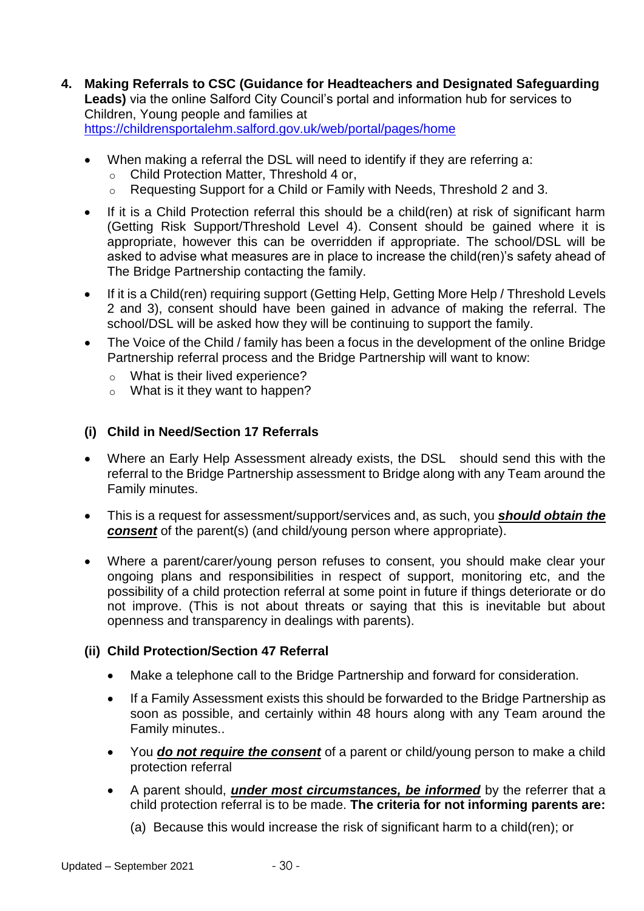**4. Making Referrals to CSC (Guidance for Headteachers and Designated Safeguarding Leads)** via the online Salford City Council's portal and information hub for services to Children, Young people and families at https://childrensportalehm.salford.gov.uk/web/portal/pages/home

- When making a referral the DSL will need to identify if they are referring a:
  - Child Protection Matter, Threshold 4 or,
  - Requesting Support for a Child or Family with Needs, Threshold 2 and 3.
- If it is a Child Protection referral this should be a child(ren) at risk of significant harm (Getting Risk Support/Threshold Level 4). Consent should be gained where it is appropriate, however this can be overridden if appropriate. The school/DSL will be asked to advise what measures are in place to increase the child(ren)'s safety ahead of The Bridge Partnership contacting the family.
- If it is a Child(ren) requiring support (Getting Help, Getting More Help / Threshold Levels 2 and 3), consent should have been gained in advance of making the referral. The school/DSL will be asked how they will be continuing to support the family.
- The Voice of the Child / family has been a focus in the development of the online Bridge Partnership referral process and the Bridge Partnership will want to know:
  - What is their lived experience?
  - What is it they want to happen?

**(i) Child in Need/Section 17 Referrals**

- Where an Early Help Assessment already exists, the DSL should send this with the referral to the Bridge Partnership assessment to Bridge along with any Team around the Family minutes.
- This is a request for assessment/support/services and, as such, you ***should obtain the consent*** of the parent(s) (and child/young person where appropriate).
- Where a parent/carer/young person refuses to consent, you should make clear your ongoing plans and responsibilities in respect of support, monitoring etc, and the possibility of a child protection referral at some point in future if things deteriorate or do not improve. (This is not about threats or saying that this is inevitable but about openness and transparency in dealings with parents).

**(ii) Child Protection/Section 47 Referral**

- Make a telephone call to the Bridge Partnership and forward for consideration.
- If a Family Assessment exists this should be forwarded to the Bridge Partnership as soon as possible, and certainly within 48 hours along with any Team around the Family minutes..
- You ***do not require the consent*** of a parent or child/young person to make a child protection referral
- A parent should, ***under most circumstances, be informed*** by the referrer that a child protection referral is to be made. **The criteria for not informing parents are:**

  (a) Because this would increase the risk of significant harm to a child(ren); or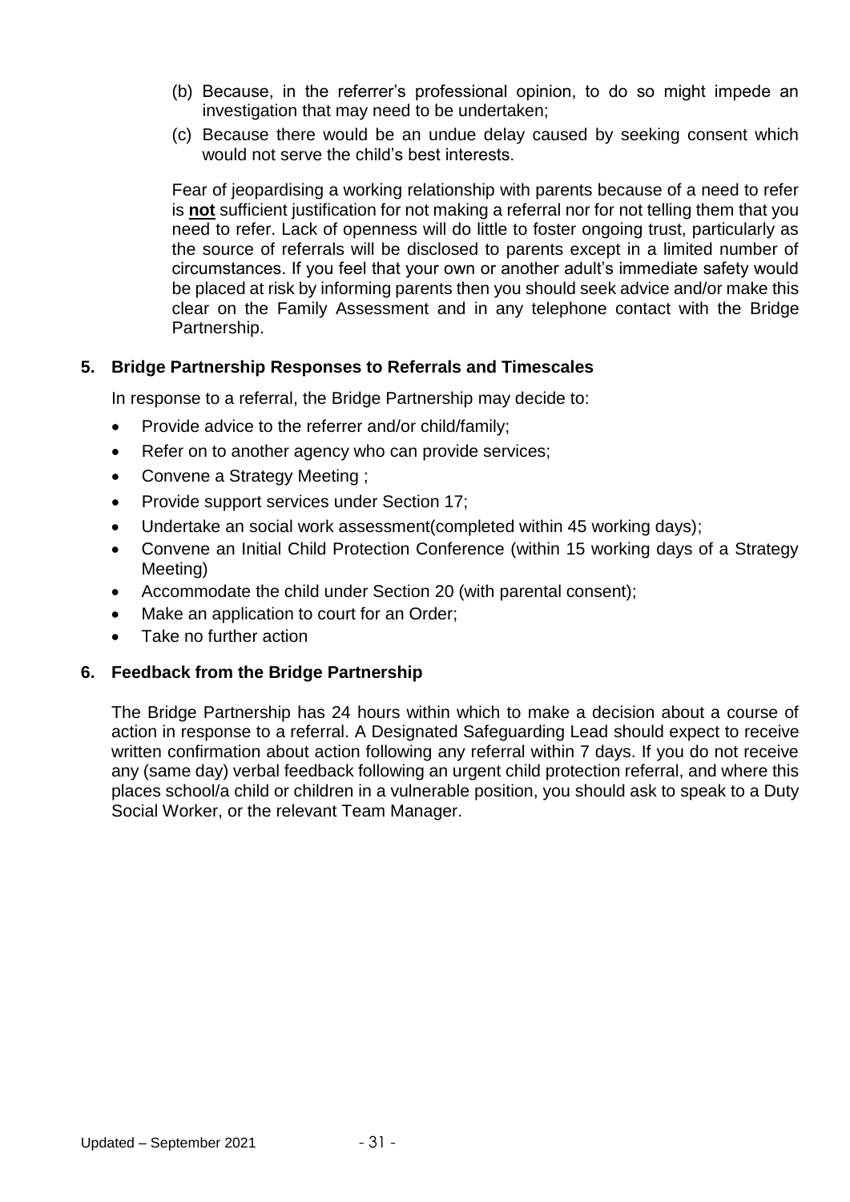(b) Because, in the referrer's professional opinion, to do so might impede an investigation that may need to be undertaken;

(c) Because there would be an undue delay caused by seeking consent which would not serve the child's best interests.

Fear of jeopardising a working relationship with parents because of a need to refer is **not** sufficient justification for not making a referral nor for not telling them that you need to refer. Lack of openness will do little to foster ongoing trust, particularly as the source of referrals will be disclosed to parents except in a limited number of circumstances. If you feel that your own or another adult's immediate safety would be placed at risk by informing parents then you should seek advice and/or make this clear on the Family Assessment and in any telephone contact with the Bridge Partnership.

## 5. Bridge Partnership Responses to Referrals and Timescales

In response to a referral, the Bridge Partnership may decide to:

- Provide advice to the referrer and/or child/family;
- Refer on to another agency who can provide services;
- Convene a Strategy Meeting ;
- Provide support services under Section 17;
- Undertake an social work assessment(completed within 45 working days);
- Convene an Initial Child Protection Conference (within 15 working days of a Strategy Meeting)
- Accommodate the child under Section 20 (with parental consent);
- Make an application to court for an Order;
- Take no further action

## 6. Feedback from the Bridge Partnership

The Bridge Partnership has 24 hours within which to make a decision about a course of action in response to a referral. A Designated Safeguarding Lead should expect to receive written confirmation about action following any referral within 7 days. If you do not receive any (same day) verbal feedback following an urgent child protection referral, and where this places school/a child or children in a vulnerable position, you should ask to speak to a Duty Social Worker, or the relevant Team Manager.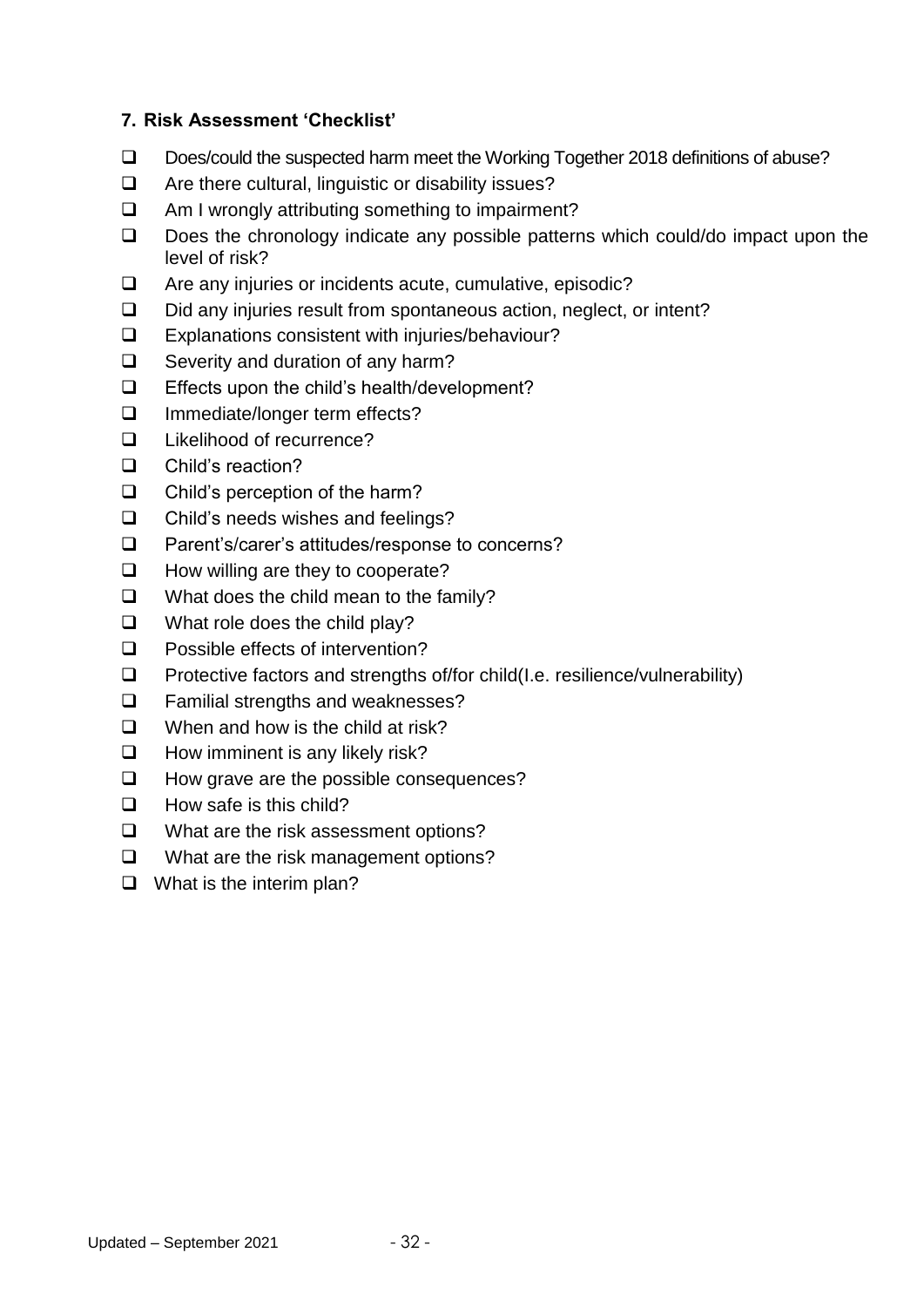### 7. Risk Assessment 'Checklist'

- ❑ Does/could the suspected harm meet the Working Together 2018 definitions of abuse?
- ❑ Are there cultural, linguistic or disability issues?
- ❑ Am I wrongly attributing something to impairment?
- ❑ Does the chronology indicate any possible patterns which could/do impact upon the level of risk?
- ❑ Are any injuries or incidents acute, cumulative, episodic?
- ❑ Did any injuries result from spontaneous action, neglect, or intent?
- ❑ Explanations consistent with injuries/behaviour?
- ❑ Severity and duration of any harm?
- ❑ Effects upon the child's health/development?
- ❑ Immediate/longer term effects?
- ❑ Likelihood of recurrence?
- ❑ Child's reaction?
- ❑ Child's perception of the harm?
- ❑ Child's needs wishes and feelings?
- ❑ Parent's/carer's attitudes/response to concerns?
- ❑ How willing are they to cooperate?
- ❑ What does the child mean to the family?
- ❑ What role does the child play?
- ❑ Possible effects of intervention?
- ❑ Protective factors and strengths of/for child(I.e. resilience/vulnerability)
- ❑ Familial strengths and weaknesses?
- ❑ When and how is the child at risk?
- ❑ How imminent is any likely risk?
- ❑ How grave are the possible consequences?
- ❑ How safe is this child?
- ❑ What are the risk assessment options?
- ❑ What are the risk management options?
- ❑ What is the interim plan?

Updated – September 2021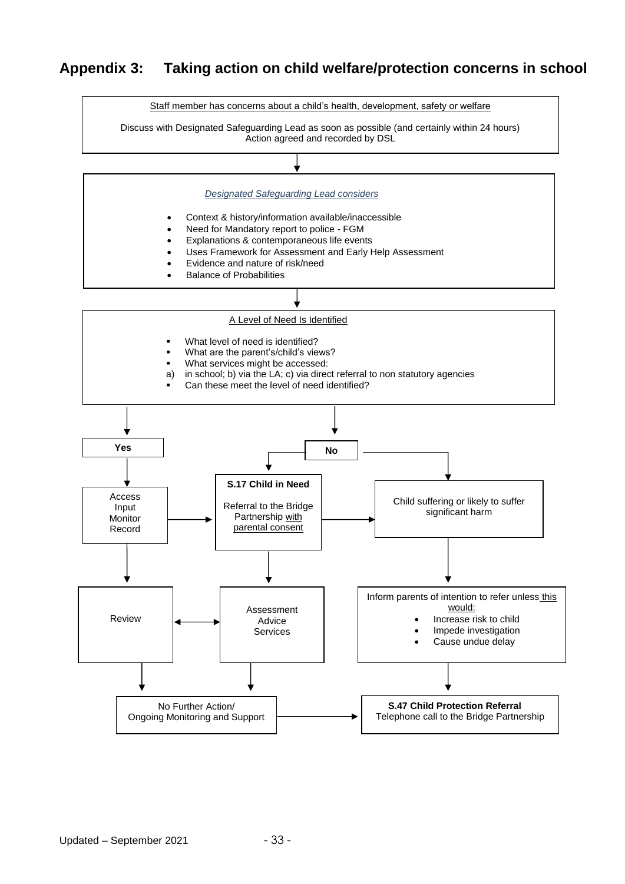## Appendix 3: Taking action on child welfare/protection concerns in school

Staff member has concerns about a child's health, development, safety or welfare

Discuss with Designated Safeguarding Lead as soon as possible (and certainly within 24 hours)
Action agreed and recorded by DSL

↓

*Designated Safeguarding Lead considers*

- Context & history/information available/inaccessible
- Need for Mandatory report to police - FGM
- Explanations & contemporaneous life events
- Uses Framework for Assessment and Early Help Assessment
- Evidence and nature of risk/need
- Balance of Probabilities

↓

A Level of Need Is Identified

- What level of need is identified?
- What are the parent's/child's views?
- What services might be accessed:

a) in school; b) via the LA; c) via direct referral to non statutory agencies

- Can these meet the level of need identified?

**Yes**

Access
Input
Monitor
Record

→ Review

**No**

**S.17 Child in Need**

Referral to the Bridge Partnership with parental consent

→ Assessment
Advice
Services

Child suffering or likely to suffer significant harm

→ Inform parents of intention to refer unless this would:

- Increase risk to child
- Impede investigation
- Cause undue delay

Review ↔ Assessment / Advice / Services

No Further Action/
Ongoing Monitoring and Support

→ **S.47 Child Protection Referral**
Telephone call to the Bridge Partnership

Updated – September 2021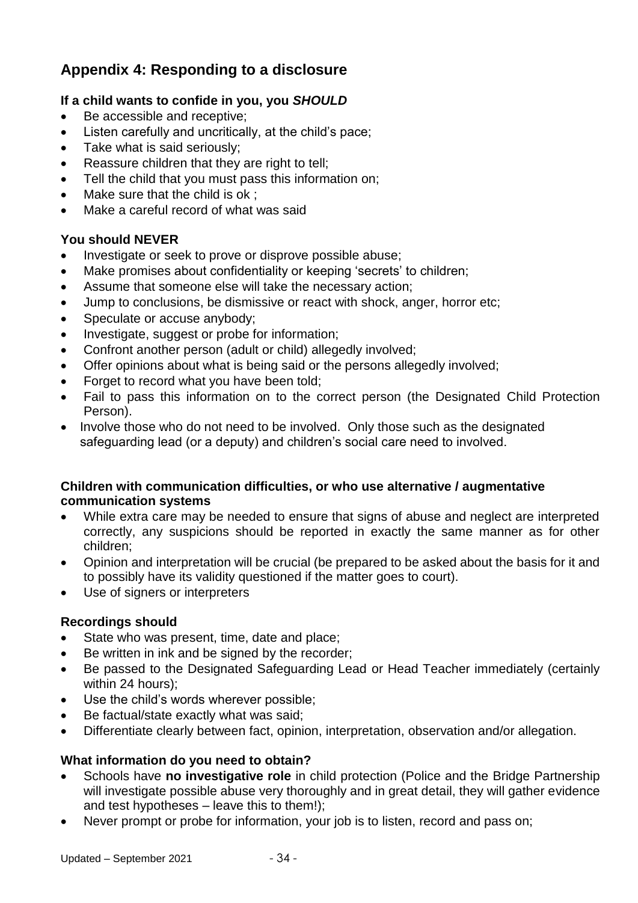## Appendix 4: Responding to a disclosure

**If a child wants to confide in you, you *SHOULD***

- Be accessible and receptive;
- Listen carefully and uncritically, at the child's pace;
- Take what is said seriously;
- Reassure children that they are right to tell;
- Tell the child that you must pass this information on;
- Make sure that the child is ok ;
- Make a careful record of what was said

**You should NEVER**

- Investigate or seek to prove or disprove possible abuse;
- Make promises about confidentiality or keeping 'secrets' to children;
- Assume that someone else will take the necessary action;
- Jump to conclusions, be dismissive or react with shock, anger, horror etc;
- Speculate or accuse anybody;
- Investigate, suggest or probe for information;
- Confront another person (adult or child) allegedly involved;
- Offer opinions about what is being said or the persons allegedly involved;
- Forget to record what you have been told;
- Fail to pass this information on to the correct person (the Designated Child Protection Person).
- Involve those who do not need to be involved. Only those such as the designated safeguarding lead (or a deputy) and children's social care need to involved.

**Children with communication difficulties, or who use alternative / augmentative communication systems**

- While extra care may be needed to ensure that signs of abuse and neglect are interpreted correctly, any suspicions should be reported in exactly the same manner as for other children;
- Opinion and interpretation will be crucial (be prepared to be asked about the basis for it and to possibly have its validity questioned if the matter goes to court).
- Use of signers or interpreters

**Recordings should**

- State who was present, time, date and place;
- Be written in ink and be signed by the recorder;
- Be passed to the Designated Safeguarding Lead or Head Teacher immediately (certainly within 24 hours);
- Use the child's words wherever possible;
- Be factual/state exactly what was said;
- Differentiate clearly between fact, opinion, interpretation, observation and/or allegation.

**What information do you need to obtain?**

- Schools have **no investigative role** in child protection (Police and the Bridge Partnership will investigate possible abuse very thoroughly and in great detail, they will gather evidence and test hypotheses – leave this to them!);
- Never prompt or probe for information, your job is to listen, record and pass on;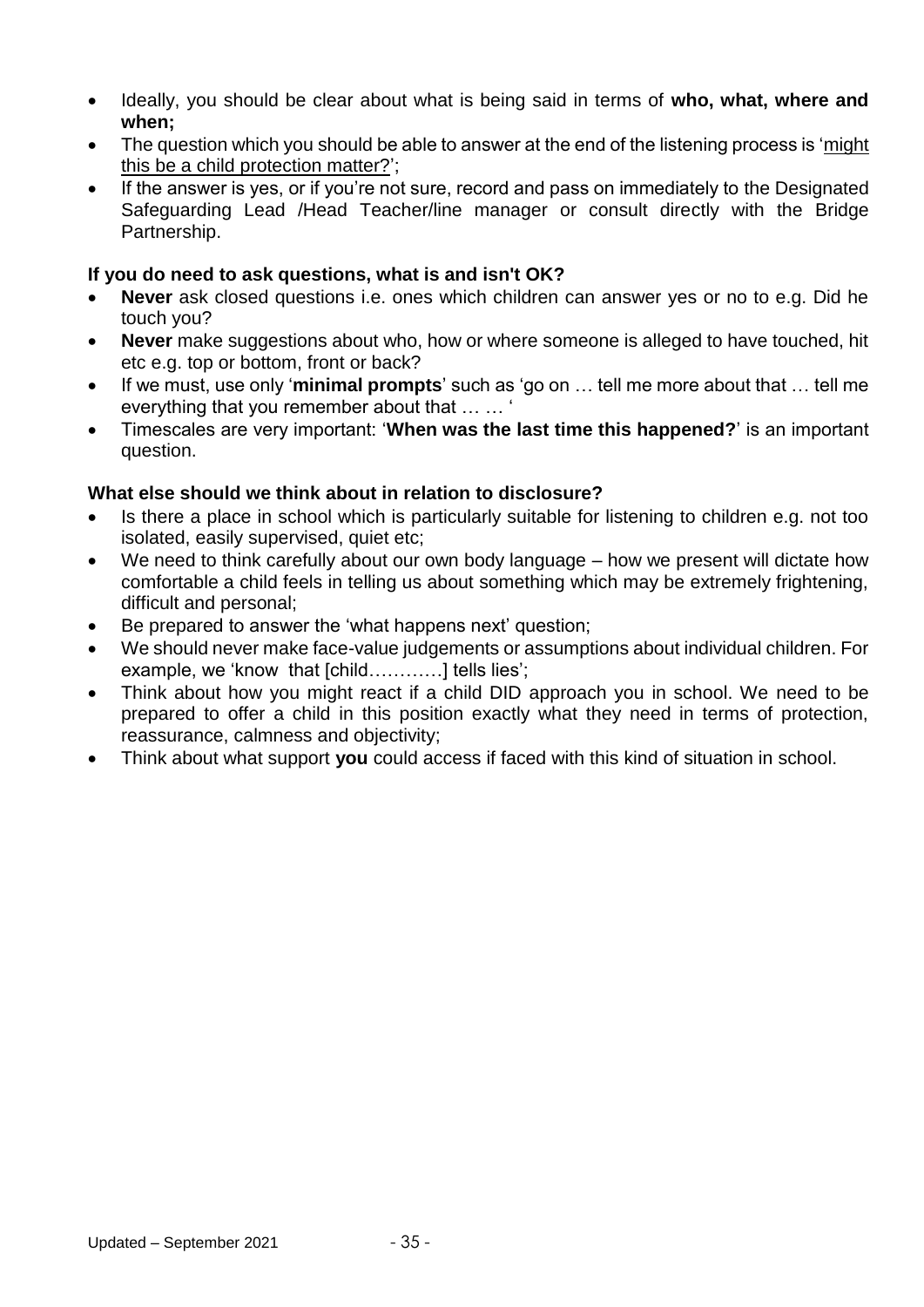- Ideally, you should be clear about what is being said in terms of **who, what, where and when;**
- The question which you should be able to answer at the end of the listening process is '<u>might this be a child protection matter?</u>';
- If the answer is yes, or if you're not sure, record and pass on immediately to the Designated Safeguarding Lead /Head Teacher/line manager or consult directly with the Bridge Partnership.

**If you do need to ask questions, what is and isn't OK?**

- **Never** ask closed questions i.e. ones which children can answer yes or no to e.g. Did he touch you?
- **Never** make suggestions about who, how or where someone is alleged to have touched, hit etc e.g. top or bottom, front or back?
- If we must, use only '**minimal prompts**' such as 'go on … tell me more about that … tell me everything that you remember about that … … '
- Timescales are very important: '**When was the last time this happened?**' is an important question.

**What else should we think about in relation to disclosure?**

- Is there a place in school which is particularly suitable for listening to children e.g. not too isolated, easily supervised, quiet etc;
- We need to think carefully about our own body language – how we present will dictate how comfortable a child feels in telling us about something which may be extremely frightening, difficult and personal;
- Be prepared to answer the 'what happens next' question;
- We should never make face-value judgements or assumptions about individual children. For example, we 'know that [child…………] tells lies';
- Think about how you might react if a child DID approach you in school. We need to be prepared to offer a child in this position exactly what they need in terms of protection, reassurance, calmness and objectivity;
- Think about what support **you** could access if faced with this kind of situation in school.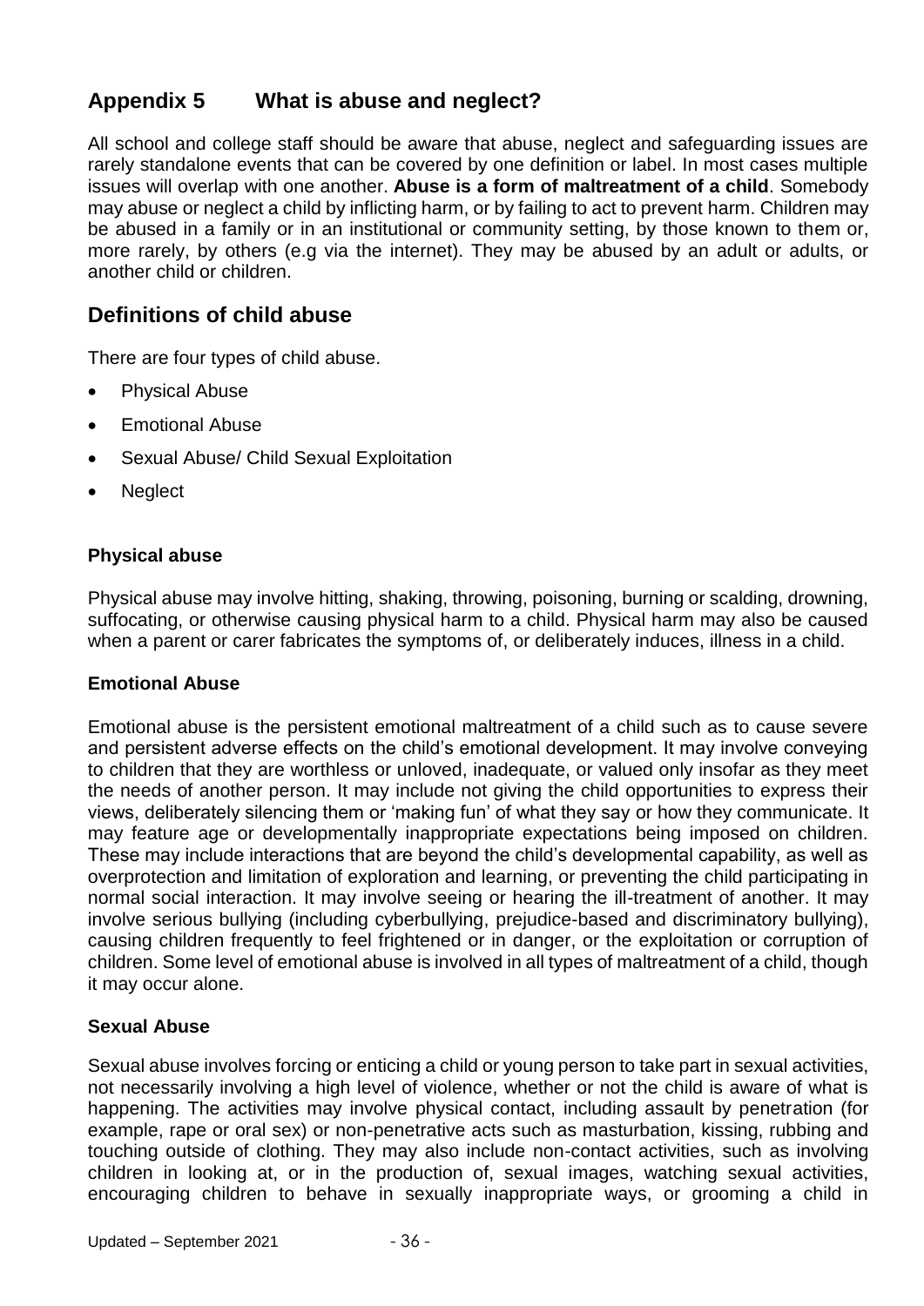## Appendix 5 What is abuse and neglect?

All school and college staff should be aware that abuse, neglect and safeguarding issues are rarely standalone events that can be covered by one definition or label. In most cases multiple issues will overlap with one another. **Abuse is a form of maltreatment of a child**. Somebody may abuse or neglect a child by inflicting harm, or by failing to act to prevent harm. Children may be abused in a family or in an institutional or community setting, by those known to them or, more rarely, by others (e.g via the internet). They may be abused by an adult or adults, or another child or children.

## Definitions of child abuse

There are four types of child abuse.

- Physical Abuse
- Emotional Abuse
- Sexual Abuse/ Child Sexual Exploitation
- Neglect

### Physical abuse

Physical abuse may involve hitting, shaking, throwing, poisoning, burning or scalding, drowning, suffocating, or otherwise causing physical harm to a child. Physical harm may also be caused when a parent or carer fabricates the symptoms of, or deliberately induces, illness in a child.

### Emotional Abuse

Emotional abuse is the persistent emotional maltreatment of a child such as to cause severe and persistent adverse effects on the child's emotional development. It may involve conveying to children that they are worthless or unloved, inadequate, or valued only insofar as they meet the needs of another person. It may include not giving the child opportunities to express their views, deliberately silencing them or 'making fun' of what they say or how they communicate. It may feature age or developmentally inappropriate expectations being imposed on children. These may include interactions that are beyond the child's developmental capability, as well as overprotection and limitation of exploration and learning, or preventing the child participating in normal social interaction. It may involve seeing or hearing the ill-treatment of another. It may involve serious bullying (including cyberbullying, prejudice-based and discriminatory bullying), causing children frequently to feel frightened or in danger, or the exploitation or corruption of children. Some level of emotional abuse is involved in all types of maltreatment of a child, though it may occur alone.

### Sexual Abuse

Sexual abuse involves forcing or enticing a child or young person to take part in sexual activities, not necessarily involving a high level of violence, whether or not the child is aware of what is happening. The activities may involve physical contact, including assault by penetration (for example, rape or oral sex) or non-penetrative acts such as masturbation, kissing, rubbing and touching outside of clothing. They may also include non-contact activities, such as involving children in looking at, or in the production of, sexual images, watching sexual activities, encouraging children to behave in sexually inappropriate ways, or grooming a child in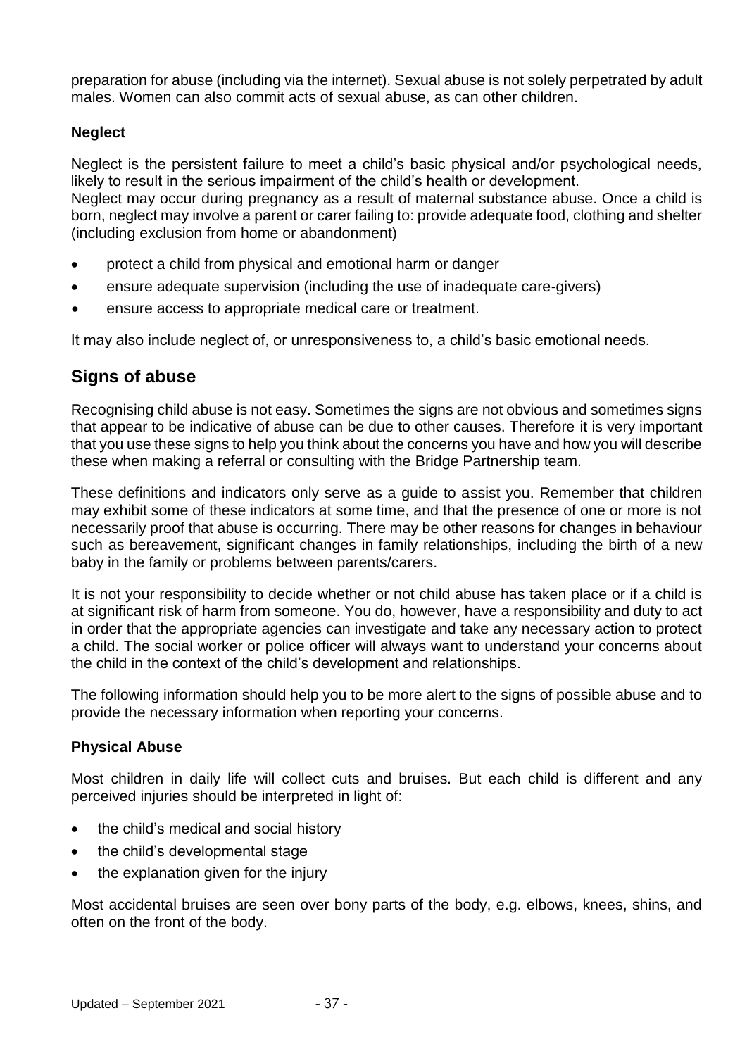preparation for abuse (including via the internet). Sexual abuse is not solely perpetrated by adult males. Women can also commit acts of sexual abuse, as can other children.

**Neglect**

Neglect is the persistent failure to meet a child's basic physical and/or psychological needs, likely to result in the serious impairment of the child's health or development.
Neglect may occur during pregnancy as a result of maternal substance abuse. Once a child is born, neglect may involve a parent or carer failing to: provide adequate food, clothing and shelter (including exclusion from home or abandonment)

- protect a child from physical and emotional harm or danger
- ensure adequate supervision (including the use of inadequate care-givers)
- ensure access to appropriate medical care or treatment.

It may also include neglect of, or unresponsiveness to, a child's basic emotional needs.

## Signs of abuse

Recognising child abuse is not easy. Sometimes the signs are not obvious and sometimes signs that appear to be indicative of abuse can be due to other causes. Therefore it is very important that you use these signs to help you think about the concerns you have and how you will describe these when making a referral or consulting with the Bridge Partnership team.

These definitions and indicators only serve as a guide to assist you. Remember that children may exhibit some of these indicators at some time, and that the presence of one or more is not necessarily proof that abuse is occurring. There may be other reasons for changes in behaviour such as bereavement, significant changes in family relationships, including the birth of a new baby in the family or problems between parents/carers.

It is not your responsibility to decide whether or not child abuse has taken place or if a child is at significant risk of harm from someone. You do, however, have a responsibility and duty to act in order that the appropriate agencies can investigate and take any necessary action to protect a child. The social worker or police officer will always want to understand your concerns about the child in the context of the child's development and relationships.

The following information should help you to be more alert to the signs of possible abuse and to provide the necessary information when reporting your concerns.

**Physical Abuse**

Most children in daily life will collect cuts and bruises. But each child is different and any perceived injuries should be interpreted in light of:

- the child's medical and social history
- the child's developmental stage
- the explanation given for the injury

Most accidental bruises are seen over bony parts of the body, e.g. elbows, knees, shins, and often on the front of the body.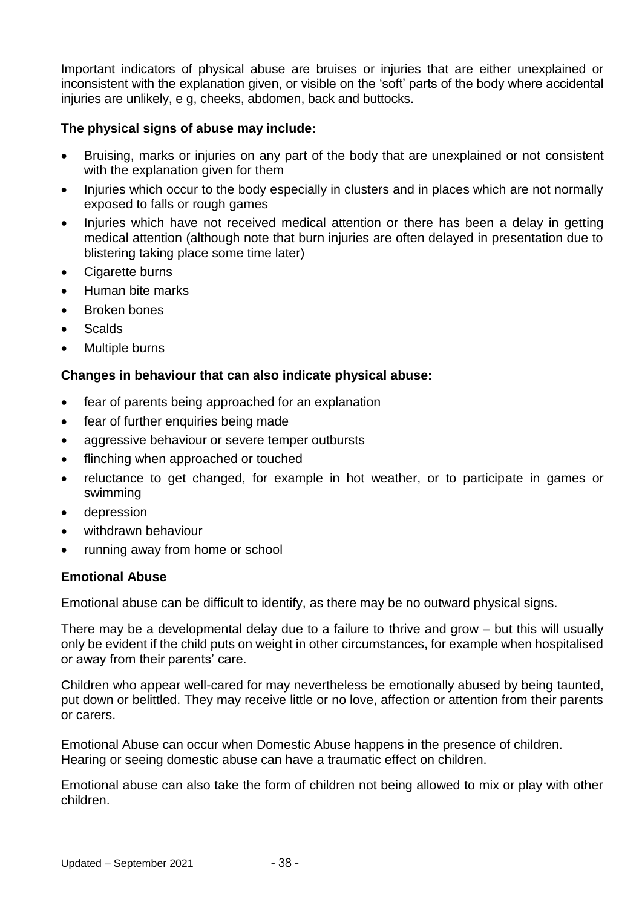Important indicators of physical abuse are bruises or injuries that are either unexplained or inconsistent with the explanation given, or visible on the 'soft' parts of the body where accidental injuries are unlikely, e g, cheeks, abdomen, back and buttocks.

**The physical signs of abuse may include:**

- Bruising, marks or injuries on any part of the body that are unexplained or not consistent with the explanation given for them
- Injuries which occur to the body especially in clusters and in places which are not normally exposed to falls or rough games
- Injuries which have not received medical attention or there has been a delay in getting medical attention (although note that burn injuries are often delayed in presentation due to blistering taking place some time later)
- Cigarette burns
- Human bite marks
- Broken bones
- Scalds
- Multiple burns

**Changes in behaviour that can also indicate physical abuse:**

- fear of parents being approached for an explanation
- fear of further enquiries being made
- aggressive behaviour or severe temper outbursts
- flinching when approached or touched
- reluctance to get changed, for example in hot weather, or to participate in games or swimming
- depression
- withdrawn behaviour
- running away from home or school

**Emotional Abuse**

Emotional abuse can be difficult to identify, as there may be no outward physical signs.

There may be a developmental delay due to a failure to thrive and grow – but this will usually only be evident if the child puts on weight in other circumstances, for example when hospitalised or away from their parents' care.

Children who appear well-cared for may nevertheless be emotionally abused by being taunted, put down or belittled. They may receive little or no love, affection or attention from their parents or carers.

Emotional Abuse can occur when Domestic Abuse happens in the presence of children. Hearing or seeing domestic abuse can have a traumatic effect on children.

Emotional abuse can also take the form of children not being allowed to mix or play with other children.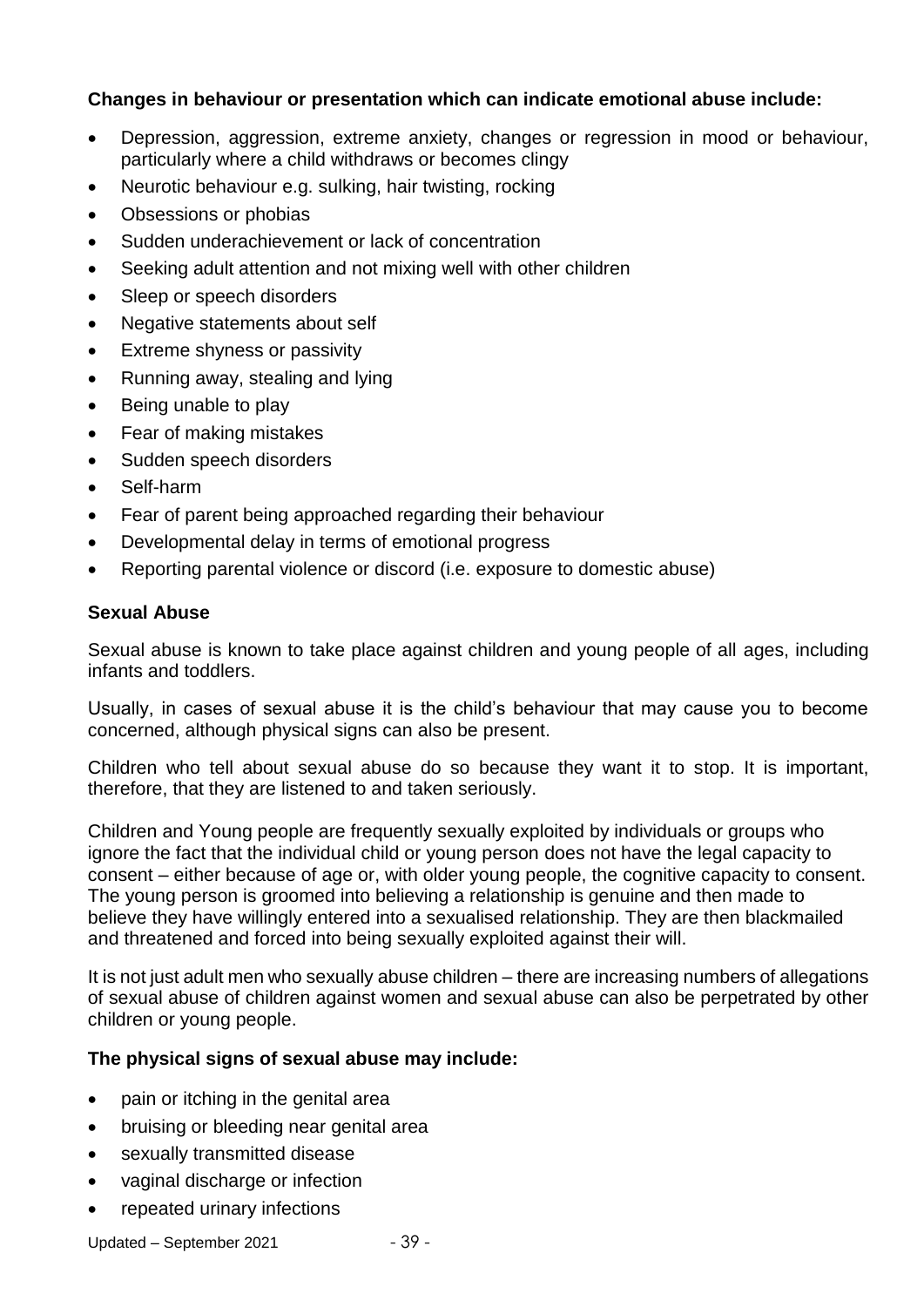**Changes in behaviour or presentation which can indicate emotional abuse include:**

- Depression, aggression, extreme anxiety, changes or regression in mood or behaviour, particularly where a child withdraws or becomes clingy
- Neurotic behaviour e.g. sulking, hair twisting, rocking
- Obsessions or phobias
- Sudden underachievement or lack of concentration
- Seeking adult attention and not mixing well with other children
- Sleep or speech disorders
- Negative statements about self
- Extreme shyness or passivity
- Running away, stealing and lying
- Being unable to play
- Fear of making mistakes
- Sudden speech disorders
- Self-harm
- Fear of parent being approached regarding their behaviour
- Developmental delay in terms of emotional progress
- Reporting parental violence or discord (i.e. exposure to domestic abuse)

**Sexual Abuse**

Sexual abuse is known to take place against children and young people of all ages, including infants and toddlers.

Usually, in cases of sexual abuse it is the child's behaviour that may cause you to become concerned, although physical signs can also be present.

Children who tell about sexual abuse do so because they want it to stop. It is important, therefore, that they are listened to and taken seriously.

Children and Young people are frequently sexually exploited by individuals or groups who ignore the fact that the individual child or young person does not have the legal capacity to consent – either because of age or, with older young people, the cognitive capacity to consent. The young person is groomed into believing a relationship is genuine and then made to believe they have willingly entered into a sexualised relationship. They are then blackmailed and threatened and forced into being sexually exploited against their will.

It is not just adult men who sexually abuse children – there are increasing numbers of allegations of sexual abuse of children against women and sexual abuse can also be perpetrated by other children or young people.

**The physical signs of sexual abuse may include:**

- pain or itching in the genital area
- bruising or bleeding near genital area
- sexually transmitted disease
- vaginal discharge or infection
- repeated urinary infections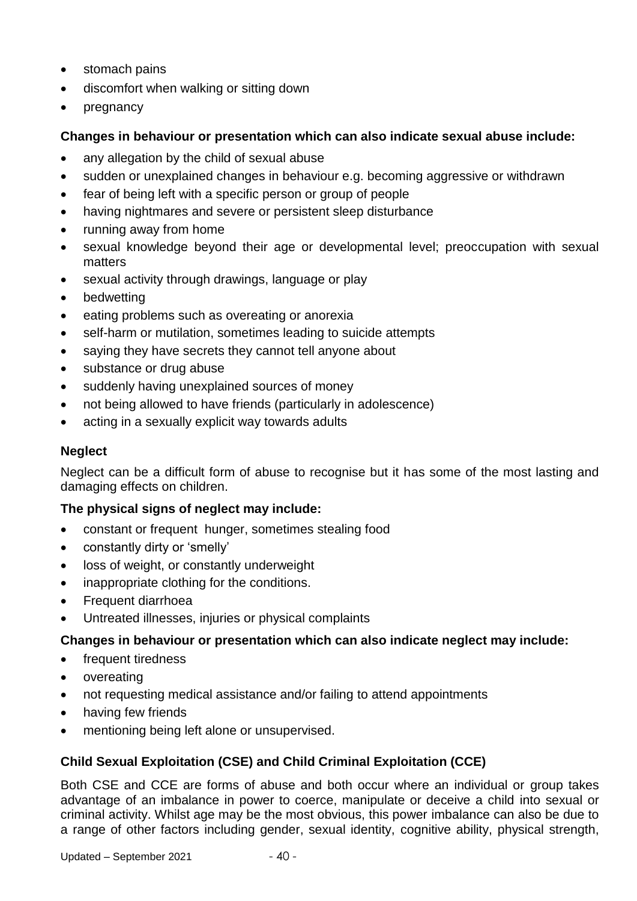- stomach pains
- discomfort when walking or sitting down
- pregnancy

**Changes in behaviour or presentation which can also indicate sexual abuse include:**

- any allegation by the child of sexual abuse
- sudden or unexplained changes in behaviour e.g. becoming aggressive or withdrawn
- fear of being left with a specific person or group of people
- having nightmares and severe or persistent sleep disturbance
- running away from home
- sexual knowledge beyond their age or developmental level; preoccupation with sexual matters
- sexual activity through drawings, language or play
- bedwetting
- eating problems such as overeating or anorexia
- self-harm or mutilation, sometimes leading to suicide attempts
- saying they have secrets they cannot tell anyone about
- substance or drug abuse
- suddenly having unexplained sources of money
- not being allowed to have friends (particularly in adolescence)
- acting in a sexually explicit way towards adults

### Neglect

Neglect can be a difficult form of abuse to recognise but it has some of the most lasting and damaging effects on children.

**The physical signs of neglect may include:**

- constant or frequent hunger, sometimes stealing food
- constantly dirty or 'smelly'
- loss of weight, or constantly underweight
- inappropriate clothing for the conditions.
- Frequent diarrhoea
- Untreated illnesses, injuries or physical complaints

**Changes in behaviour or presentation which can also indicate neglect may include:**

- frequent tiredness
- overeating
- not requesting medical assistance and/or failing to attend appointments
- having few friends
- mentioning being left alone or unsupervised.

### Child Sexual Exploitation (CSE) and Child Criminal Exploitation (CCE)

Both CSE and CCE are forms of abuse and both occur where an individual or group takes advantage of an imbalance in power to coerce, manipulate or deceive a child into sexual or criminal activity. Whilst age may be the most obvious, this power imbalance can also be due to a range of other factors including gender, sexual identity, cognitive ability, physical strength,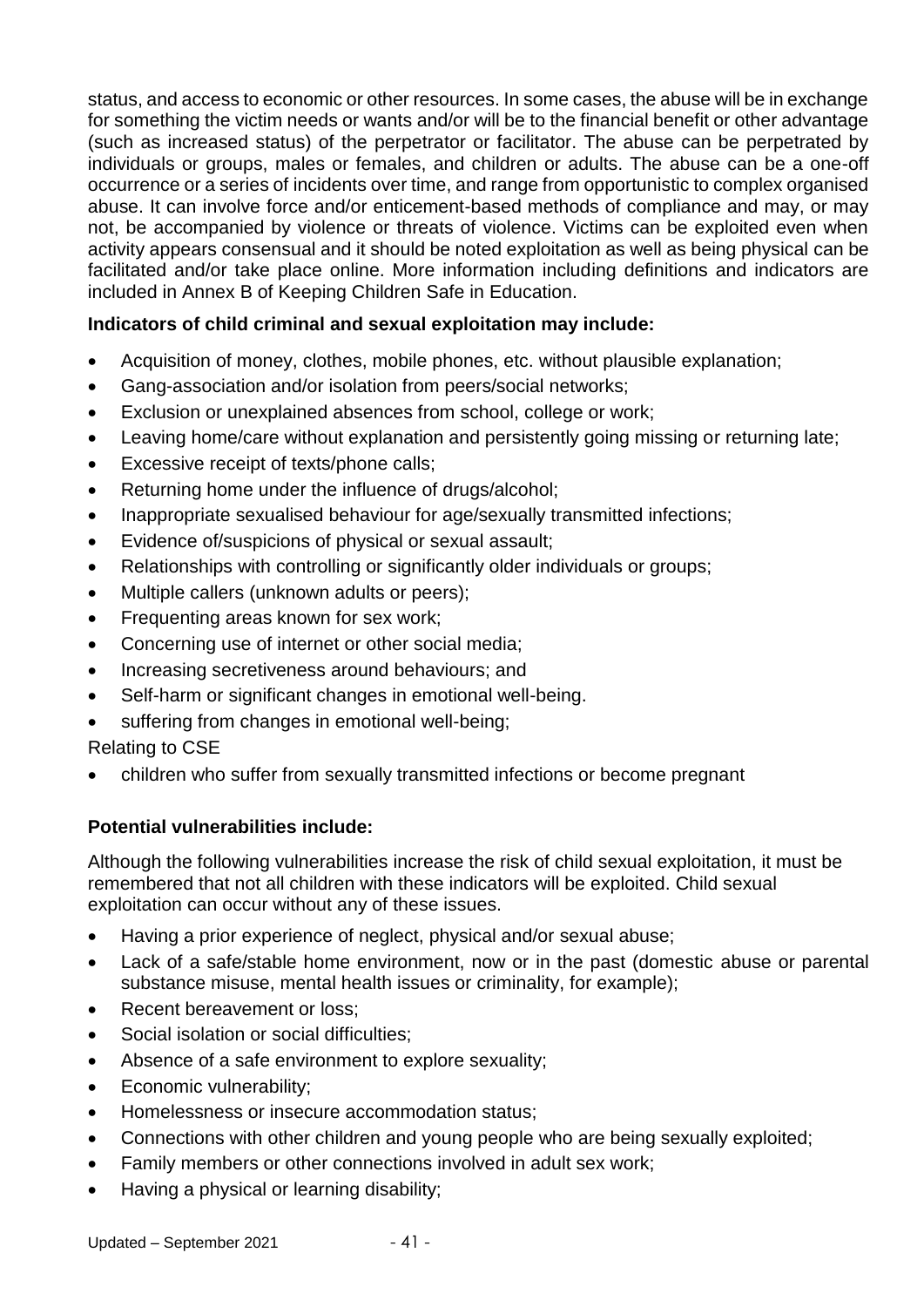status, and access to economic or other resources. In some cases, the abuse will be in exchange for something the victim needs or wants and/or will be to the financial benefit or other advantage (such as increased status) of the perpetrator or facilitator. The abuse can be perpetrated by individuals or groups, males or females, and children or adults. The abuse can be a one-off occurrence or a series of incidents over time, and range from opportunistic to complex organised abuse. It can involve force and/or enticement-based methods of compliance and may, or may not, be accompanied by violence or threats of violence. Victims can be exploited even when activity appears consensual and it should be noted exploitation as well as being physical can be facilitated and/or take place online. More information including definitions and indicators are included in Annex B of Keeping Children Safe in Education.

**Indicators of child criminal and sexual exploitation may include:**

- Acquisition of money, clothes, mobile phones, etc. without plausible explanation;
- Gang-association and/or isolation from peers/social networks;
- Exclusion or unexplained absences from school, college or work;
- Leaving home/care without explanation and persistently going missing or returning late;
- Excessive receipt of texts/phone calls;
- Returning home under the influence of drugs/alcohol;
- Inappropriate sexualised behaviour for age/sexually transmitted infections;
- Evidence of/suspicions of physical or sexual assault;
- Relationships with controlling or significantly older individuals or groups;
- Multiple callers (unknown adults or peers);
- Frequenting areas known for sex work;
- Concerning use of internet or other social media;
- Increasing secretiveness around behaviours; and
- Self-harm or significant changes in emotional well-being.
- suffering from changes in emotional well-being;

Relating to CSE

- children who suffer from sexually transmitted infections or become pregnant

**Potential vulnerabilities include:**

Although the following vulnerabilities increase the risk of child sexual exploitation, it must be remembered that not all children with these indicators will be exploited. Child sexual exploitation can occur without any of these issues.

- Having a prior experience of neglect, physical and/or sexual abuse;
- Lack of a safe/stable home environment, now or in the past (domestic abuse or parental substance misuse, mental health issues or criminality, for example);
- Recent bereavement or loss;
- Social isolation or social difficulties;
- Absence of a safe environment to explore sexuality;
- Economic vulnerability;
- Homelessness or insecure accommodation status;
- Connections with other children and young people who are being sexually exploited;
- Family members or other connections involved in adult sex work;
- Having a physical or learning disability;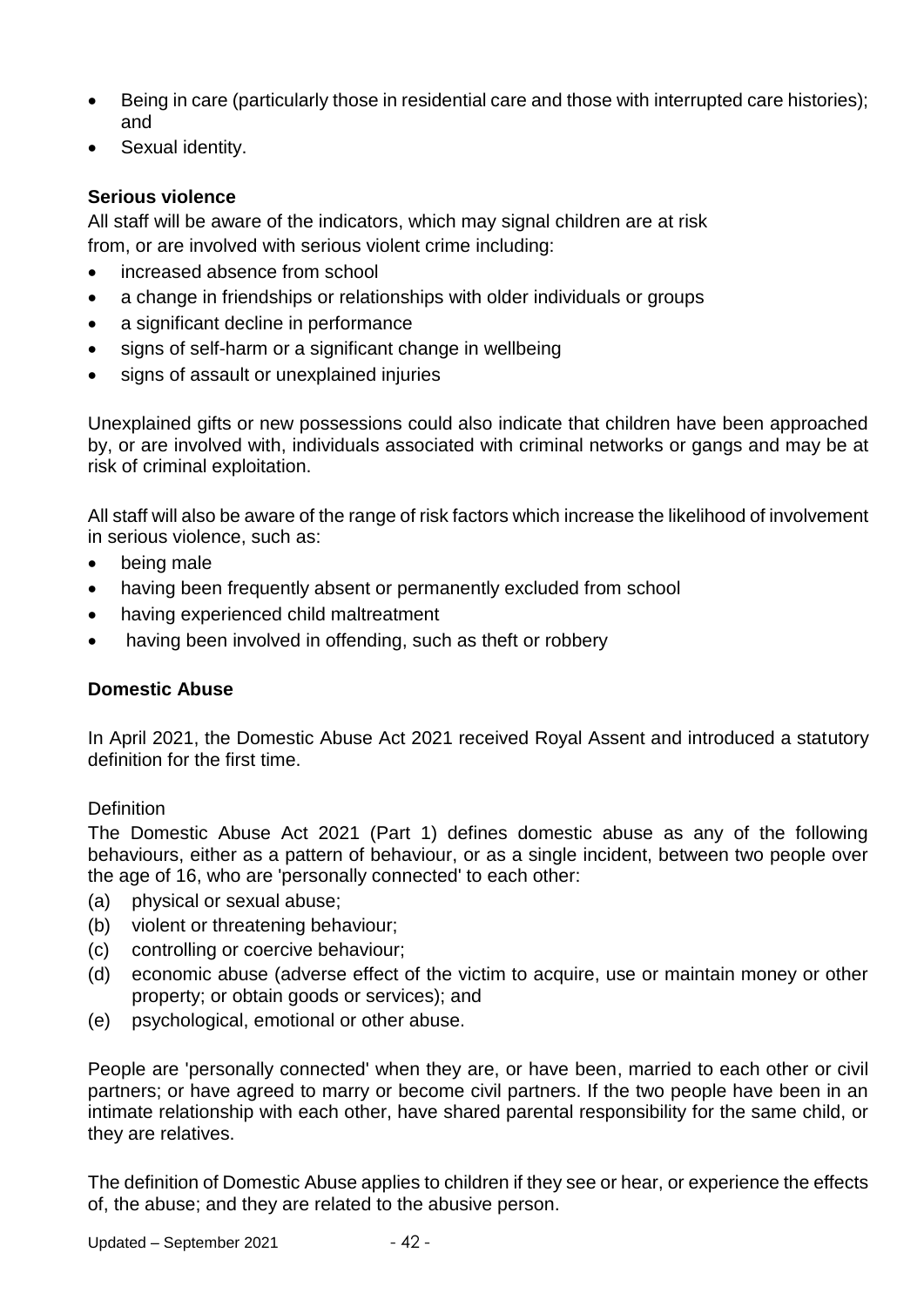- Being in care (particularly those in residential care and those with interrupted care histories); and
- Sexual identity.

**Serious violence**

All staff will be aware of the indicators, which may signal children are at risk from, or are involved with serious violent crime including:

- increased absence from school
- a change in friendships or relationships with older individuals or groups
- a significant decline in performance
- signs of self-harm or a significant change in wellbeing
- signs of assault or unexplained injuries

Unexplained gifts or new possessions could also indicate that children have been approached by, or are involved with, individuals associated with criminal networks or gangs and may be at risk of criminal exploitation.

All staff will also be aware of the range of risk factors which increase the likelihood of involvement in serious violence, such as:

- being male
- having been frequently absent or permanently excluded from school
- having experienced child maltreatment
- having been involved in offending, such as theft or robbery

**Domestic Abuse**

In April 2021, the Domestic Abuse Act 2021 received Royal Assent and introduced a statutory definition for the first time.

Definition

The Domestic Abuse Act 2021 (Part 1) defines domestic abuse as any of the following behaviours, either as a pattern of behaviour, or as a single incident, between two people over the age of 16, who are 'personally connected' to each other:

(a) physical or sexual abuse;
(b) violent or threatening behaviour;
(c) controlling or coercive behaviour;
(d) economic abuse (adverse effect of the victim to acquire, use or maintain money or other property; or obtain goods or services); and
(e) psychological, emotional or other abuse.

People are 'personally connected' when they are, or have been, married to each other or civil partners; or have agreed to marry or become civil partners. If the two people have been in an intimate relationship with each other, have shared parental responsibility for the same child, or they are relatives.

The definition of Domestic Abuse applies to children if they see or hear, or experience the effects of, the abuse; and they are related to the abusive person.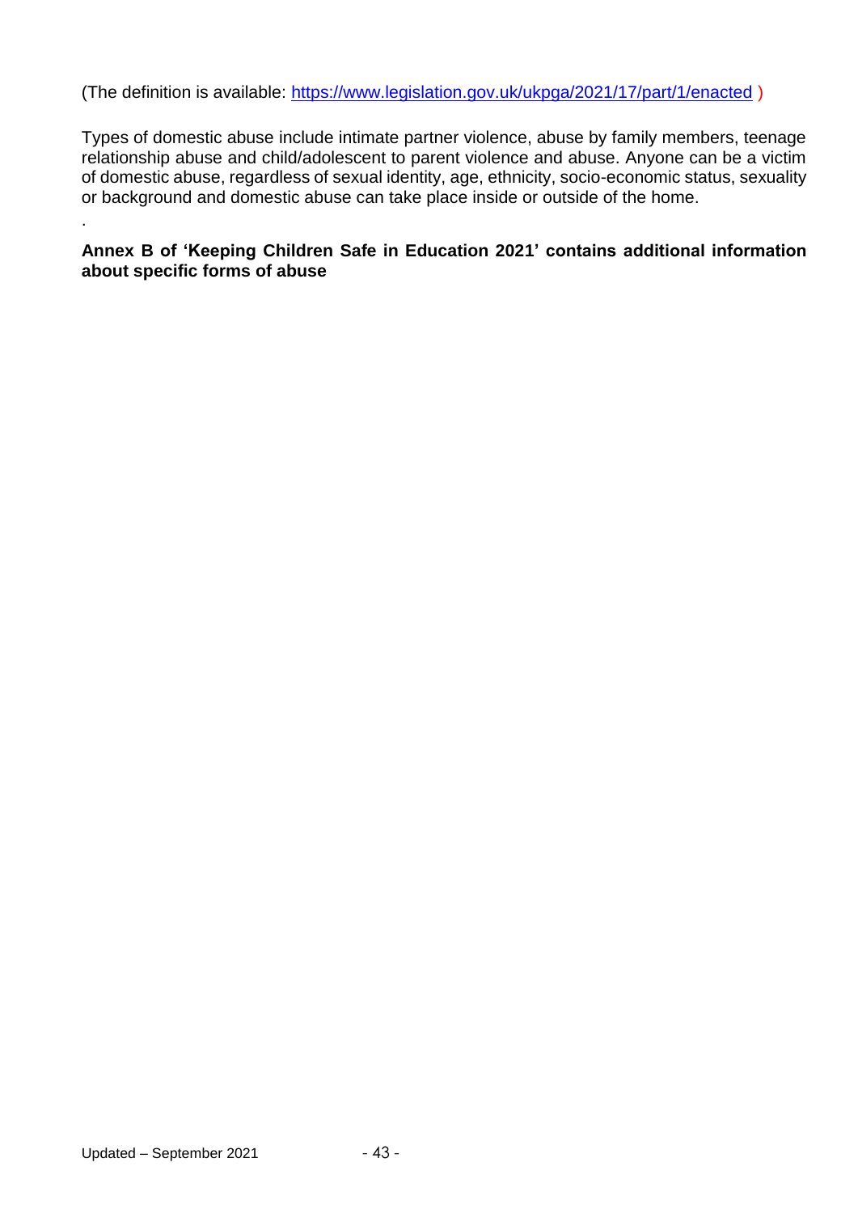(The definition is available: [https://www.legislation.gov.uk/ukpga/2021/17/part/1/enacted](https://www.legislation.gov.uk/ukpga/2021/17/part/1/enacted) )

Types of domestic abuse include intimate partner violence, abuse by family members, teenage relationship abuse and child/adolescent to parent violence and abuse. Anyone can be a victim of domestic abuse, regardless of sexual identity, age, ethnicity, socio-economic status, sexuality or background and domestic abuse can take place inside or outside of the home.

.

**Annex B of 'Keeping Children Safe in Education 2021' contains additional information about specific forms of abuse**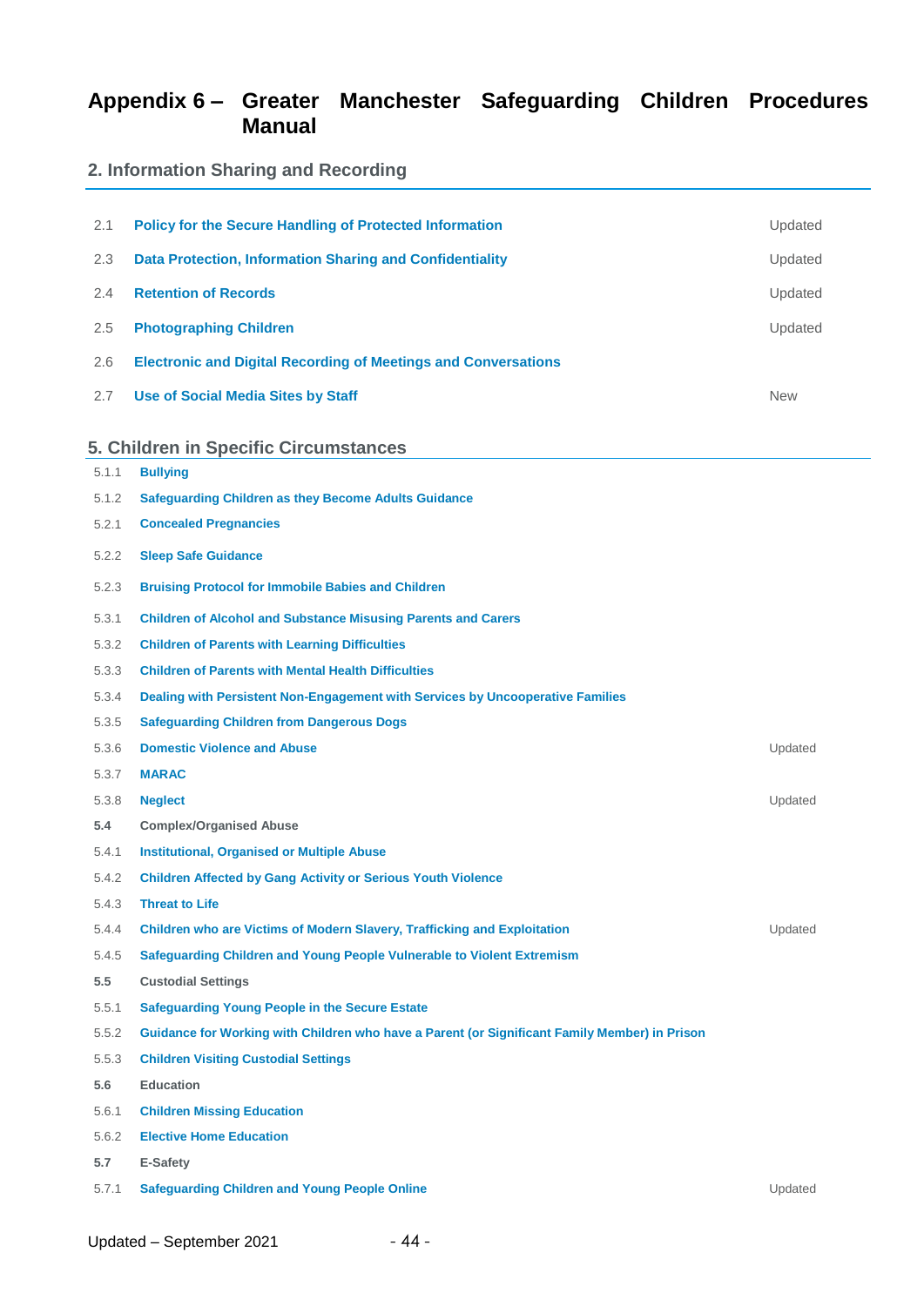# Appendix 6 – Greater Manchester Safeguarding Children Procedures Manual

## 2. Information Sharing and Recording

| | | |
|---|---|---|
| 2.1 | **Policy for the Secure Handling of Protected Information** | Updated |
| 2.3 | **Data Protection, Information Sharing and Confidentiality** | Updated |
| 2.4 | **Retention of Records** | Updated |
| 2.5 | **Photographing Children** | Updated |
| 2.6 | **Electronic and Digital Recording of Meetings and Conversations** | |
| 2.7 | **Use of Social Media Sites by Staff** | New |

## 5. Children in Specific Circumstances

| | | |
|---|---|---|
| 5.1.1 | **Bullying** | |
| 5.1.2 | **Safeguarding Children as they Become Adults Guidance** | |
| 5.2.1 | **Concealed Pregnancies** | |
| 5.2.2 | **Sleep Safe Guidance** | |
| 5.2.3 | **Bruising Protocol for Immobile Babies and Children** | |
| 5.3.1 | **Children of Alcohol and Substance Misusing Parents and Carers** | |
| 5.3.2 | **Children of Parents with Learning Difficulties** | |
| 5.3.3 | **Children of Parents with Mental Health Difficulties** | |
| 5.3.4 | **Dealing with Persistent Non-Engagement with Services by Uncooperative Families** | |
| 5.3.5 | **Safeguarding Children from Dangerous Dogs** | |
| 5.3.6 | **Domestic Violence and Abuse** | Updated |
| 5.3.7 | **MARAC** | |
| 5.3.8 | **Neglect** | Updated |
| **5.4** | Complex/Organised Abuse | |
| 5.4.1 | **Institutional, Organised or Multiple Abuse** | |
| 5.4.2 | **Children Affected by Gang Activity or Serious Youth Violence** | |
| 5.4.3 | **Threat to Life** | |
| 5.4.4 | **Children who are Victims of Modern Slavery, Trafficking and Exploitation** | Updated |
| 5.4.5 | **Safeguarding Children and Young People Vulnerable to Violent Extremism** | |
| **5.5** | Custodial Settings | |
| 5.5.1 | **Safeguarding Young People in the Secure Estate** | |
| 5.5.2 | **Guidance for Working with Children who have a Parent (or Significant Family Member) in Prison** | |
| 5.5.3 | **Children Visiting Custodial Settings** | |
| **5.6** | Education | |
| 5.6.1 | **Children Missing Education** | |
| 5.6.2 | **Elective Home Education** | |
| **5.7** | E-Safety | |
| 5.7.1 | **Safeguarding Children and Young People Online** | Updated |

Updated – September 2021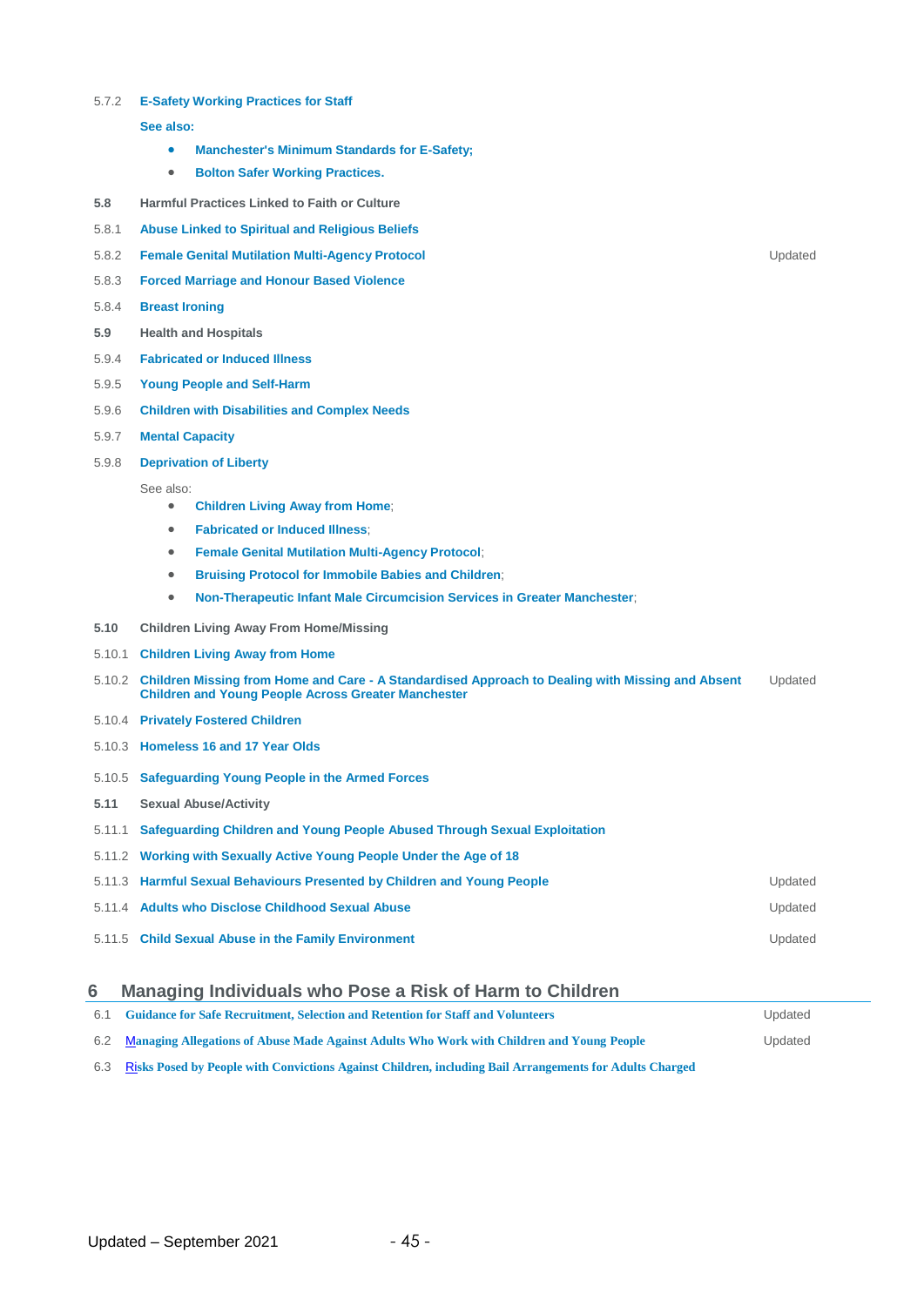| | | |
|---|---|---|
| 5.7.2 | **E-Safety Working Practices for Staff** | |
| | **See also:** | |
| | • **Manchester's Minimum Standards for E-Safety;** | |
| | • **Bolton Safer Working Practices.** | |
| **5.8** | **Harmful Practices Linked to Faith or Culture** | |
| 5.8.1 | **Abuse Linked to Spiritual and Religious Beliefs** | |
| 5.8.2 | **Female Genital Mutilation Multi-Agency Protocol** | Updated |
| 5.8.3 | **Forced Marriage and Honour Based Violence** | |
| 5.8.4 | **Breast Ironing** | |
| **5.9** | **Health and Hospitals** | |
| 5.9.4 | **Fabricated or Induced Illness** | |
| 5.9.5 | **Young People and Self-Harm** | |
| 5.9.6 | **Children with Disabilities and Complex Needs** | |
| 5.9.7 | **Mental Capacity** | |
| 5.9.8 | **Deprivation of Liberty** | |
| | See also: | |
| | • **Children Living Away from Home**; | |
| | • **Fabricated or Induced Illness**; | |
| | • **Female Genital Mutilation Multi-Agency Protocol**; | |
| | • **Bruising Protocol for Immobile Babies and Children**; | |
| | • **Non-Therapeutic Infant Male Circumcision Services in Greater Manchester**; | |
| **5.10** | **Children Living Away From Home/Missing** | |
| 5.10.1 | **Children Living Away from Home** | |
| 5.10.2 | **Children Missing from Home and Care - A Standardised Approach to Dealing with Missing and Absent Children and Young People Across Greater Manchester** | Updated |
| 5.10.4 | **Privately Fostered Children** | |
| 5.10.3 | **Homeless 16 and 17 Year Olds** | |
| 5.10.5 | **Safeguarding Young People in the Armed Forces** | |
| **5.11** | **Sexual Abuse/Activity** | |
| 5.11.1 | **Safeguarding Children and Young People Abused Through Sexual Exploitation** | |
| 5.11.2 | **Working with Sexually Active Young People Under the Age of 18** | |
| 5.11.3 | **Harmful Sexual Behaviours Presented by Children and Young People** | Updated |
| 5.11.4 | **Adults who Disclose Childhood Sexual Abuse** | Updated |
| 5.11.5 | **Child Sexual Abuse in the Family Environment** | Updated |

## 6 Managing Individuals who Pose a Risk of Harm to Children

| | | |
|---|---|---|
| 6.1 | **Guidance for Safe Recruitment, Selection and Retention for Staff and Volunteers** | Updated |
| 6.2 | **Managing Allegations of Abuse Made Against Adults Who Work with Children and Young People** | Updated |
| 6.3 | **Risks Posed by People with Convictions Against Children, including Bail Arrangements for Adults Charged** | |

Updated – September 2021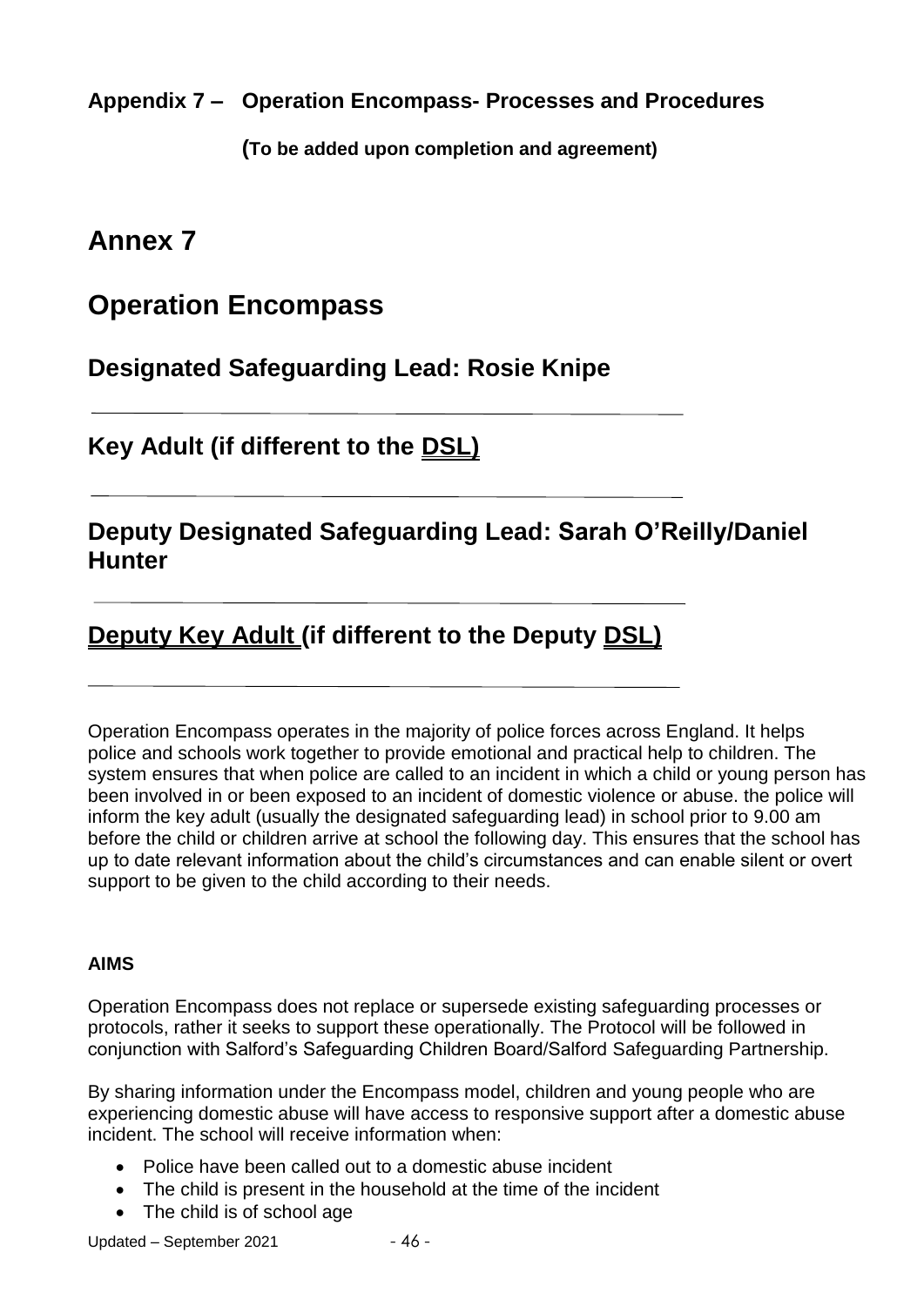**Appendix 7 – Operation Encompass- Processes and Procedures**

**(To be added upon completion and agreement)**

# Annex 7

# Operation Encompass

## Designated Safeguarding Lead: Rosie Knipe

---

## Key Adult (if different to the DSL)

---

## Deputy Designated Safeguarding Lead: Sarah O'Reilly/Daniel Hunter

---

## Deputy Key Adult (if different to the Deputy DSL)

---

Operation Encompass operates in the majority of police forces across England. It helps police and schools work together to provide emotional and practical help to children. The system ensures that when police are called to an incident in which a child or young person has been involved in or been exposed to an incident of domestic violence or abuse. the police will inform the key adult (usually the designated safeguarding lead) in school prior to 9.00 am before the child or children arrive at school the following day. This ensures that the school has up to date relevant information about the child's circumstances and can enable silent or overt support to be given to the child according to their needs.

**AIMS**

Operation Encompass does not replace or supersede existing safeguarding processes or protocols, rather it seeks to support these operationally. The Protocol will be followed in conjunction with Salford's Safeguarding Children Board/Salford Safeguarding Partnership.

By sharing information under the Encompass model, children and young people who are experiencing domestic abuse will have access to responsive support after a domestic abuse incident. The school will receive information when:

- Police have been called out to a domestic abuse incident
- The child is present in the household at the time of the incident
- The child is of school age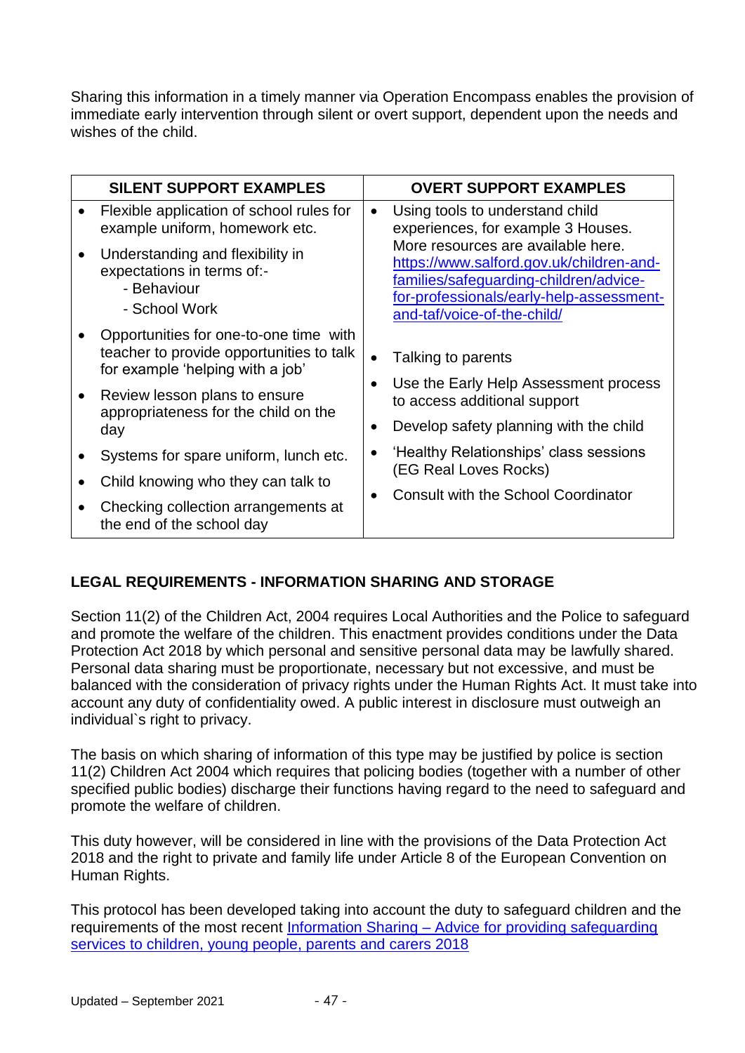Sharing this information in a timely manner via Operation Encompass enables the provision of immediate early intervention through silent or overt support, dependent upon the needs and wishes of the child.

| SILENT SUPPORT EXAMPLES | OVERT SUPPORT EXAMPLES |
|---|---|
| • Flexible application of school rules for example uniform, homework etc.<br>• Understanding and flexibility in expectations in terms of:-<br>  - Behaviour<br>  - School Work<br>• Opportunities for one-to-one time with teacher to provide opportunities to talk for example 'helping with a job'<br>• Review lesson plans to ensure appropriateness for the child on the day<br>• Systems for spare uniform, lunch etc.<br>• Child knowing who they can talk to<br>• Checking collection arrangements at the end of the school day | • Using tools to understand child experiences, for example 3 Houses. More resources are available here. [https://www.salford.gov.uk/children-and-families/safeguarding-children/advice-for-professionals/early-help-assessment-and-taf/voice-of-the-child/](https://www.salford.gov.uk/children-and-families/safeguarding-children/advice-for-professionals/early-help-assessment-and-taf/voice-of-the-child/)<br>• Talking to parents<br>• Use the Early Help Assessment process to access additional support<br>• Develop safety planning with the child<br>• 'Healthy Relationships' class sessions (EG Real Loves Rocks)<br>• Consult with the School Coordinator |

## LEGAL REQUIREMENTS - INFORMATION SHARING AND STORAGE

Section 11(2) of the Children Act, 2004 requires Local Authorities and the Police to safeguard and promote the welfare of the children. This enactment provides conditions under the Data Protection Act 2018 by which personal and sensitive personal data may be lawfully shared. Personal data sharing must be proportionate, necessary but not excessive, and must be balanced with the consideration of privacy rights under the Human Rights Act. It must take into account any duty of confidentiality owed. A public interest in disclosure must outweigh an individual`s right to privacy.

The basis on which sharing of information of this type may be justified by police is section 11(2) Children Act 2004 which requires that policing bodies (together with a number of other specified public bodies) discharge their functions having regard to the need to safeguard and promote the welfare of children.

This duty however, will be considered in line with the provisions of the Data Protection Act 2018 and the right to private and family life under Article 8 of the European Convention on Human Rights.

This protocol has been developed taking into account the duty to safeguard children and the requirements of the most recent Information Sharing – Advice for providing safeguarding services to children, young people, parents and carers 2018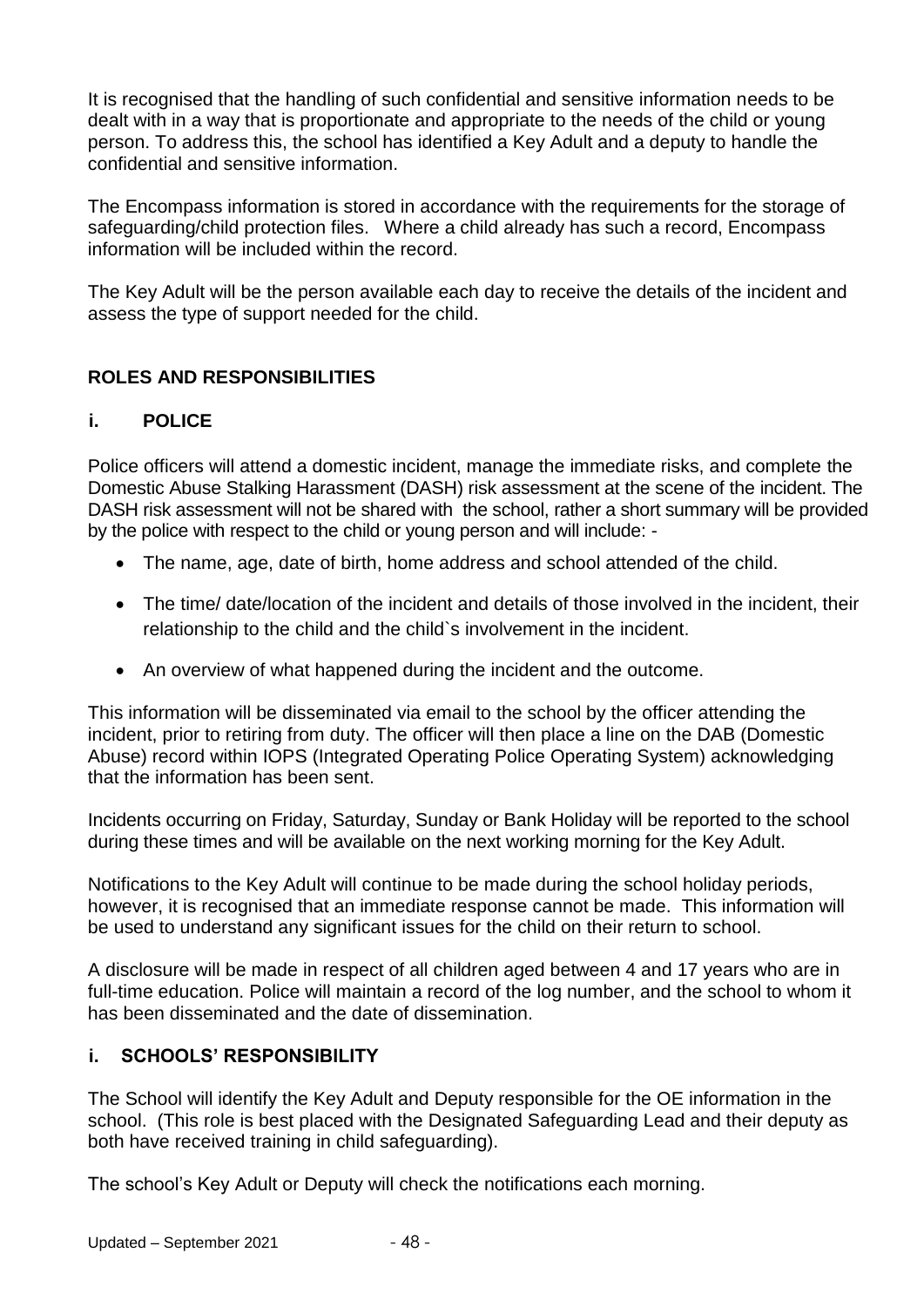It is recognised that the handling of such confidential and sensitive information needs to be dealt with in a way that is proportionate and appropriate to the needs of the child or young person. To address this, the school has identified a Key Adult and a deputy to handle the confidential and sensitive information.

The Encompass information is stored in accordance with the requirements for the storage of safeguarding/child protection files. Where a child already has such a record, Encompass information will be included within the record.

The Key Adult will be the person available each day to receive the details of the incident and assess the type of support needed for the child.

## ROLES AND RESPONSIBILITIES

### i. POLICE

Police officers will attend a domestic incident, manage the immediate risks, and complete the Domestic Abuse Stalking Harassment (DASH) risk assessment at the scene of the incident. The DASH risk assessment will not be shared with the school, rather a short summary will be provided by the police with respect to the child or young person and will include: -

- The name, age, date of birth, home address and school attended of the child.
- The time/ date/location of the incident and details of those involved in the incident, their relationship to the child and the child`s involvement in the incident.
- An overview of what happened during the incident and the outcome.

This information will be disseminated via email to the school by the officer attending the incident, prior to retiring from duty. The officer will then place a line on the DAB (Domestic Abuse) record within IOPS (Integrated Operating Police Operating System) acknowledging that the information has been sent.

Incidents occurring on Friday, Saturday, Sunday or Bank Holiday will be reported to the school during these times and will be available on the next working morning for the Key Adult.

Notifications to the Key Adult will continue to be made during the school holiday periods, however, it is recognised that an immediate response cannot be made. This information will be used to understand any significant issues for the child on their return to school.

A disclosure will be made in respect of all children aged between 4 and 17 years who are in full-time education. Police will maintain a record of the log number, and the school to whom it has been disseminated and the date of dissemination.

### i. SCHOOLS' RESPONSIBILITY

The School will identify the Key Adult and Deputy responsible for the OE information in the school. (This role is best placed with the Designated Safeguarding Lead and their deputy as both have received training in child safeguarding).

The school's Key Adult or Deputy will check the notifications each morning.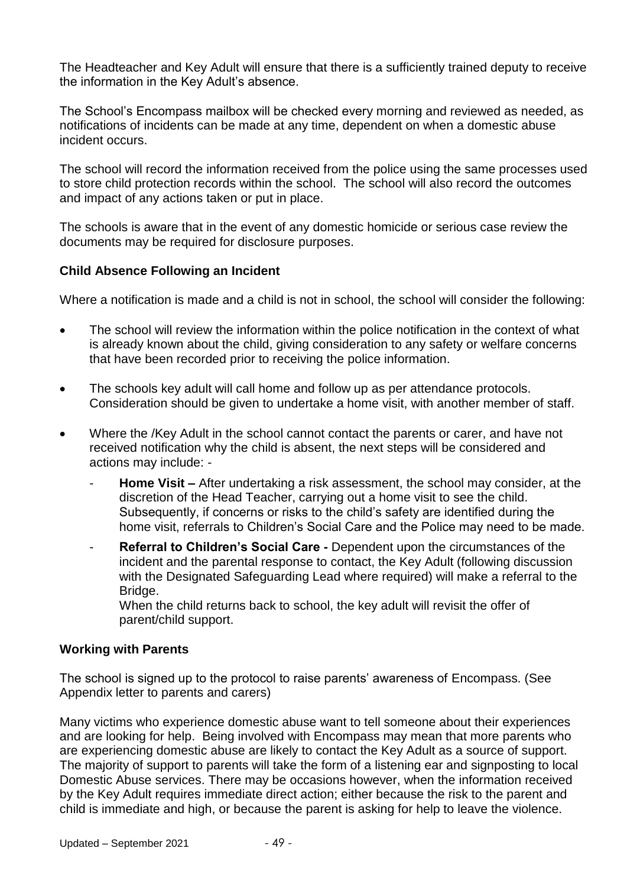The Headteacher and Key Adult will ensure that there is a sufficiently trained deputy to receive the information in the Key Adult's absence.

The School's Encompass mailbox will be checked every morning and reviewed as needed, as notifications of incidents can be made at any time, dependent on when a domestic abuse incident occurs.

The school will record the information received from the police using the same processes used to store child protection records within the school. The school will also record the outcomes and impact of any actions taken or put in place.

The schools is aware that in the event of any domestic homicide or serious case review the documents may be required for disclosure purposes.

**Child Absence Following an Incident**

Where a notification is made and a child is not in school, the school will consider the following:

- The school will review the information within the police notification in the context of what is already known about the child, giving consideration to any safety or welfare concerns that have been recorded prior to receiving the police information.
- The schools key adult will call home and follow up as per attendance protocols. Consideration should be given to undertake a home visit, with another member of staff.
- Where the /Key Adult in the school cannot contact the parents or carer, and have not received notification why the child is absent, the next steps will be considered and actions may include: -
  - **Home Visit –** After undertaking a risk assessment, the school may consider, at the discretion of the Head Teacher, carrying out a home visit to see the child. Subsequently, if concerns or risks to the child's safety are identified during the home visit, referrals to Children's Social Care and the Police may need to be made.
  - **Referral to Children's Social Care -** Dependent upon the circumstances of the incident and the parental response to contact, the Key Adult (following discussion with the Designated Safeguarding Lead where required) will make a referral to the Bridge.
    When the child returns back to school, the key adult will revisit the offer of parent/child support.

**Working with Parents**

The school is signed up to the protocol to raise parents' awareness of Encompass. (See Appendix letter to parents and carers)

Many victims who experience domestic abuse want to tell someone about their experiences and are looking for help. Being involved with Encompass may mean that more parents who are experiencing domestic abuse are likely to contact the Key Adult as a source of support. The majority of support to parents will take the form of a listening ear and signposting to local Domestic Abuse services. There may be occasions however, when the information received by the Key Adult requires immediate direct action; either because the risk to the parent and child is immediate and high, or because the parent is asking for help to leave the violence.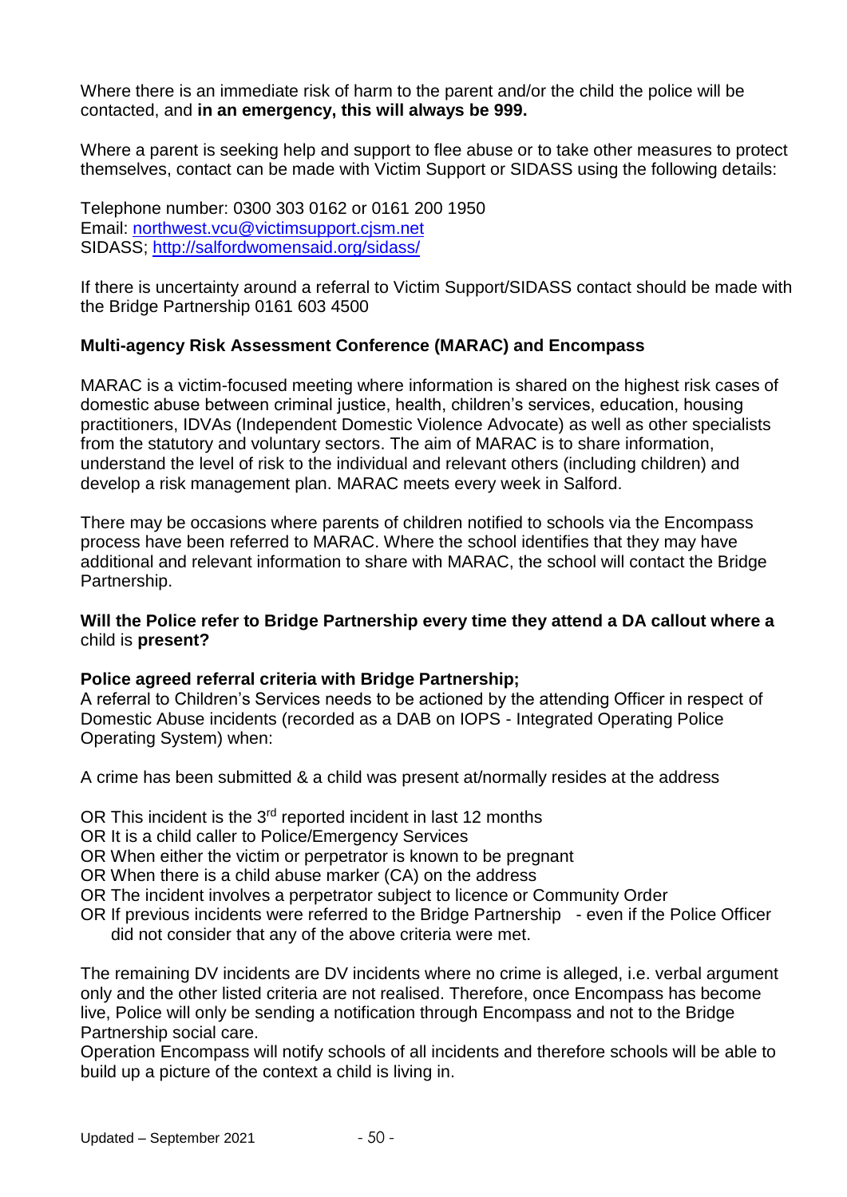Where there is an immediate risk of harm to the parent and/or the child the police will be contacted, and **in an emergency, this will always be 999.**

Where a parent is seeking help and support to flee abuse or to take other measures to protect themselves, contact can be made with Victim Support or SIDASS using the following details:

Telephone number: 0300 303 0162 or 0161 200 1950
Email: northwest.vcu@victimsupport.cjsm.net
SIDASS; http://salfordwomensaid.org/sidass/

If there is uncertainty around a referral to Victim Support/SIDASS contact should be made with the Bridge Partnership 0161 603 4500

**Multi-agency Risk Assessment Conference (MARAC) and Encompass**

MARAC is a victim-focused meeting where information is shared on the highest risk cases of domestic abuse between criminal justice, health, children's services, education, housing practitioners, IDVAs (Independent Domestic Violence Advocate) as well as other specialists from the statutory and voluntary sectors. The aim of MARAC is to share information, understand the level of risk to the individual and relevant others (including children) and develop a risk management plan. MARAC meets every week in Salford.

There may be occasions where parents of children notified to schools via the Encompass process have been referred to MARAC. Where the school identifies that they may have additional and relevant information to share with MARAC, the school will contact the Bridge Partnership.

**Will the Police refer to Bridge Partnership every time they attend a DA callout where a** child is **present?**

**Police agreed referral criteria with Bridge Partnership;**
A referral to Children's Services needs to be actioned by the attending Officer in respect of Domestic Abuse incidents (recorded as a DAB on IOPS - Integrated Operating Police Operating System) when:

A crime has been submitted & a child was present at/normally resides at the address

OR This incident is the 3rd reported incident in last 12 months
OR It is a child caller to Police/Emergency Services
OR When either the victim or perpetrator is known to be pregnant
OR When there is a child abuse marker (CA) on the address
OR The incident involves a perpetrator subject to licence or Community Order
OR If previous incidents were referred to the Bridge Partnership - even if the Police Officer did not consider that any of the above criteria were met.

The remaining DV incidents are DV incidents where no crime is alleged, i.e. verbal argument only and the other listed criteria are not realised. Therefore, once Encompass has become live, Police will only be sending a notification through Encompass and not to the Bridge Partnership social care.
Operation Encompass will notify schools of all incidents and therefore schools will be able to build up a picture of the context a child is living in.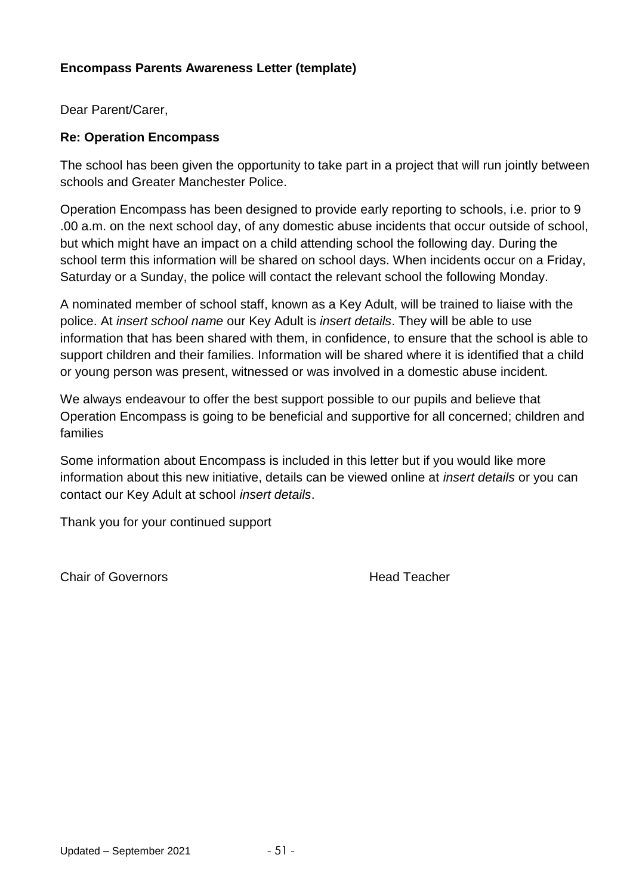**Encompass Parents Awareness Letter (template)**

Dear Parent/Carer,

**Re: Operation Encompass**

The school has been given the opportunity to take part in a project that will run jointly between schools and Greater Manchester Police.

Operation Encompass has been designed to provide early reporting to schools, i.e. prior to 9 .00 a.m. on the next school day, of any domestic abuse incidents that occur outside of school, but which might have an impact on a child attending school the following day. During the school term this information will be shared on school days. When incidents occur on a Friday, Saturday or a Sunday, the police will contact the relevant school the following Monday.

A nominated member of school staff, known as a Key Adult, will be trained to liaise with the police. At *insert school name* our Key Adult is *insert details*. They will be able to use information that has been shared with them, in confidence, to ensure that the school is able to support children and their families. Information will be shared where it is identified that a child or young person was present, witnessed or was involved in a domestic abuse incident.

We always endeavour to offer the best support possible to our pupils and believe that Operation Encompass is going to be beneficial and supportive for all concerned; children and families

Some information about Encompass is included in this letter but if you would like more information about this new initiative, details can be viewed online at *insert details* or you can contact our Key Adult at school *insert details*.

Thank you for your continued support

Chair of Governors　　　　　　　　　　Head Teacher

Updated – September 2021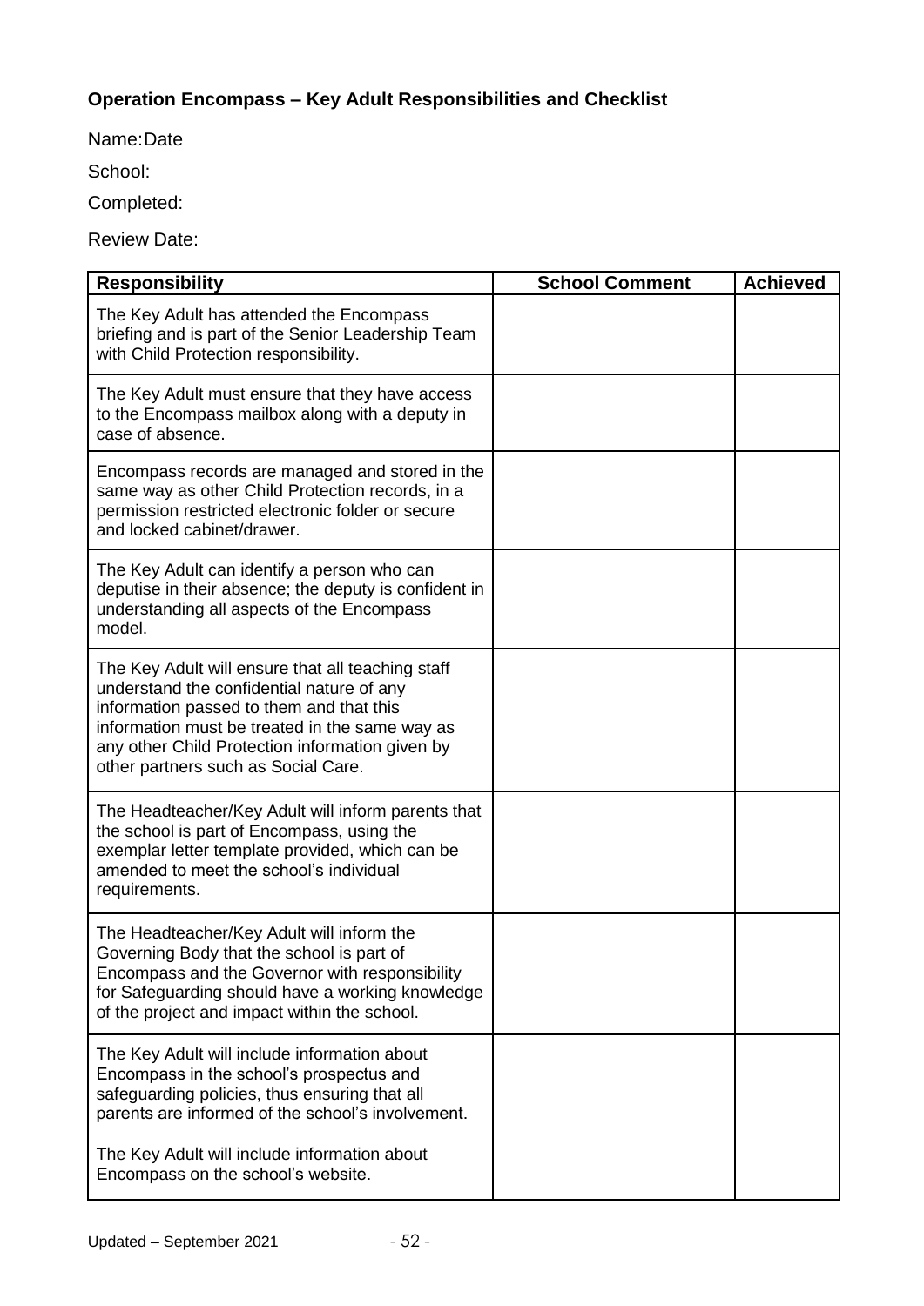**Operation Encompass – Key Adult Responsibilities and Checklist**

Name:Date

School:

Completed:

Review Date:

| Responsibility | School Comment | Achieved |
|---|---|---|
| The Key Adult has attended the Encompass briefing and is part of the Senior Leadership Team with Child Protection responsibility. | | |
| The Key Adult must ensure that they have access to the Encompass mailbox along with a deputy in case of absence. | | |
| Encompass records are managed and stored in the same way as other Child Protection records, in a permission restricted electronic folder or secure and locked cabinet/drawer. | | |
| The Key Adult can identify a person who can deputise in their absence; the deputy is confident in understanding all aspects of the Encompass model. | | |
| The Key Adult will ensure that all teaching staff understand the confidential nature of any information passed to them and that this information must be treated in the same way as any other Child Protection information given by other partners such as Social Care. | | |
| The Headteacher/Key Adult will inform parents that the school is part of Encompass, using the exemplar letter template provided, which can be amended to meet the school's individual requirements. | | |
| The Headteacher/Key Adult will inform the Governing Body that the school is part of Encompass and the Governor with responsibility for Safeguarding should have a working knowledge of the project and impact within the school. | | |
| The Key Adult will include information about Encompass in the school's prospectus and safeguarding policies, thus ensuring that all parents are informed of the school's involvement. | | |
| The Key Adult will include information about Encompass on the school's website. | | |

Updated – September 2021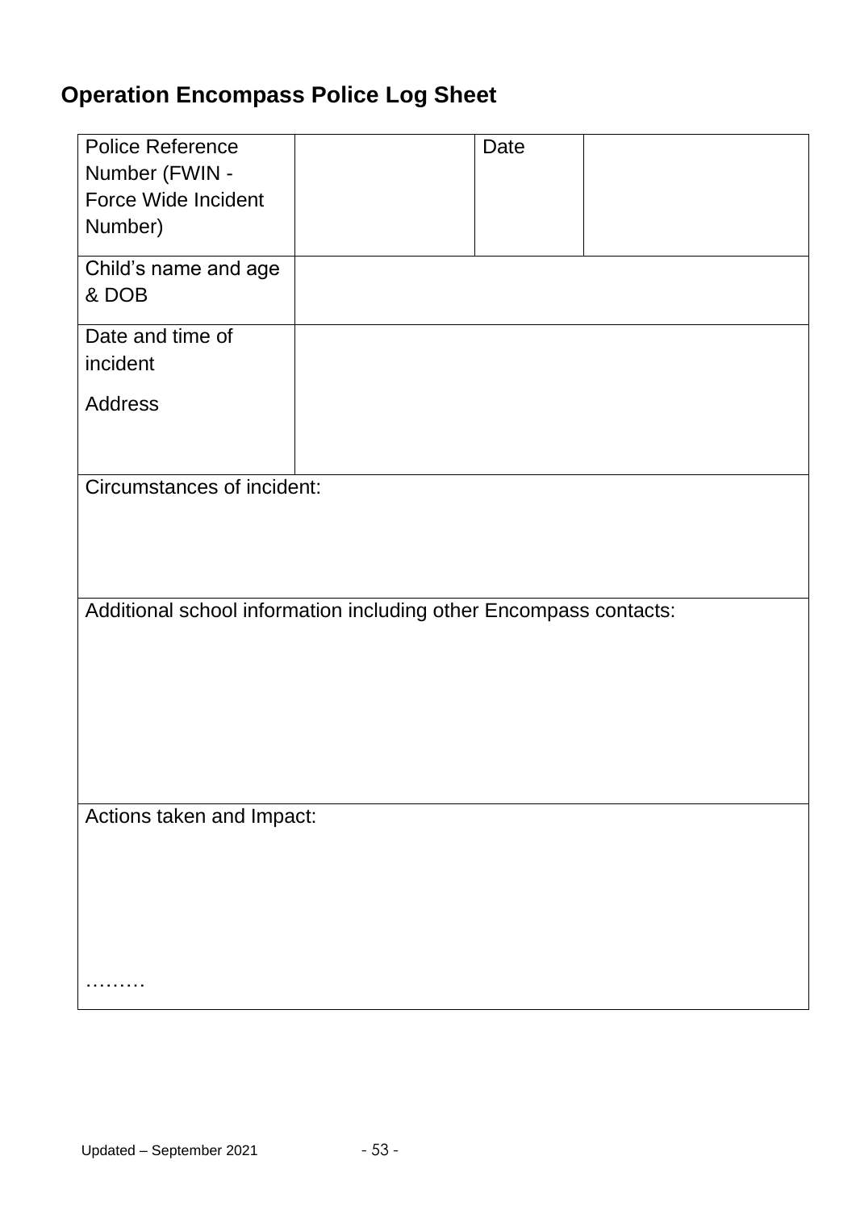## Operation Encompass Police Log Sheet

| | | | |
|---|---|---|---|
| Police Reference Number (FWIN - Force Wide Incident Number) | | Date | |
| Child's name and age & DOB | | | |
| Date and time of incident<br><br>Address | | | |
| Circumstances of incident: | | | |
| Additional school information including other Encompass contacts: | | | |
| Actions taken and Impact:<br><br>……… | | | |

Updated – September 2021